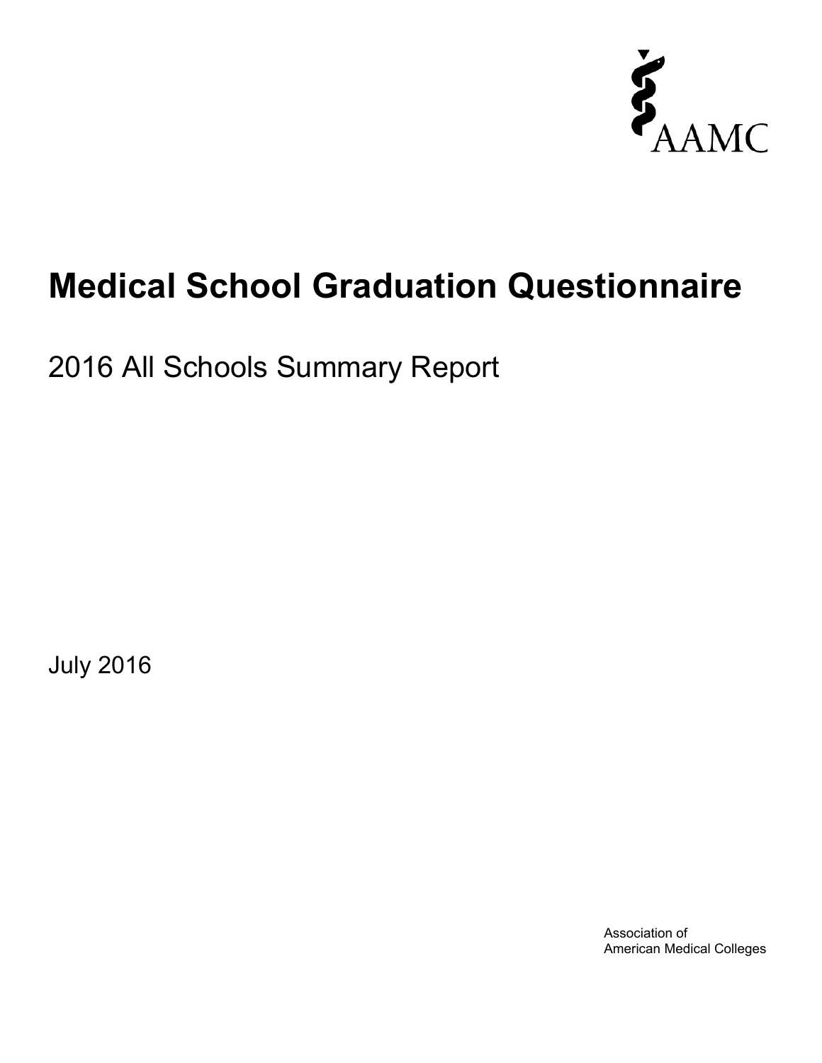AAMC

# Medical School Graduation Questionnaire

## 2016 All Schools Summary Report

July 2016

Association of
American Medical Colleges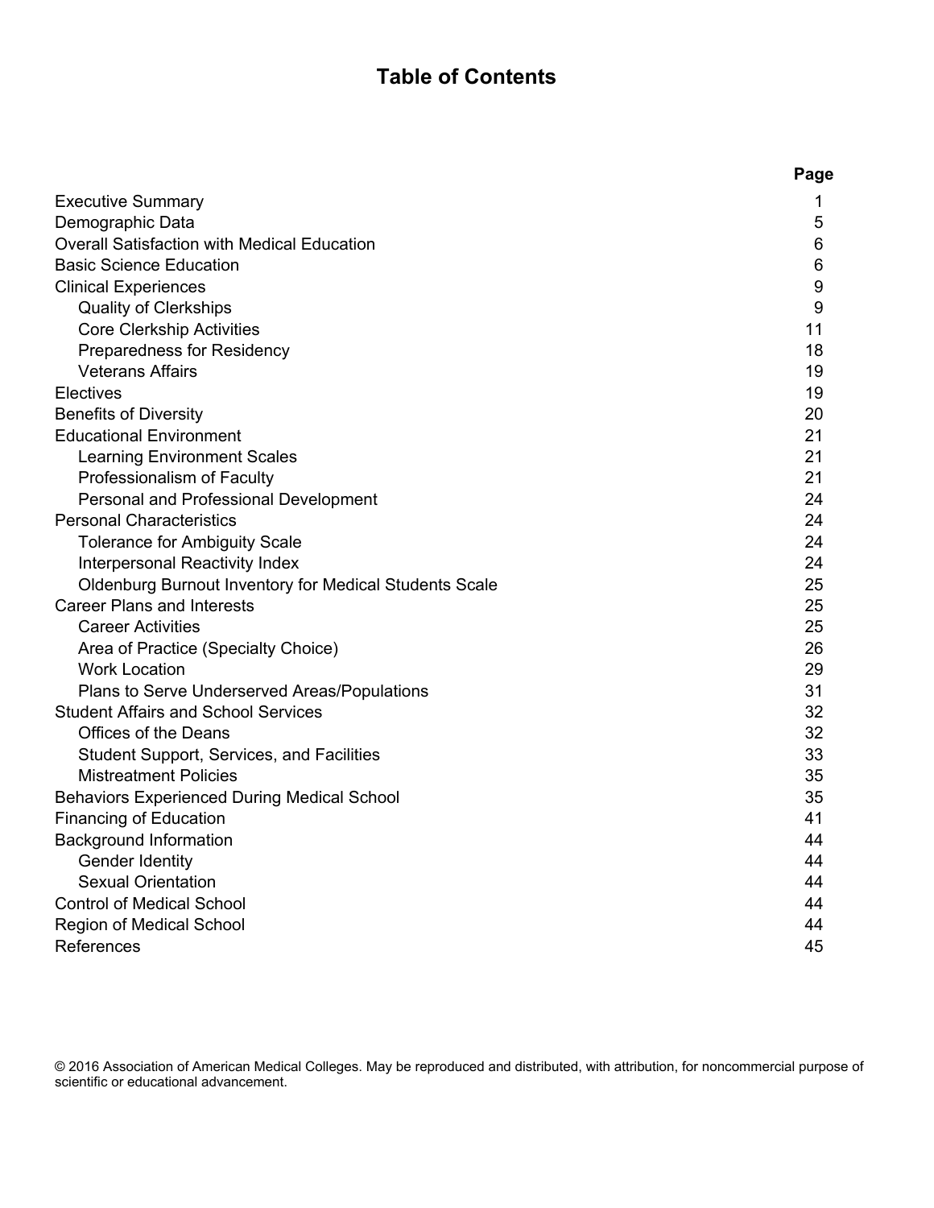# Table of Contents

| | Page |
|---|---|
| Executive Summary | 1 |
| Demographic Data | 5 |
| Overall Satisfaction with Medical Education | 6 |
| Basic Science Education | 6 |
| Clinical Experiences | 9 |
| &nbsp;&nbsp;&nbsp;&nbsp;Quality of Clerkships | 9 |
| &nbsp;&nbsp;&nbsp;&nbsp;Core Clerkship Activities | 11 |
| &nbsp;&nbsp;&nbsp;&nbsp;Preparedness for Residency | 18 |
| &nbsp;&nbsp;&nbsp;&nbsp;Veterans Affairs | 19 |
| Electives | 19 |
| Benefits of Diversity | 20 |
| Educational Environment | 21 |
| &nbsp;&nbsp;&nbsp;&nbsp;Learning Environment Scales | 21 |
| &nbsp;&nbsp;&nbsp;&nbsp;Professionalism of Faculty | 21 |
| &nbsp;&nbsp;&nbsp;&nbsp;Personal and Professional Development | 24 |
| Personal Characteristics | 24 |
| &nbsp;&nbsp;&nbsp;&nbsp;Tolerance for Ambiguity Scale | 24 |
| &nbsp;&nbsp;&nbsp;&nbsp;Interpersonal Reactivity Index | 24 |
| &nbsp;&nbsp;&nbsp;&nbsp;Oldenburg Burnout Inventory for Medical Students Scale | 25 |
| Career Plans and Interests | 25 |
| &nbsp;&nbsp;&nbsp;&nbsp;Career Activities | 25 |
| &nbsp;&nbsp;&nbsp;&nbsp;Area of Practice (Specialty Choice) | 26 |
| &nbsp;&nbsp;&nbsp;&nbsp;Work Location | 29 |
| &nbsp;&nbsp;&nbsp;&nbsp;Plans to Serve Underserved Areas/Populations | 31 |
| Student Affairs and School Services | 32 |
| &nbsp;&nbsp;&nbsp;&nbsp;Offices of the Deans | 32 |
| &nbsp;&nbsp;&nbsp;&nbsp;Student Support, Services, and Facilities | 33 |
| &nbsp;&nbsp;&nbsp;&nbsp;Mistreatment Policies | 35 |
| Behaviors Experienced During Medical School | 35 |
| Financing of Education | 41 |
| Background Information | 44 |
| &nbsp;&nbsp;&nbsp;&nbsp;Gender Identity | 44 |
| &nbsp;&nbsp;&nbsp;&nbsp;Sexual Orientation | 44 |
| Control of Medical School | 44 |
| Region of Medical School | 44 |
| References | 45 |

© 2016 Association of American Medical Colleges. May be reproduced and distributed, with attribution, for noncommercial purpose of scientific or educational advancement.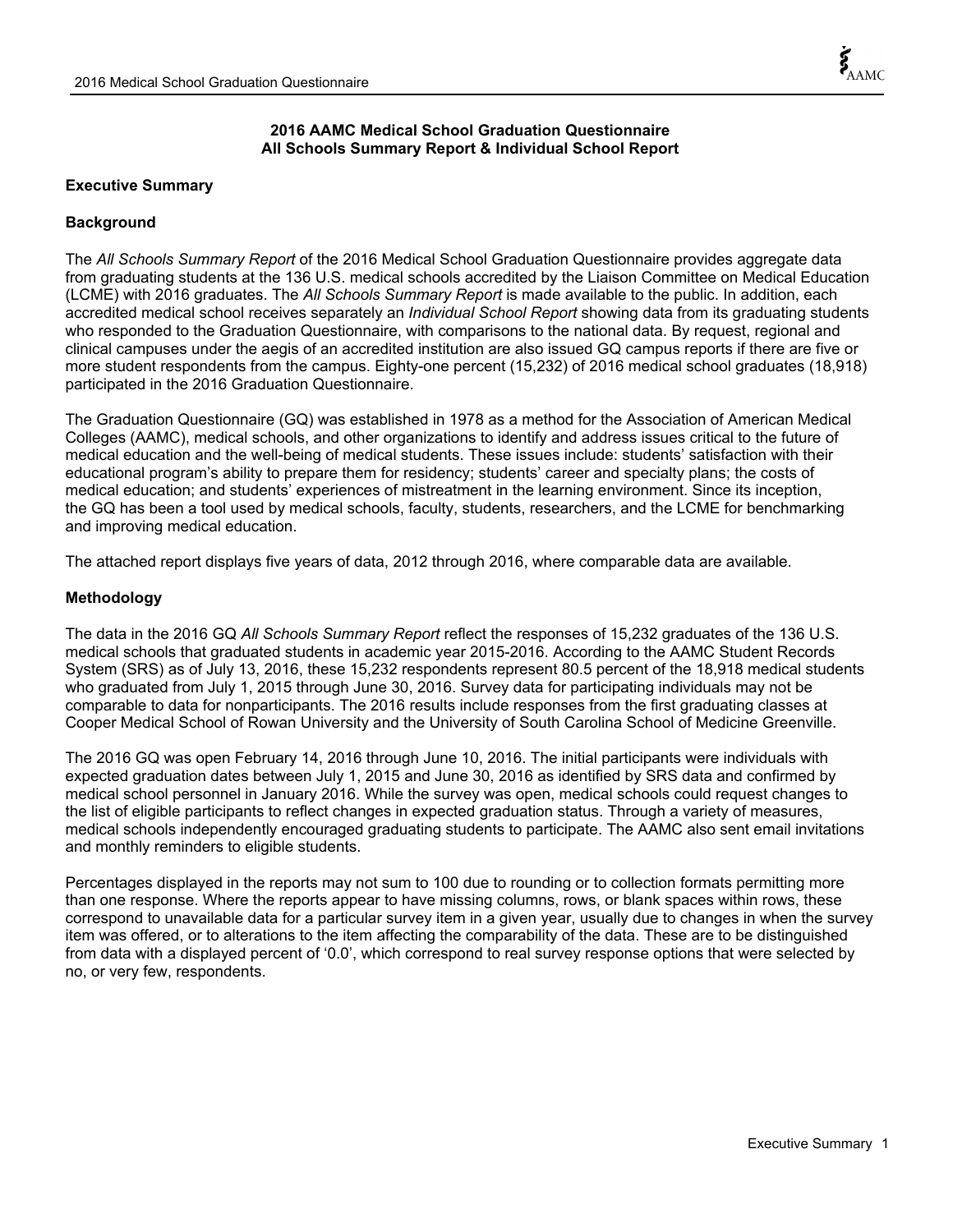**2016 AAMC Medical School Graduation Questionnaire**
**All Schools Summary Report & Individual School Report**

## Executive Summary

### Background

The *All Schools Summary Report* of the 2016 Medical School Graduation Questionnaire provides aggregate data from graduating students at the 136 U.S. medical schools accredited by the Liaison Committee on Medical Education (LCME) with 2016 graduates. The *All Schools Summary Report* is made available to the public. In addition, each accredited medical school receives separately an *Individual School Report* showing data from its graduating students who responded to the Graduation Questionnaire, with comparisons to the national data. By request, regional and clinical campuses under the aegis of an accredited institution are also issued GQ campus reports if there are five or more student respondents from the campus. Eighty-one percent (15,232) of 2016 medical school graduates (18,918) participated in the 2016 Graduation Questionnaire.

The Graduation Questionnaire (GQ) was established in 1978 as a method for the Association of American Medical Colleges (AAMC), medical schools, and other organizations to identify and address issues critical to the future of medical education and the well-being of medical students. These issues include: students' satisfaction with their educational program's ability to prepare them for residency; students' career and specialty plans; the costs of medical education; and students' experiences of mistreatment in the learning environment. Since its inception, the GQ has been a tool used by medical schools, faculty, students, researchers, and the LCME for benchmarking and improving medical education.

The attached report displays five years of data, 2012 through 2016, where comparable data are available.

### Methodology

The data in the 2016 GQ *All Schools Summary Report* reflect the responses of 15,232 graduates of the 136 U.S. medical schools that graduated students in academic year 2015-2016. According to the AAMC Student Records System (SRS) as of July 13, 2016, these 15,232 respondents represent 80.5 percent of the 18,918 medical students who graduated from July 1, 2015 through June 30, 2016. Survey data for participating individuals may not be comparable to data for nonparticipants. The 2016 results include responses from the first graduating classes at Cooper Medical School of Rowan University and the University of South Carolina School of Medicine Greenville.

The 2016 GQ was open February 14, 2016 through June 10, 2016. The initial participants were individuals with expected graduation dates between July 1, 2015 and June 30, 2016 as identified by SRS data and confirmed by medical school personnel in January 2016. While the survey was open, medical schools could request changes to the list of eligible participants to reflect changes in expected graduation status. Through a variety of measures, medical schools independently encouraged graduating students to participate. The AAMC also sent email invitations and monthly reminders to eligible students.

Percentages displayed in the reports may not sum to 100 due to rounding or to collection formats permitting more than one response. Where the reports appear to have missing columns, rows, or blank spaces within rows, these correspond to unavailable data for a particular survey item in a given year, usually due to changes in when the survey item was offered, or to alterations to the item affecting the comparability of the data. These are to be distinguished from data with a displayed percent of '0.0', which correspond to real survey response options that were selected by no, or very few, respondents.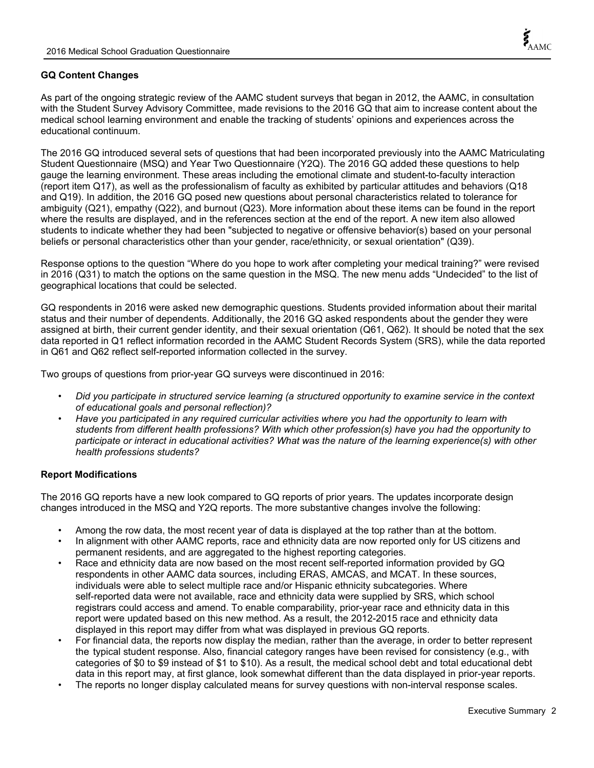**GQ Content Changes**

As part of the ongoing strategic review of the AAMC student surveys that began in 2012, the AAMC, in consultation with the Student Survey Advisory Committee, made revisions to the 2016 GQ that aim to increase content about the medical school learning environment and enable the tracking of students' opinions and experiences across the educational continuum.

The 2016 GQ introduced several sets of questions that had been incorporated previously into the AAMC Matriculating Student Questionnaire (MSQ) and Year Two Questionnaire (Y2Q). The 2016 GQ added these questions to help gauge the learning environment. These areas including the emotional climate and student-to-faculty interaction (report item Q17), as well as the professionalism of faculty as exhibited by particular attitudes and behaviors (Q18 and Q19). In addition, the 2016 GQ posed new questions about personal characteristics related to tolerance for ambiguity (Q21), empathy (Q22), and burnout (Q23). More information about these items can be found in the report where the results are displayed, and in the references section at the end of the report. A new item also allowed students to indicate whether they had been "subjected to negative or offensive behavior(s) based on your personal beliefs or personal characteristics other than your gender, race/ethnicity, or sexual orientation" (Q39).

Response options to the question "Where do you hope to work after completing your medical training?" were revised in 2016 (Q31) to match the options on the same question in the MSQ. The new menu adds "Undecided" to the list of geographical locations that could be selected.

GQ respondents in 2016 were asked new demographic questions. Students provided information about their marital status and their number of dependents. Additionally, the 2016 GQ asked respondents about the gender they were assigned at birth, their current gender identity, and their sexual orientation (Q61, Q62). It should be noted that the sex data reported in Q1 reflect information recorded in the AAMC Student Records System (SRS), while the data reported in Q61 and Q62 reflect self-reported information collected in the survey.

Two groups of questions from prior-year GQ surveys were discontinued in 2016:

- *Did you participate in structured service learning (a structured opportunity to examine service in the context of educational goals and personal reflection)?*
- *Have you participated in any required curricular activities where you had the opportunity to learn with students from different health professions? With which other profession(s) have you had the opportunity to participate or interact in educational activities? What was the nature of the learning experience(s) with other health professions students?*

**Report Modifications**

The 2016 GQ reports have a new look compared to GQ reports of prior years. The updates incorporate design changes introduced in the MSQ and Y2Q reports. The more substantive changes involve the following:

- Among the row data, the most recent year of data is displayed at the top rather than at the bottom.
- In alignment with other AAMC reports, race and ethnicity data are now reported only for US citizens and permanent residents, and are aggregated to the highest reporting categories.
- Race and ethnicity data are now based on the most recent self-reported information provided by GQ respondents in other AAMC data sources, including ERAS, AMCAS, and MCAT. In these sources, individuals were able to select multiple race and/or Hispanic ethnicity subcategories. Where self-reported data were not available, race and ethnicity data were supplied by SRS, which school registrars could access and amend. To enable comparability, prior-year race and ethnicity data in this report were updated based on this new method. As a result, the 2012-2015 race and ethnicity data displayed in this report may differ from what was displayed in previous GQ reports.
- For financial data, the reports now display the median, rather than the average, in order to better represent the typical student response. Also, financial category ranges have been revised for consistency (e.g., with categories of $0 to $9 instead of $1 to $10). As a result, the medical school debt and total educational debt data in this report may, at first glance, look somewhat different than the data displayed in prior-year reports.
- The reports no longer display calculated means for survey questions with non-interval response scales.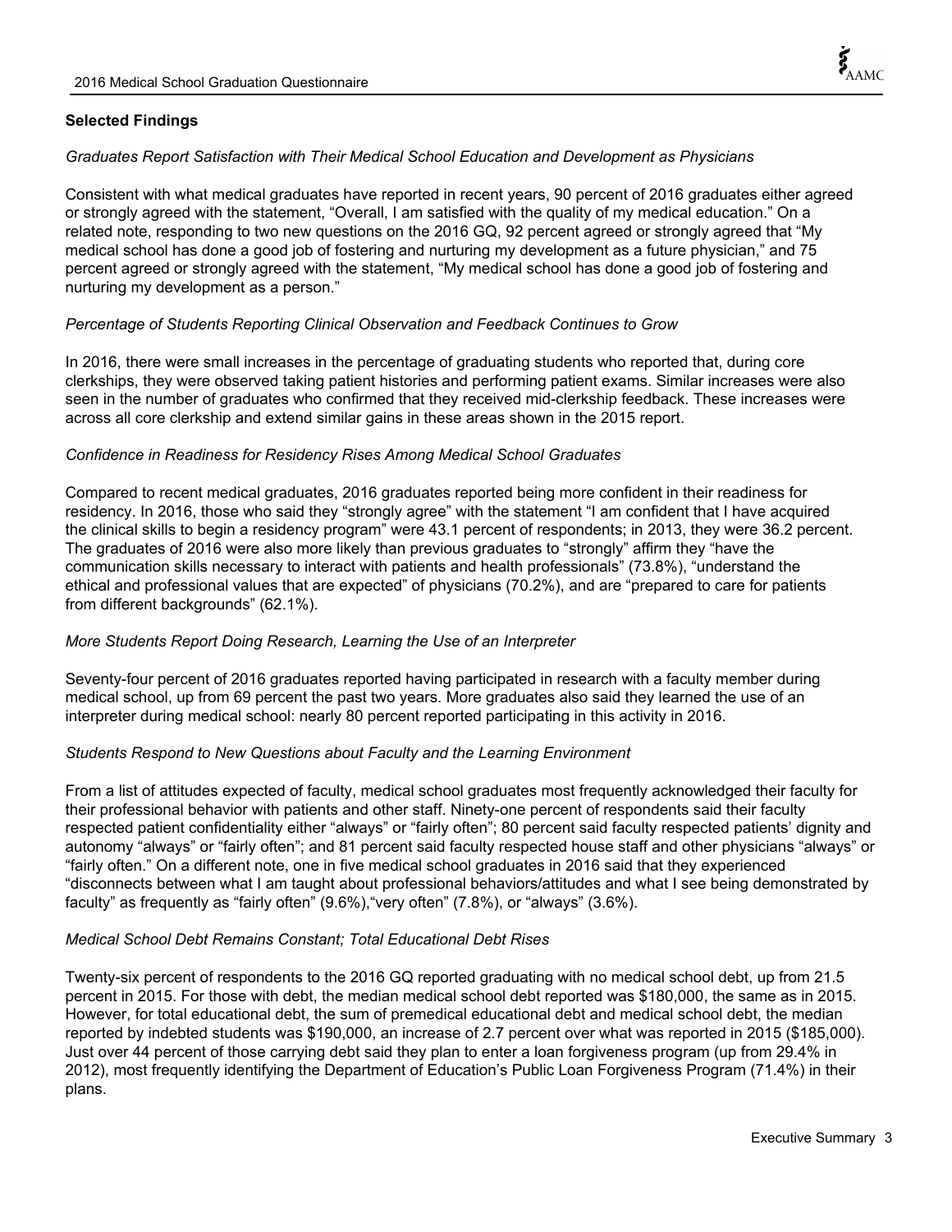## Selected Findings

*Graduates Report Satisfaction with Their Medical School Education and Development as Physicians*

Consistent with what medical graduates have reported in recent years, 90 percent of 2016 graduates either agreed or strongly agreed with the statement, "Overall, I am satisfied with the quality of my medical education." On a related note, responding to two new questions on the 2016 GQ, 92 percent agreed or strongly agreed that "My medical school has done a good job of fostering and nurturing my development as a future physician," and 75 percent agreed or strongly agreed with the statement, "My medical school has done a good job of fostering and nurturing my development as a person."

*Percentage of Students Reporting Clinical Observation and Feedback Continues to Grow*

In 2016, there were small increases in the percentage of graduating students who reported that, during core clerkships, they were observed taking patient histories and performing patient exams. Similar increases were also seen in the number of graduates who confirmed that they received mid-clerkship feedback. These increases were across all core clerkship and extend similar gains in these areas shown in the 2015 report.

*Confidence in Readiness for Residency Rises Among Medical School Graduates*

Compared to recent medical graduates, 2016 graduates reported being more confident in their readiness for residency. In 2016, those who said they "strongly agree" with the statement "I am confident that I have acquired the clinical skills to begin a residency program" were 43.1 percent of respondents; in 2013, they were 36.2 percent. The graduates of 2016 were also more likely than previous graduates to "strongly" affirm they "have the communication skills necessary to interact with patients and health professionals" (73.8%), "understand the ethical and professional values that are expected" of physicians (70.2%), and are "prepared to care for patients from different backgrounds" (62.1%).

*More Students Report Doing Research, Learning the Use of an Interpreter*

Seventy-four percent of 2016 graduates reported having participated in research with a faculty member during medical school, up from 69 percent the past two years. More graduates also said they learned the use of an interpreter during medical school: nearly 80 percent reported participating in this activity in 2016.

*Students Respond to New Questions about Faculty and the Learning Environment*

From a list of attitudes expected of faculty, medical school graduates most frequently acknowledged their faculty for their professional behavior with patients and other staff. Ninety-one percent of respondents said their faculty respected patient confidentiality either "always" or "fairly often"; 80 percent said faculty respected patients' dignity and autonomy "always" or "fairly often"; and 81 percent said faculty respected house staff and other physicians "always" or "fairly often." On a different note, one in five medical school graduates in 2016 said that they experienced "disconnects between what I am taught about professional behaviors/attitudes and what I see being demonstrated by faculty" as frequently as "fairly often" (9.6%),"very often" (7.8%), or "always" (3.6%).

*Medical School Debt Remains Constant; Total Educational Debt Rises*

Twenty-six percent of respondents to the 2016 GQ reported graduating with no medical school debt, up from 21.5 percent in 2015. For those with debt, the median medical school debt reported was $180,000, the same as in 2015. However, for total educational debt, the sum of premedical educational debt and medical school debt, the median reported by indebted students was $190,000, an increase of 2.7 percent over what was reported in 2015 ($185,000). Just over 44 percent of those carrying debt said they plan to enter a loan forgiveness program (up from 29.4% in 2012), most frequently identifying the Department of Education's Public Loan Forgiveness Program (71.4%) in their plans.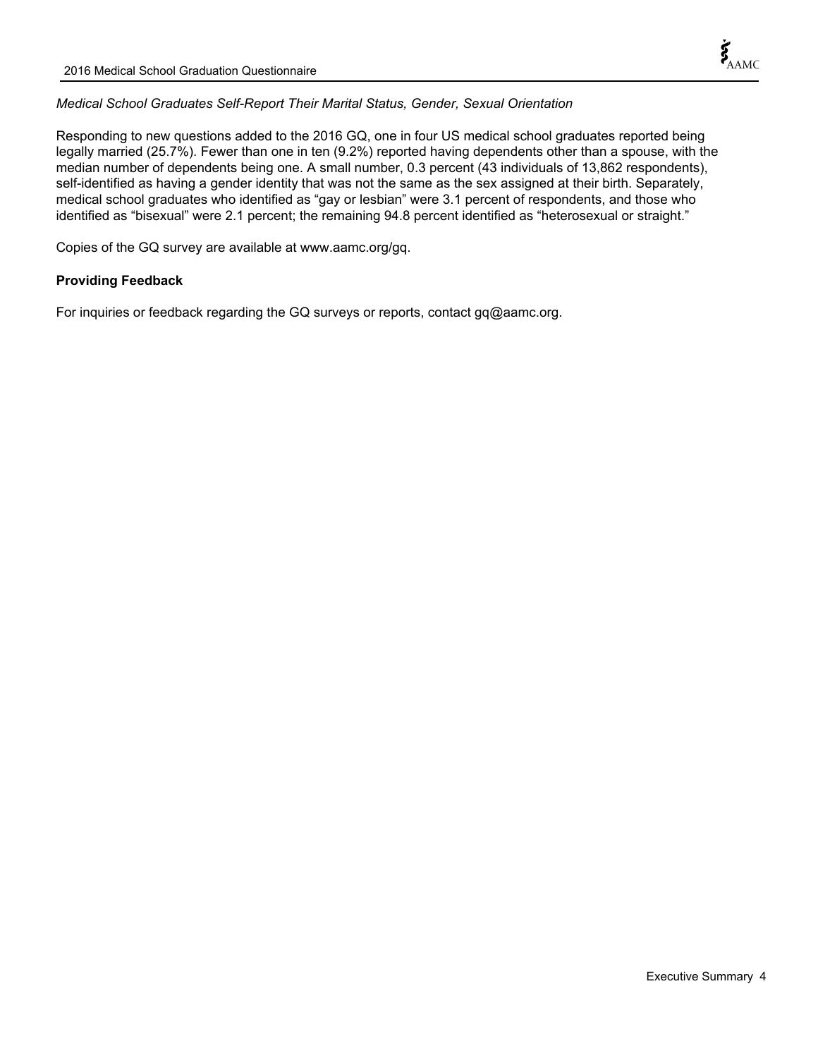*Medical School Graduates Self-Report Their Marital Status, Gender, Sexual Orientation*

Responding to new questions added to the 2016 GQ, one in four US medical school graduates reported being legally married (25.7%). Fewer than one in ten (9.2%) reported having dependents other than a spouse, with the median number of dependents being one. A small number, 0.3 percent (43 individuals of 13,862 respondents), self-identified as having a gender identity that was not the same as the sex assigned at their birth. Separately, medical school graduates who identified as "gay or lesbian" were 3.1 percent of respondents, and those who identified as "bisexual" were 2.1 percent; the remaining 94.8 percent identified as "heterosexual or straight."

Copies of the GQ survey are available at www.aamc.org/gq.

**Providing Feedback**

For inquiries or feedback regarding the GQ surveys or reports, contact gq@aamc.org.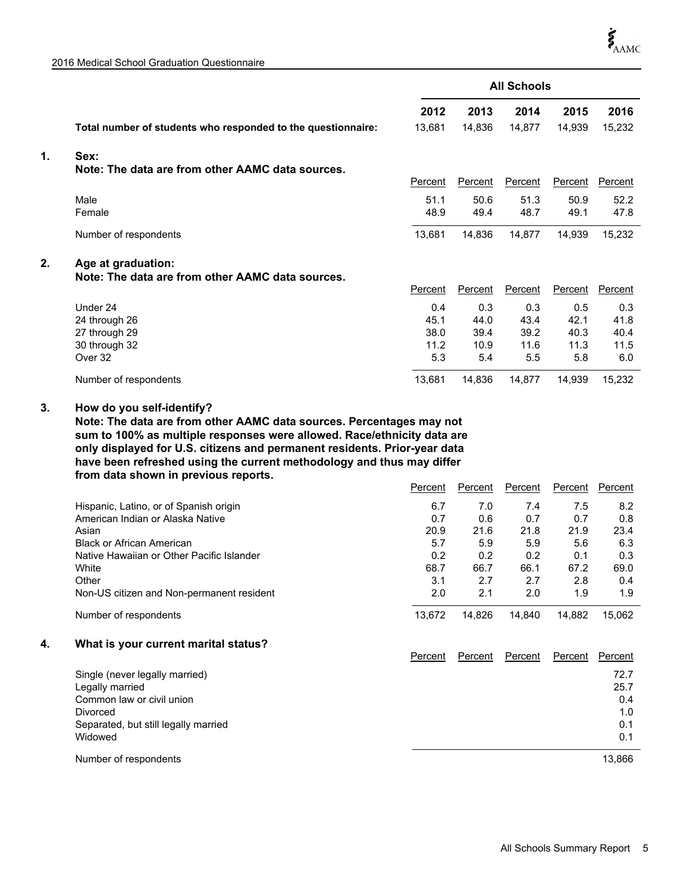| | All Schools | | | | |
|---|---|---|---|---|---|
| | **2012** | **2013** | **2014** | **2015** | **2016** |
| **Total number of students who responded to the questionnaire:** | 13,681 | 14,836 | 14,877 | 14,939 | 15,232 |

**1. Sex:**
**Note: The data are from other AAMC data sources.**

| | Percent | Percent | Percent | Percent | Percent |
|---|---|---|---|---|---|
| Male | 51.1 | 50.6 | 51.3 | 50.9 | 52.2 |
| Female | 48.9 | 49.4 | 48.7 | 49.1 | 47.8 |
| Number of respondents | 13,681 | 14,836 | 14,877 | 14,939 | 15,232 |

**2. Age at graduation:**
**Note: The data are from other AAMC data sources.**

| | Percent | Percent | Percent | Percent | Percent |
|---|---|---|---|---|---|
| Under 24 | 0.4 | 0.3 | 0.3 | 0.5 | 0.3 |
| 24 through 26 | 45.1 | 44.0 | 43.4 | 42.1 | 41.8 |
| 27 through 29 | 38.0 | 39.4 | 39.2 | 40.3 | 40.4 |
| 30 through 32 | 11.2 | 10.9 | 11.6 | 11.3 | 11.5 |
| Over 32 | 5.3 | 5.4 | 5.5 | 5.8 | 6.0 |
| Number of respondents | 13,681 | 14,836 | 14,877 | 14,939 | 15,232 |

**3. How do you self-identify?**
**Note: The data are from other AAMC data sources. Percentages may not sum to 100% as multiple responses were allowed. Race/ethnicity data are only displayed for U.S. citizens and permanent residents. Prior-year data have been refreshed using the current methodology and thus may differ from data shown in previous reports.**

| | Percent | Percent | Percent | Percent | Percent |
|---|---|---|---|---|---|
| Hispanic, Latino, or of Spanish origin | 6.7 | 7.0 | 7.4 | 7.5 | 8.2 |
| American Indian or Alaska Native | 0.7 | 0.6 | 0.7 | 0.7 | 0.8 |
| Asian | 20.9 | 21.6 | 21.8 | 21.9 | 23.4 |
| Black or African American | 5.7 | 5.9 | 5.9 | 5.6 | 6.3 |
| Native Hawaiian or Other Pacific Islander | 0.2 | 0.2 | 0.2 | 0.1 | 0.3 |
| White | 68.7 | 66.7 | 66.1 | 67.2 | 69.0 |
| Other | 3.1 | 2.7 | 2.7 | 2.8 | 0.4 |
| Non-US citizen and Non-permanent resident | 2.0 | 2.1 | 2.0 | 1.9 | 1.9 |
| Number of respondents | 13,672 | 14,826 | 14,840 | 14,882 | 15,062 |

**4. What is your current marital status?**

| | Percent | Percent | Percent | Percent | Percent |
|---|---|---|---|---|---|
| Single (never legally married) | | | | | 72.7 |
| Legally married | | | | | 25.7 |
| Common law or civil union | | | | | 0.4 |
| Divorced | | | | | 1.0 |
| Separated, but still legally married | | | | | 0.1 |
| Widowed | | | | | 0.1 |
| Number of respondents | | | | | 13,866 |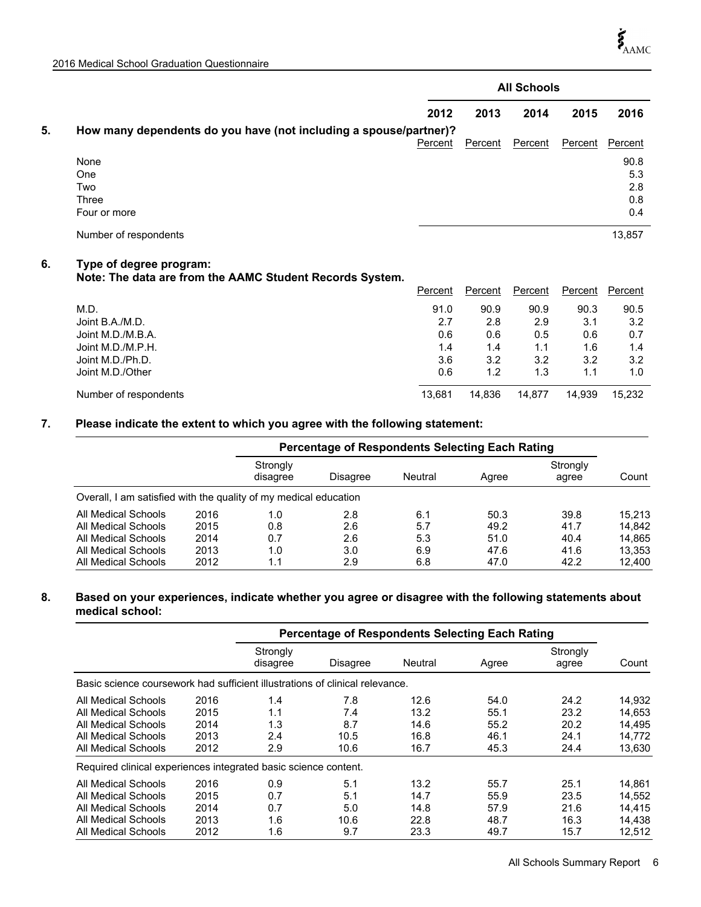| | All Schools | | | | |
|---|---|---|---|---|---|
| | 2012 | 2013 | 2014 | 2015 | 2016 |

**5. How many dependents do you have (not including a spouse/partner)?**

| | 2012 Percent | 2013 Percent | 2014 Percent | 2015 Percent | 2016 Percent |
|---|---|---|---|---|---|
| None | | | | | 90.8 |
| One | | | | | 5.3 |
| Two | | | | | 2.8 |
| Three | | | | | 0.8 |
| Four or more | | | | | 0.4 |
| Number of respondents | | | | | 13,857 |

**6. Type of degree program:**
**Note: The data are from the AAMC Student Records System.**

| | 2012 Percent | 2013 Percent | 2014 Percent | 2015 Percent | 2016 Percent |
|---|---|---|---|---|---|
| M.D. | 91.0 | 90.9 | 90.9 | 90.3 | 90.5 |
| Joint B.A./M.D. | 2.7 | 2.8 | 2.9 | 3.1 | 3.2 |
| Joint M.D./M.B.A. | 0.6 | 0.6 | 0.5 | 0.6 | 0.7 |
| Joint M.D./M.P.H. | 1.4 | 1.4 | 1.1 | 1.6 | 1.4 |
| Joint M.D./Ph.D. | 3.6 | 3.2 | 3.2 | 3.2 | 3.2 |
| Joint M.D./Other | 0.6 | 1.2 | 1.3 | 1.1 | 1.0 |
| Number of respondents | 13,681 | 14,836 | 14,877 | 14,939 | 15,232 |

**7. Please indicate the extent to which you agree with the following statement:**

| | | Percentage of Respondents Selecting Each Rating | | | | | |
|---|---|---|---|---|---|---|---|
| | | Strongly disagree | Disagree | Neutral | Agree | Strongly agree | Count |
| Overall, I am satisfied with the quality of my medical education | | | | | | | |
| All Medical Schools | 2016 | 1.0 | 2.8 | 6.1 | 50.3 | 39.8 | 15,213 |
| All Medical Schools | 2015 | 0.8 | 2.6 | 5.7 | 49.2 | 41.7 | 14,842 |
| All Medical Schools | 2014 | 0.7 | 2.6 | 5.3 | 51.0 | 40.4 | 14,865 |
| All Medical Schools | 2013 | 1.0 | 3.0 | 6.9 | 47.6 | 41.6 | 13,353 |
| All Medical Schools | 2012 | 1.1 | 2.9 | 6.8 | 47.0 | 42.2 | 12,400 |

**8. Based on your experiences, indicate whether you agree or disagree with the following statements about medical school:**

| | | Percentage of Respondents Selecting Each Rating | | | | | |
|---|---|---|---|---|---|---|---|
| | | Strongly disagree | Disagree | Neutral | Agree | Strongly agree | Count |
| Basic science coursework had sufficient illustrations of clinical relevance. | | | | | | | |
| All Medical Schools | 2016 | 1.4 | 7.8 | 12.6 | 54.0 | 24.2 | 14,932 |
| All Medical Schools | 2015 | 1.1 | 7.4 | 13.2 | 55.1 | 23.2 | 14,653 |
| All Medical Schools | 2014 | 1.3 | 8.7 | 14.6 | 55.2 | 20.2 | 14,495 |
| All Medical Schools | 2013 | 2.4 | 10.5 | 16.8 | 46.1 | 24.1 | 14,772 |
| All Medical Schools | 2012 | 2.9 | 10.6 | 16.7 | 45.3 | 24.4 | 13,630 |
| Required clinical experiences integrated basic science content. | | | | | | | |
| All Medical Schools | 2016 | 0.9 | 5.1 | 13.2 | 55.7 | 25.1 | 14,861 |
| All Medical Schools | 2015 | 0.7 | 5.1 | 14.7 | 55.9 | 23.5 | 14,552 |
| All Medical Schools | 2014 | 0.7 | 5.0 | 14.8 | 57.9 | 21.6 | 14,415 |
| All Medical Schools | 2013 | 1.6 | 10.6 | 22.8 | 48.7 | 16.3 | 14,438 |
| All Medical Schools | 2012 | 1.6 | 9.7 | 23.3 | 49.7 | 15.7 | 12,512 |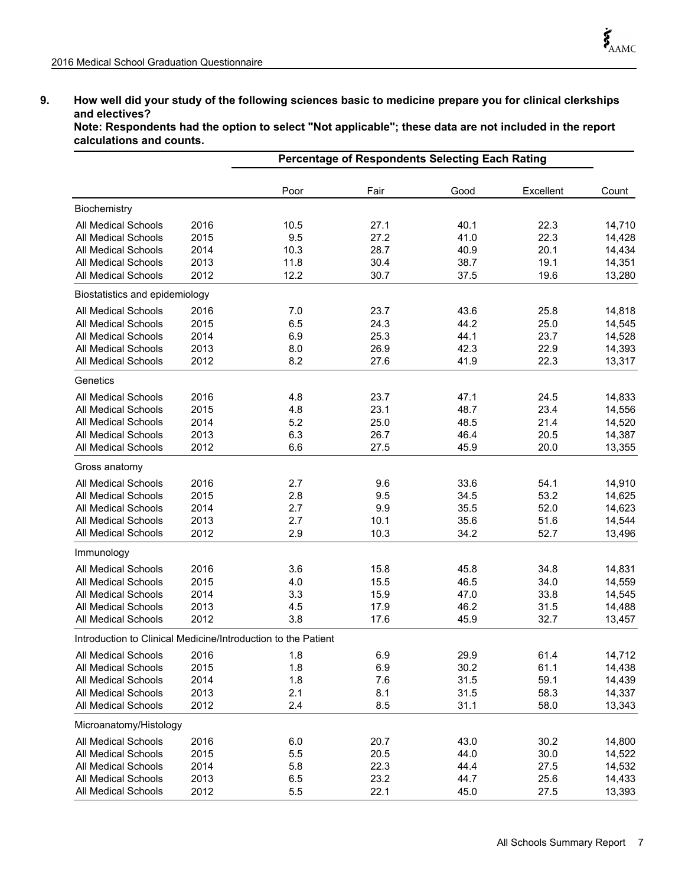**9. How well did your study of the following sciences basic to medicine prepare you for clinical clerkships and electives?**
**Note: Respondents had the option to select "Not applicable"; these data are not included in the report calculations and counts.**

| | | Percentage of Respondents Selecting Each Rating | | | | |
|---|---|---|---|---|---|---|
| | | Poor | Fair | Good | Excellent | Count |
| **Biochemistry** | | | | | | |
| All Medical Schools | 2016 | 10.5 | 27.1 | 40.1 | 22.3 | 14,710 |
| All Medical Schools | 2015 | 9.5 | 27.2 | 41.0 | 22.3 | 14,428 |
| All Medical Schools | 2014 | 10.3 | 28.7 | 40.9 | 20.1 | 14,434 |
| All Medical Schools | 2013 | 11.8 | 30.4 | 38.7 | 19.1 | 14,351 |
| All Medical Schools | 2012 | 12.2 | 30.7 | 37.5 | 19.6 | 13,280 |
| **Biostatistics and epidemiology** | | | | | | |
| All Medical Schools | 2016 | 7.0 | 23.7 | 43.6 | 25.8 | 14,818 |
| All Medical Schools | 2015 | 6.5 | 24.3 | 44.2 | 25.0 | 14,545 |
| All Medical Schools | 2014 | 6.9 | 25.3 | 44.1 | 23.7 | 14,528 |
| All Medical Schools | 2013 | 8.0 | 26.9 | 42.3 | 22.9 | 14,393 |
| All Medical Schools | 2012 | 8.2 | 27.6 | 41.9 | 22.3 | 13,317 |
| **Genetics** | | | | | | |
| All Medical Schools | 2016 | 4.8 | 23.7 | 47.1 | 24.5 | 14,833 |
| All Medical Schools | 2015 | 4.8 | 23.1 | 48.7 | 23.4 | 14,556 |
| All Medical Schools | 2014 | 5.2 | 25.0 | 48.5 | 21.4 | 14,520 |
| All Medical Schools | 2013 | 6.3 | 26.7 | 46.4 | 20.5 | 14,387 |
| All Medical Schools | 2012 | 6.6 | 27.5 | 45.9 | 20.0 | 13,355 |
| **Gross anatomy** | | | | | | |
| All Medical Schools | 2016 | 2.7 | 9.6 | 33.6 | 54.1 | 14,910 |
| All Medical Schools | 2015 | 2.8 | 9.5 | 34.5 | 53.2 | 14,625 |
| All Medical Schools | 2014 | 2.7 | 9.9 | 35.5 | 52.0 | 14,623 |
| All Medical Schools | 2013 | 2.7 | 10.1 | 35.6 | 51.6 | 14,544 |
| All Medical Schools | 2012 | 2.9 | 10.3 | 34.2 | 52.7 | 13,496 |
| **Immunology** | | | | | | |
| All Medical Schools | 2016 | 3.6 | 15.8 | 45.8 | 34.8 | 14,831 |
| All Medical Schools | 2015 | 4.0 | 15.5 | 46.5 | 34.0 | 14,559 |
| All Medical Schools | 2014 | 3.3 | 15.9 | 47.0 | 33.8 | 14,545 |
| All Medical Schools | 2013 | 4.5 | 17.9 | 46.2 | 31.5 | 14,488 |
| All Medical Schools | 2012 | 3.8 | 17.6 | 45.9 | 32.7 | 13,457 |
| **Introduction to Clinical Medicine/Introduction to the Patient** | | | | | | |
| All Medical Schools | 2016 | 1.8 | 6.9 | 29.9 | 61.4 | 14,712 |
| All Medical Schools | 2015 | 1.8 | 6.9 | 30.2 | 61.1 | 14,438 |
| All Medical Schools | 2014 | 1.8 | 7.6 | 31.5 | 59.1 | 14,439 |
| All Medical Schools | 2013 | 2.1 | 8.1 | 31.5 | 58.3 | 14,337 |
| All Medical Schools | 2012 | 2.4 | 8.5 | 31.1 | 58.0 | 13,343 |
| **Microanatomy/Histology** | | | | | | |
| All Medical Schools | 2016 | 6.0 | 20.7 | 43.0 | 30.2 | 14,800 |
| All Medical Schools | 2015 | 5.5 | 20.5 | 44.0 | 30.0 | 14,522 |
| All Medical Schools | 2014 | 5.8 | 22.3 | 44.4 | 27.5 | 14,532 |
| All Medical Schools | 2013 | 6.5 | 23.2 | 44.7 | 25.6 | 14,433 |
| All Medical Schools | 2012 | 5.5 | 22.1 | 45.0 | 27.5 | 13,393 |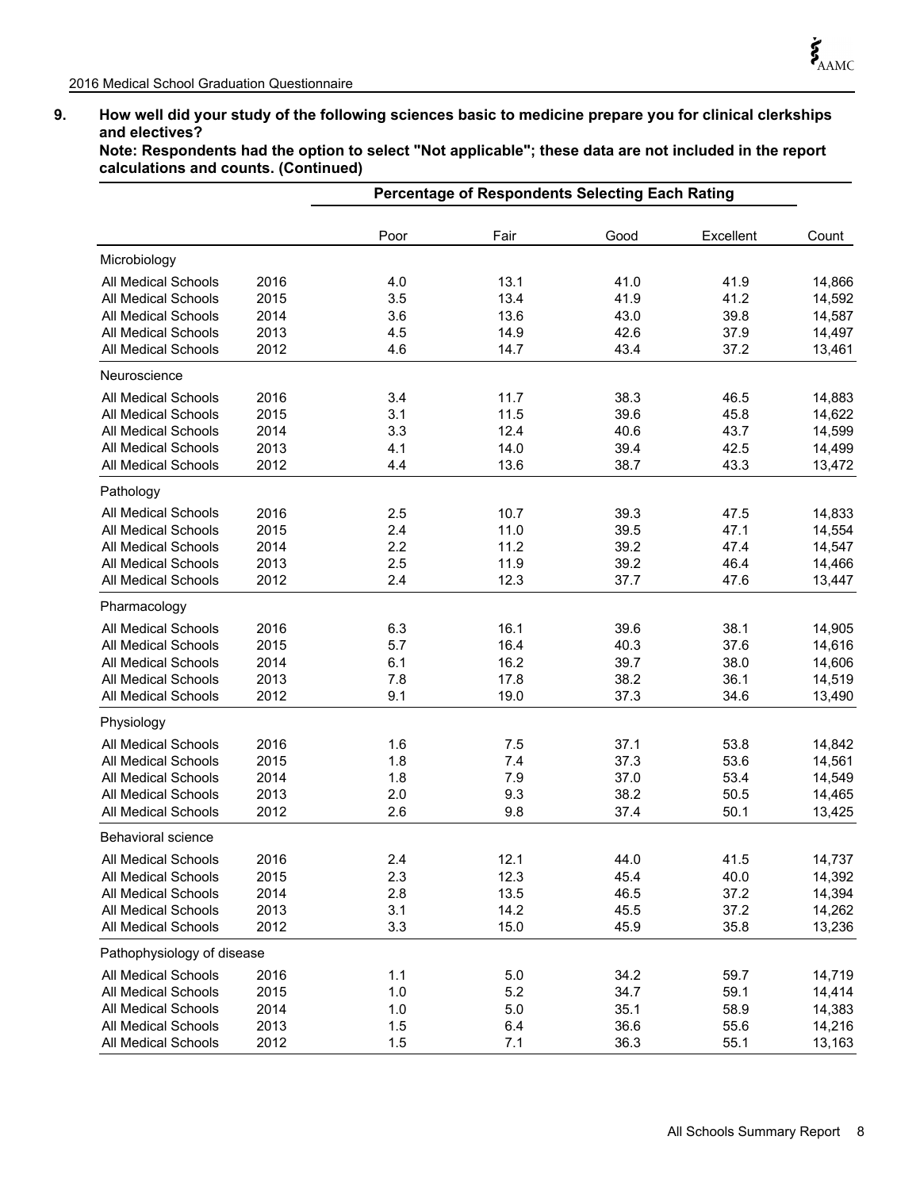**9. How well did your study of the following sciences basic to medicine prepare you for clinical clerkships and electives?**
**Note: Respondents had the option to select "Not applicable"; these data are not included in the report calculations and counts. (Continued)**

| | | Percentage of Respondents Selecting Each Rating | | | | |
|---|---|---|---|---|---|---|
| | | Poor | Fair | Good | Excellent | Count |
| **Microbiology** | | | | | | |
| All Medical Schools | 2016 | 4.0 | 13.1 | 41.0 | 41.9 | 14,866 |
| All Medical Schools | 2015 | 3.5 | 13.4 | 41.9 | 41.2 | 14,592 |
| All Medical Schools | 2014 | 3.6 | 13.6 | 43.0 | 39.8 | 14,587 |
| All Medical Schools | 2013 | 4.5 | 14.9 | 42.6 | 37.9 | 14,497 |
| All Medical Schools | 2012 | 4.6 | 14.7 | 43.4 | 37.2 | 13,461 |
| **Neuroscience** | | | | | | |
| All Medical Schools | 2016 | 3.4 | 11.7 | 38.3 | 46.5 | 14,883 |
| All Medical Schools | 2015 | 3.1 | 11.5 | 39.6 | 45.8 | 14,622 |
| All Medical Schools | 2014 | 3.3 | 12.4 | 40.6 | 43.7 | 14,599 |
| All Medical Schools | 2013 | 4.1 | 14.0 | 39.4 | 42.5 | 14,499 |
| All Medical Schools | 2012 | 4.4 | 13.6 | 38.7 | 43.3 | 13,472 |
| **Pathology** | | | | | | |
| All Medical Schools | 2016 | 2.5 | 10.7 | 39.3 | 47.5 | 14,833 |
| All Medical Schools | 2015 | 2.4 | 11.0 | 39.5 | 47.1 | 14,554 |
| All Medical Schools | 2014 | 2.2 | 11.2 | 39.2 | 47.4 | 14,547 |
| All Medical Schools | 2013 | 2.5 | 11.9 | 39.2 | 46.4 | 14,466 |
| All Medical Schools | 2012 | 2.4 | 12.3 | 37.7 | 47.6 | 13,447 |
| **Pharmacology** | | | | | | |
| All Medical Schools | 2016 | 6.3 | 16.1 | 39.6 | 38.1 | 14,905 |
| All Medical Schools | 2015 | 5.7 | 16.4 | 40.3 | 37.6 | 14,616 |
| All Medical Schools | 2014 | 6.1 | 16.2 | 39.7 | 38.0 | 14,606 |
| All Medical Schools | 2013 | 7.8 | 17.8 | 38.2 | 36.1 | 14,519 |
| All Medical Schools | 2012 | 9.1 | 19.0 | 37.3 | 34.6 | 13,490 |
| **Physiology** | | | | | | |
| All Medical Schools | 2016 | 1.6 | 7.5 | 37.1 | 53.8 | 14,842 |
| All Medical Schools | 2015 | 1.8 | 7.4 | 37.3 | 53.6 | 14,561 |
| All Medical Schools | 2014 | 1.8 | 7.9 | 37.0 | 53.4 | 14,549 |
| All Medical Schools | 2013 | 2.0 | 9.3 | 38.2 | 50.5 | 14,465 |
| All Medical Schools | 2012 | 2.6 | 9.8 | 37.4 | 50.1 | 13,425 |
| **Behavioral science** | | | | | | |
| All Medical Schools | 2016 | 2.4 | 12.1 | 44.0 | 41.5 | 14,737 |
| All Medical Schools | 2015 | 2.3 | 12.3 | 45.4 | 40.0 | 14,392 |
| All Medical Schools | 2014 | 2.8 | 13.5 | 46.5 | 37.2 | 14,394 |
| All Medical Schools | 2013 | 3.1 | 14.2 | 45.5 | 37.2 | 14,262 |
| All Medical Schools | 2012 | 3.3 | 15.0 | 45.9 | 35.8 | 13,236 |
| **Pathophysiology of disease** | | | | | | |
| All Medical Schools | 2016 | 1.1 | 5.0 | 34.2 | 59.7 | 14,719 |
| All Medical Schools | 2015 | 1.0 | 5.2 | 34.7 | 59.1 | 14,414 |
| All Medical Schools | 2014 | 1.0 | 5.0 | 35.1 | 58.9 | 14,383 |
| All Medical Schools | 2013 | 1.5 | 6.4 | 36.6 | 55.6 | 14,216 |
| All Medical Schools | 2012 | 1.5 | 7.1 | 36.3 | 55.1 | 13,163 |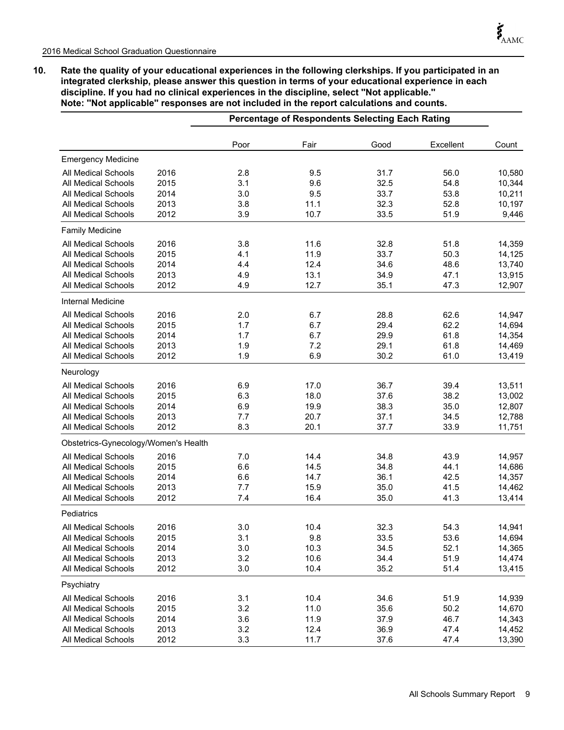**10. Rate the quality of your educational experiences in the following clerkships. If you participated in an integrated clerkship, please answer this question in terms of your educational experience in each discipline. If you had no clinical experiences in the discipline, select "Not applicable."**
**Note: "Not applicable" responses are not included in the report calculations and counts.**

| | | Percentage of Respondents Selecting Each Rating | | | | |
|---|---|---|---|---|---|---|
| | | Poor | Fair | Good | Excellent | Count |
| **Emergency Medicine** | | | | | | |
| All Medical Schools | 2016 | 2.8 | 9.5 | 31.7 | 56.0 | 10,580 |
| All Medical Schools | 2015 | 3.1 | 9.6 | 32.5 | 54.8 | 10,344 |
| All Medical Schools | 2014 | 3.0 | 9.5 | 33.7 | 53.8 | 10,211 |
| All Medical Schools | 2013 | 3.8 | 11.1 | 32.3 | 52.8 | 10,197 |
| All Medical Schools | 2012 | 3.9 | 10.7 | 33.5 | 51.9 | 9,446 |
| **Family Medicine** | | | | | | |
| All Medical Schools | 2016 | 3.8 | 11.6 | 32.8 | 51.8 | 14,359 |
| All Medical Schools | 2015 | 4.1 | 11.9 | 33.7 | 50.3 | 14,125 |
| All Medical Schools | 2014 | 4.4 | 12.4 | 34.6 | 48.6 | 13,740 |
| All Medical Schools | 2013 | 4.9 | 13.1 | 34.9 | 47.1 | 13,915 |
| All Medical Schools | 2012 | 4.9 | 12.7 | 35.1 | 47.3 | 12,907 |
| **Internal Medicine** | | | | | | |
| All Medical Schools | 2016 | 2.0 | 6.7 | 28.8 | 62.6 | 14,947 |
| All Medical Schools | 2015 | 1.7 | 6.7 | 29.4 | 62.2 | 14,694 |
| All Medical Schools | 2014 | 1.7 | 6.7 | 29.9 | 61.8 | 14,354 |
| All Medical Schools | 2013 | 1.9 | 7.2 | 29.1 | 61.8 | 14,469 |
| All Medical Schools | 2012 | 1.9 | 6.9 | 30.2 | 61.0 | 13,419 |
| **Neurology** | | | | | | |
| All Medical Schools | 2016 | 6.9 | 17.0 | 36.7 | 39.4 | 13,511 |
| All Medical Schools | 2015 | 6.3 | 18.0 | 37.6 | 38.2 | 13,002 |
| All Medical Schools | 2014 | 6.9 | 19.9 | 38.3 | 35.0 | 12,807 |
| All Medical Schools | 2013 | 7.7 | 20.7 | 37.1 | 34.5 | 12,788 |
| All Medical Schools | 2012 | 8.3 | 20.1 | 37.7 | 33.9 | 11,751 |
| **Obstetrics-Gynecology/Women's Health** | | | | | | |
| All Medical Schools | 2016 | 7.0 | 14.4 | 34.8 | 43.9 | 14,957 |
| All Medical Schools | 2015 | 6.6 | 14.5 | 34.8 | 44.1 | 14,686 |
| All Medical Schools | 2014 | 6.6 | 14.7 | 36.1 | 42.5 | 14,357 |
| All Medical Schools | 2013 | 7.7 | 15.9 | 35.0 | 41.5 | 14,462 |
| All Medical Schools | 2012 | 7.4 | 16.4 | 35.0 | 41.3 | 13,414 |
| **Pediatrics** | | | | | | |
| All Medical Schools | 2016 | 3.0 | 10.4 | 32.3 | 54.3 | 14,941 |
| All Medical Schools | 2015 | 3.1 | 9.8 | 33.5 | 53.6 | 14,694 |
| All Medical Schools | 2014 | 3.0 | 10.3 | 34.5 | 52.1 | 14,365 |
| All Medical Schools | 2013 | 3.2 | 10.6 | 34.4 | 51.9 | 14,474 |
| All Medical Schools | 2012 | 3.0 | 10.4 | 35.2 | 51.4 | 13,415 |
| **Psychiatry** | | | | | | |
| All Medical Schools | 2016 | 3.1 | 10.4 | 34.6 | 51.9 | 14,939 |
| All Medical Schools | 2015 | 3.2 | 11.0 | 35.6 | 50.2 | 14,670 |
| All Medical Schools | 2014 | 3.6 | 11.9 | 37.9 | 46.7 | 14,343 |
| All Medical Schools | 2013 | 3.2 | 12.4 | 36.9 | 47.4 | 14,452 |
| All Medical Schools | 2012 | 3.3 | 11.7 | 37.6 | 47.4 | 13,390 |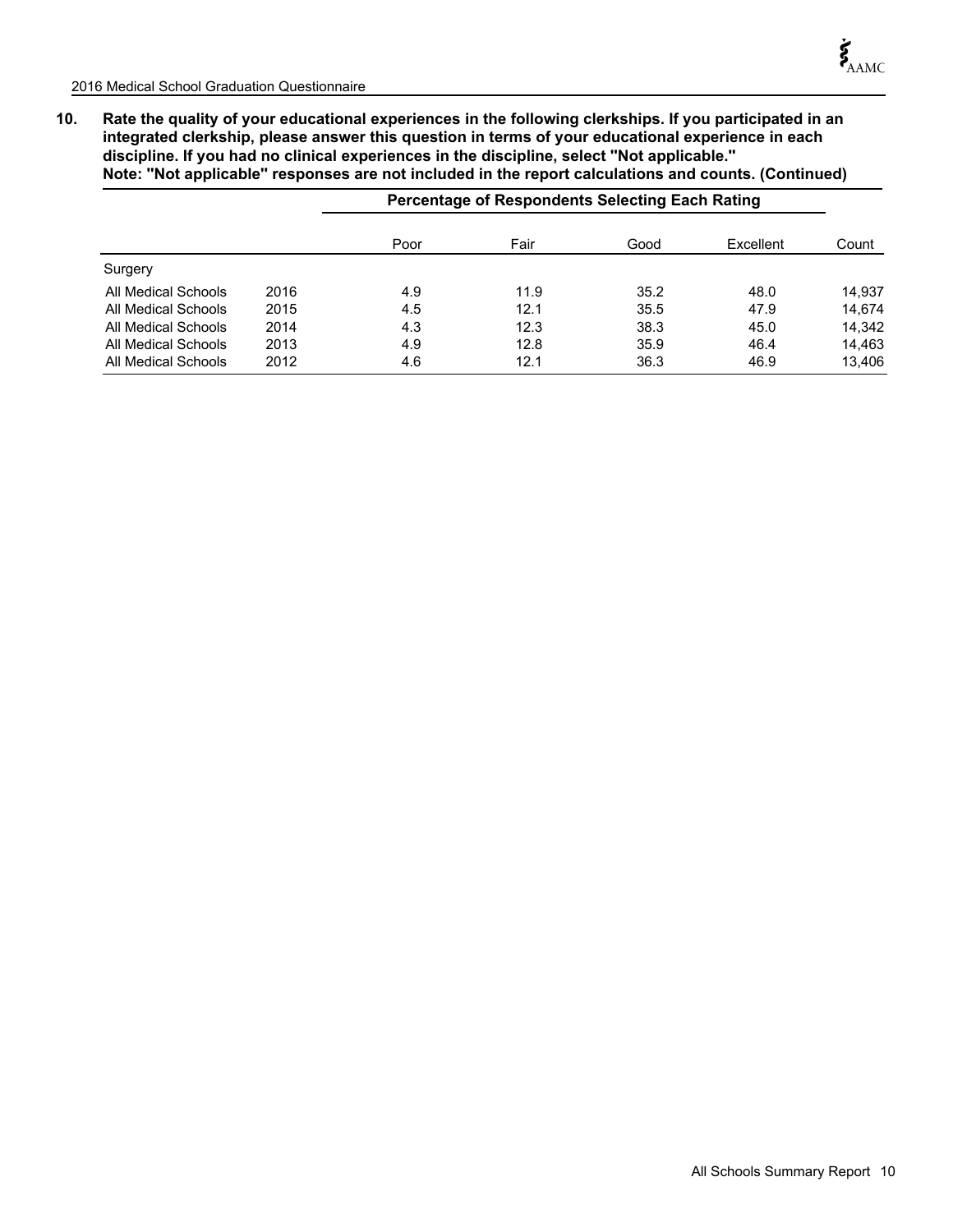**10. Rate the quality of your educational experiences in the following clerkships. If you participated in an integrated clerkship, please answer this question in terms of your educational experience in each discipline. If you had no clinical experiences in the discipline, select "Not applicable."**
**Note: "Not applicable" responses are not included in the report calculations and counts. (Continued)**

| | | Percentage of Respondents Selecting Each Rating | | | | |
|---|---|---|---|---|---|---|
| | | Poor | Fair | Good | Excellent | Count |
| Surgery | | | | | | |
| All Medical Schools | 2016 | 4.9 | 11.9 | 35.2 | 48.0 | 14,937 |
| All Medical Schools | 2015 | 4.5 | 12.1 | 35.5 | 47.9 | 14,674 |
| All Medical Schools | 2014 | 4.3 | 12.3 | 38.3 | 45.0 | 14,342 |
| All Medical Schools | 2013 | 4.9 | 12.8 | 35.9 | 46.4 | 14,463 |
| All Medical Schools | 2012 | 4.6 | 12.1 | 36.3 | 46.9 | 13,406 |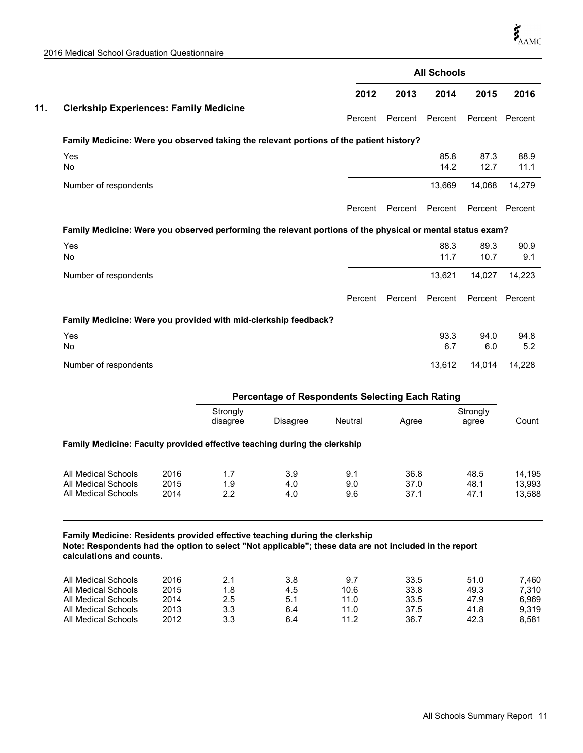## 11. Clerkship Experiences: Family Medicine

| | All Schools | | | | |
|---|---|---|---|---|---|
| | 2012 | 2013 | 2014 | 2015 | 2016 |
| | Percent | Percent | Percent | Percent | Percent |
| **Family Medicine: Were you observed taking the relevant portions of the patient history?** | | | | | |
| Yes | | | 85.8 | 87.3 | 88.9 |
| No | | | 14.2 | 12.7 | 11.1 |
| Number of respondents | | | 13,669 | 14,068 | 14,279 |

| | 2012 | 2013 | 2014 | 2015 | 2016 |
|---|---|---|---|---|---|
| | Percent | Percent | Percent | Percent | Percent |
| **Family Medicine: Were you observed performing the relevant portions of the physical or mental status exam?** | | | | | |
| Yes | | | 88.3 | 89.3 | 90.9 |
| No | | | 11.7 | 10.7 | 9.1 |
| Number of respondents | | | 13,621 | 14,027 | 14,223 |

| | 2012 | 2013 | 2014 | 2015 | 2016 |
|---|---|---|---|---|---|
| | Percent | Percent | Percent | Percent | Percent |
| **Family Medicine: Were you provided with mid-clerkship feedback?** | | | | | |
| Yes | | | 93.3 | 94.0 | 94.8 |
| No | | | 6.7 | 6.0 | 5.2 |
| Number of respondents | | | 13,612 | 14,014 | 14,228 |

**Family Medicine: Faculty provided effective teaching during the clerkship**

| | | Percentage of Respondents Selecting Each Rating | | | | | |
|---|---|---|---|---|---|---|---|
| | | Strongly disagree | Disagree | Neutral | Agree | Strongly agree | Count |
| All Medical Schools | 2016 | 1.7 | 3.9 | 9.1 | 36.8 | 48.5 | 14,195 |
| All Medical Schools | 2015 | 1.9 | 4.0 | 9.0 | 37.0 | 48.1 | 13,993 |
| All Medical Schools | 2014 | 2.2 | 4.0 | 9.6 | 37.1 | 47.1 | 13,588 |

**Family Medicine: Residents provided effective teaching during the clerkship**
**Note: Respondents had the option to select "Not applicable"; these data are not included in the report calculations and counts.**

| | | Strongly disagree | Disagree | Neutral | Agree | Strongly agree | Count |
|---|---|---|---|---|---|---|---|
| All Medical Schools | 2016 | 2.1 | 3.8 | 9.7 | 33.5 | 51.0 | 7,460 |
| All Medical Schools | 2015 | 1.8 | 4.5 | 10.6 | 33.8 | 49.3 | 7,310 |
| All Medical Schools | 2014 | 2.5 | 5.1 | 11.0 | 33.5 | 47.9 | 6,969 |
| All Medical Schools | 2013 | 3.3 | 6.4 | 11.0 | 37.5 | 41.8 | 9,319 |
| All Medical Schools | 2012 | 3.3 | 6.4 | 11.2 | 36.7 | 42.3 | 8,581 |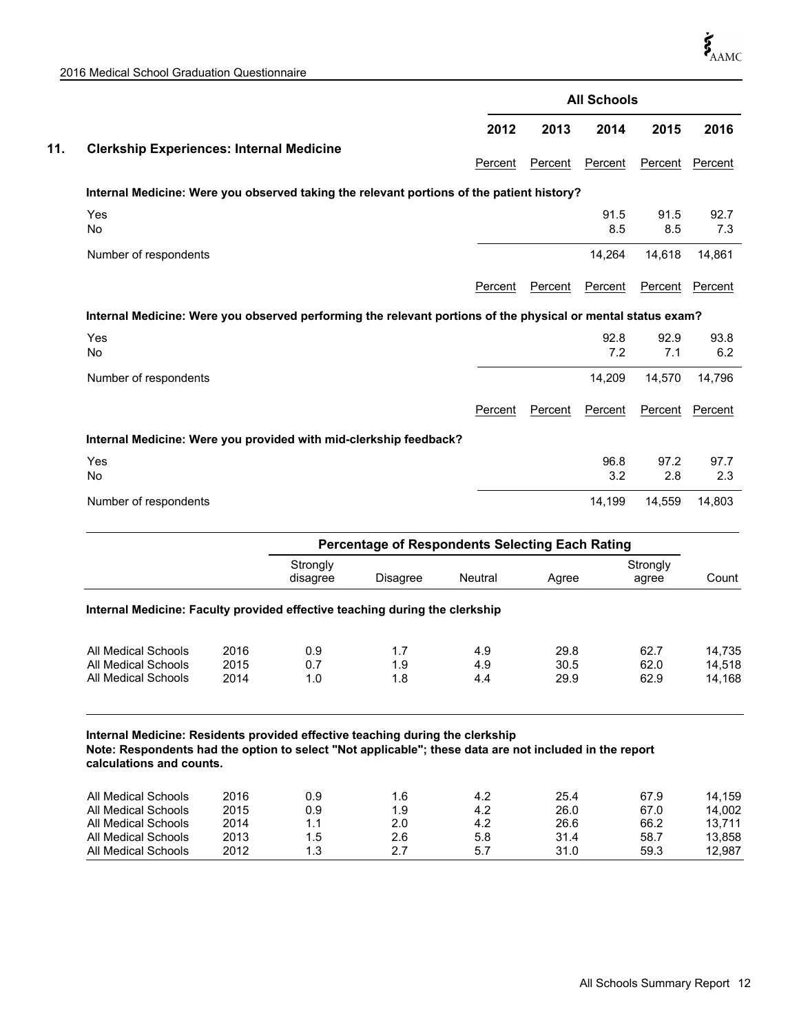## 11. Clerkship Experiences: Internal Medicine

| | All Schools | | | | |
|---|---|---|---|---|---|
| | 2012 | 2013 | 2014 | 2015 | 2016 |
| | Percent | Percent | Percent | Percent | Percent |
| **Internal Medicine: Were you observed taking the relevant portions of the patient history?** | | | | | |
| Yes | | | 91.5 | 91.5 | 92.7 |
| No | | | 8.5 | 8.5 | 7.3 |
| Number of respondents | | | 14,264 | 14,618 | 14,861 |
| | Percent | Percent | Percent | Percent | Percent |
| **Internal Medicine: Were you observed performing the relevant portions of the physical or mental status exam?** | | | | | |
| Yes | | | 92.8 | 92.9 | 93.8 |
| No | | | 7.2 | 7.1 | 6.2 |
| Number of respondents | | | 14,209 | 14,570 | 14,796 |
| | Percent | Percent | Percent | Percent | Percent |
| **Internal Medicine: Were you provided with mid-clerkship feedback?** | | | | | |
| Yes | | | 96.8 | 97.2 | 97.7 |
| No | | | 3.2 | 2.8 | 2.3 |
| Number of respondents | | | 14,199 | 14,559 | 14,803 |

| | | Percentage of Respondents Selecting Each Rating | | | | | |
|---|---|---|---|---|---|---|---|
| | | Strongly disagree | Disagree | Neutral | Agree | Strongly agree | Count |
| **Internal Medicine: Faculty provided effective teaching during the clerkship** | | | | | | | |
| All Medical Schools | 2016 | 0.9 | 1.7 | 4.9 | 29.8 | 62.7 | 14,735 |
| All Medical Schools | 2015 | 0.7 | 1.9 | 4.9 | 30.5 | 62.0 | 14,518 |
| All Medical Schools | 2014 | 1.0 | 1.8 | 4.4 | 29.9 | 62.9 | 14,168 |
| **Internal Medicine: Residents provided effective teaching during the clerkship**<br>**Note: Respondents had the option to select "Not applicable"; these data are not included in the report calculations and counts.** | | | | | | | |
| All Medical Schools | 2016 | 0.9 | 1.6 | 4.2 | 25.4 | 67.9 | 14,159 |
| All Medical Schools | 2015 | 0.9 | 1.9 | 4.2 | 26.0 | 67.0 | 14,002 |
| All Medical Schools | 2014 | 1.1 | 2.0 | 4.2 | 26.6 | 66.2 | 13,711 |
| All Medical Schools | 2013 | 1.5 | 2.6 | 5.8 | 31.4 | 58.7 | 13,858 |
| All Medical Schools | 2012 | 1.3 | 2.7 | 5.7 | 31.0 | 59.3 | 12,987 |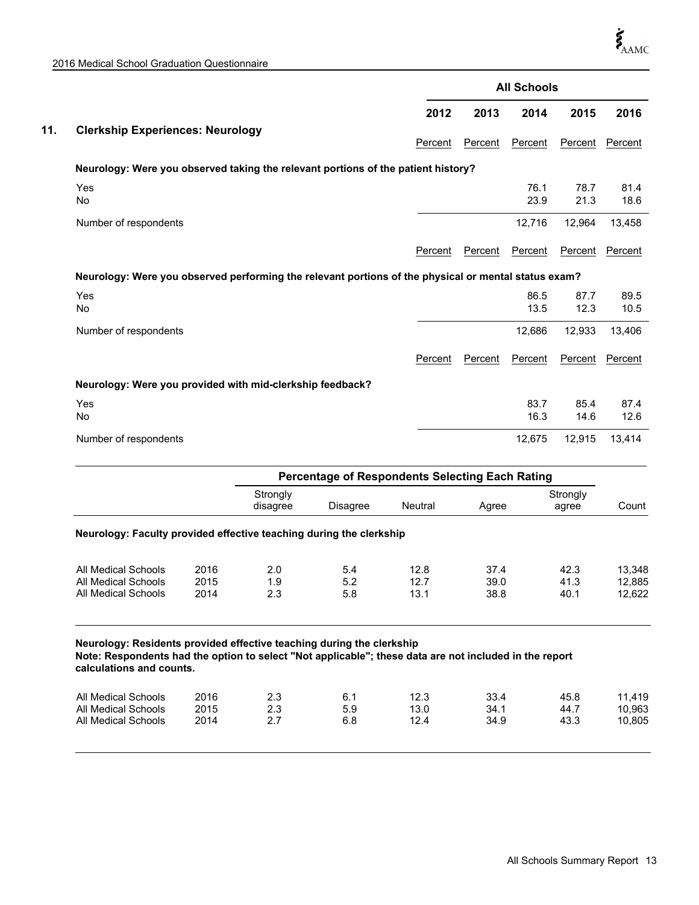## 11. Clerkship Experiences: Neurology

| | All Schools | | | | |
|---|---|---|---|---|---|
| | 2012 | 2013 | 2014 | 2015 | 2016 |
| | Percent | Percent | Percent | Percent | Percent |
| **Neurology: Were you observed taking the relevant portions of the patient history?** | | | | | |
| Yes | | | 76.1 | 78.7 | 81.4 |
| No | | | 23.9 | 21.3 | 18.6 |
| Number of respondents | | | 12,716 | 12,964 | 13,458 |
| | Percent | Percent | Percent | Percent | Percent |
| **Neurology: Were you observed performing the relevant portions of the physical or mental status exam?** | | | | | |
| Yes | | | 86.5 | 87.7 | 89.5 |
| No | | | 13.5 | 12.3 | 10.5 |
| Number of respondents | | | 12,686 | 12,933 | 13,406 |
| | Percent | Percent | Percent | Percent | Percent |
| **Neurology: Were you provided with mid-clerkship feedback?** | | | | | |
| Yes | | | 83.7 | 85.4 | 87.4 |
| No | | | 16.3 | 14.6 | 12.6 |
| Number of respondents | | | 12,675 | 12,915 | 13,414 |

| | | Percentage of Respondents Selecting Each Rating | | | | | |
|---|---|---|---|---|---|---|---|
| | | Strongly disagree | Disagree | Neutral | Agree | Strongly agree | Count |
| **Neurology: Faculty provided effective teaching during the clerkship** | | | | | | | |
| All Medical Schools | 2016 | 2.0 | 5.4 | 12.8 | 37.4 | 42.3 | 13,348 |
| All Medical Schools | 2015 | 1.9 | 5.2 | 12.7 | 39.0 | 41.3 | 12,885 |
| All Medical Schools | 2014 | 2.3 | 5.8 | 13.1 | 38.8 | 40.1 | 12,622 |

**Neurology: Residents provided effective teaching during the clerkship**
**Note: Respondents had the option to select "Not applicable"; these data are not included in the report calculations and counts.**

| | | Strongly disagree | Disagree | Neutral | Agree | Strongly agree | Count |
|---|---|---|---|---|---|---|---|
| All Medical Schools | 2016 | 2.3 | 6.1 | 12.3 | 33.4 | 45.8 | 11,419 |
| All Medical Schools | 2015 | 2.3 | 5.9 | 13.0 | 34.1 | 44.7 | 10,963 |
| All Medical Schools | 2014 | 2.7 | 6.8 | 12.4 | 34.9 | 43.3 | 10,805 |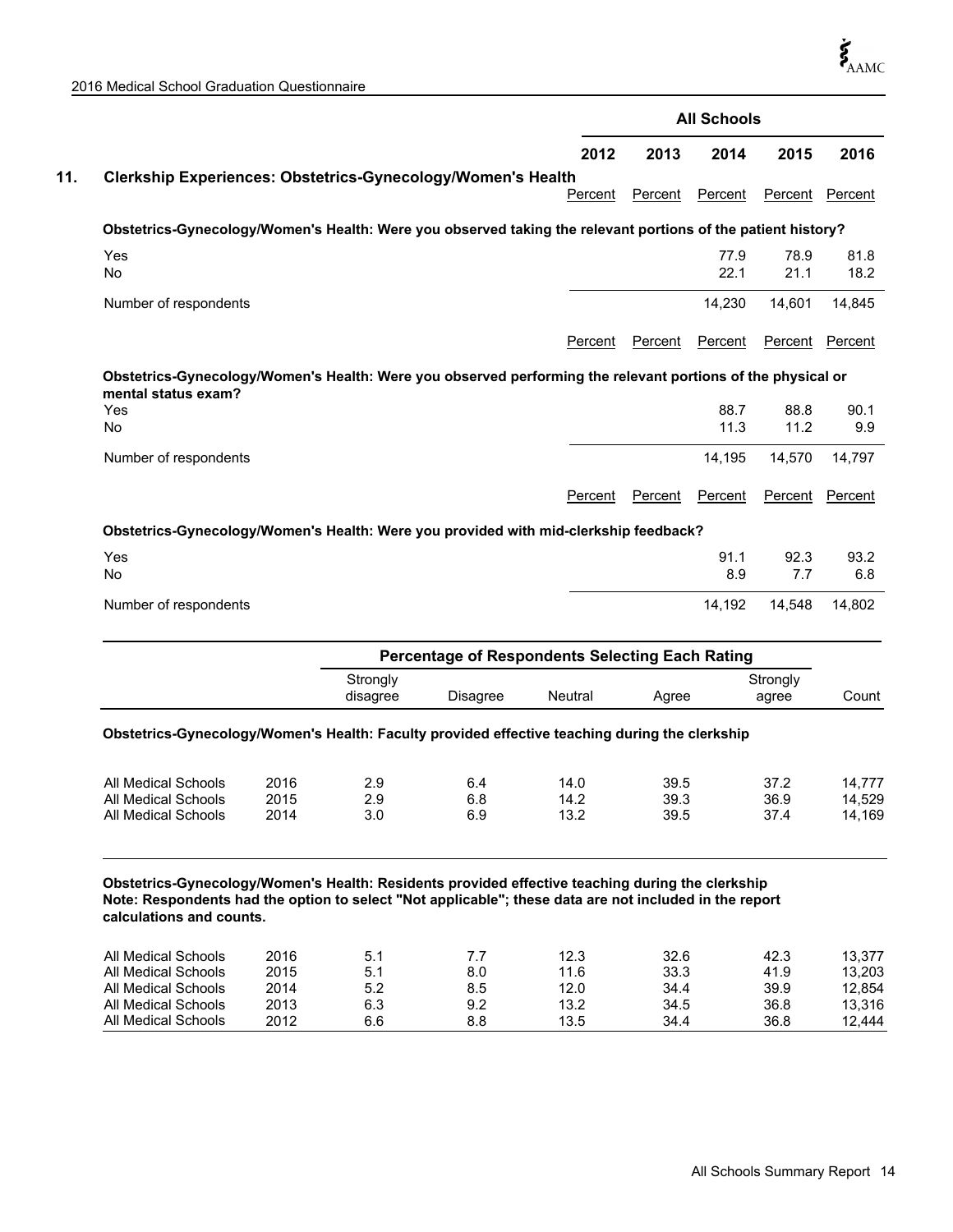## 11. Clerkship Experiences: Obstetrics-Gynecology/Women's Health

| | All Schools | | | | |
|---|---|---|---|---|---|
| | 2012 | 2013 | 2014 | 2015 | 2016 |
| | Percent | Percent | Percent | Percent | Percent |
| **Obstetrics-Gynecology/Women's Health: Were you observed taking the relevant portions of the patient history?** | | | | | |
| Yes | | | 77.9 | 78.9 | 81.8 |
| No | | | 22.1 | 21.1 | 18.2 |
| Number of respondents | | | 14,230 | 14,601 | 14,845 |

| | 2012 | 2013 | 2014 | 2015 | 2016 |
|---|---|---|---|---|---|
| | Percent | Percent | Percent | Percent | Percent |
| **Obstetrics-Gynecology/Women's Health: Were you observed performing the relevant portions of the physical or mental status exam?** | | | | | |
| Yes | | | 88.7 | 88.8 | 90.1 |
| No | | | 11.3 | 11.2 | 9.9 |
| Number of respondents | | | 14,195 | 14,570 | 14,797 |

| | 2012 | 2013 | 2014 | 2015 | 2016 |
|---|---|---|---|---|---|
| | Percent | Percent | Percent | Percent | Percent |
| **Obstetrics-Gynecology/Women's Health: Were you provided with mid-clerkship feedback?** | | | | | |
| Yes | | | 91.1 | 92.3 | 93.2 |
| No | | | 8.9 | 7.7 | 6.8 |
| Number of respondents | | | 14,192 | 14,548 | 14,802 |

**Obstetrics-Gynecology/Women's Health: Faculty provided effective teaching during the clerkship**

| | | Percentage of Respondents Selecting Each Rating | | | | | |
|---|---|---|---|---|---|---|---|
| | | Strongly disagree | Disagree | Neutral | Agree | Strongly agree | Count |
| All Medical Schools | 2016 | 2.9 | 6.4 | 14.0 | 39.5 | 37.2 | 14,777 |
| All Medical Schools | 2015 | 2.9 | 6.8 | 14.2 | 39.3 | 36.9 | 14,529 |
| All Medical Schools | 2014 | 3.0 | 6.9 | 13.2 | 39.5 | 37.4 | 14,169 |

**Obstetrics-Gynecology/Women's Health: Residents provided effective teaching during the clerkship**
**Note: Respondents had the option to select "Not applicable"; these data are not included in the report calculations and counts.**

| | | Strongly disagree | Disagree | Neutral | Agree | Strongly agree | Count |
|---|---|---|---|---|---|---|---|
| All Medical Schools | 2016 | 5.1 | 7.7 | 12.3 | 32.6 | 42.3 | 13,377 |
| All Medical Schools | 2015 | 5.1 | 8.0 | 11.6 | 33.3 | 41.9 | 13,203 |
| All Medical Schools | 2014 | 5.2 | 8.5 | 12.0 | 34.4 | 39.9 | 12,854 |
| All Medical Schools | 2013 | 6.3 | 9.2 | 13.2 | 34.5 | 36.8 | 13,316 |
| All Medical Schools | 2012 | 6.6 | 8.8 | 13.5 | 34.4 | 36.8 | 12,444 |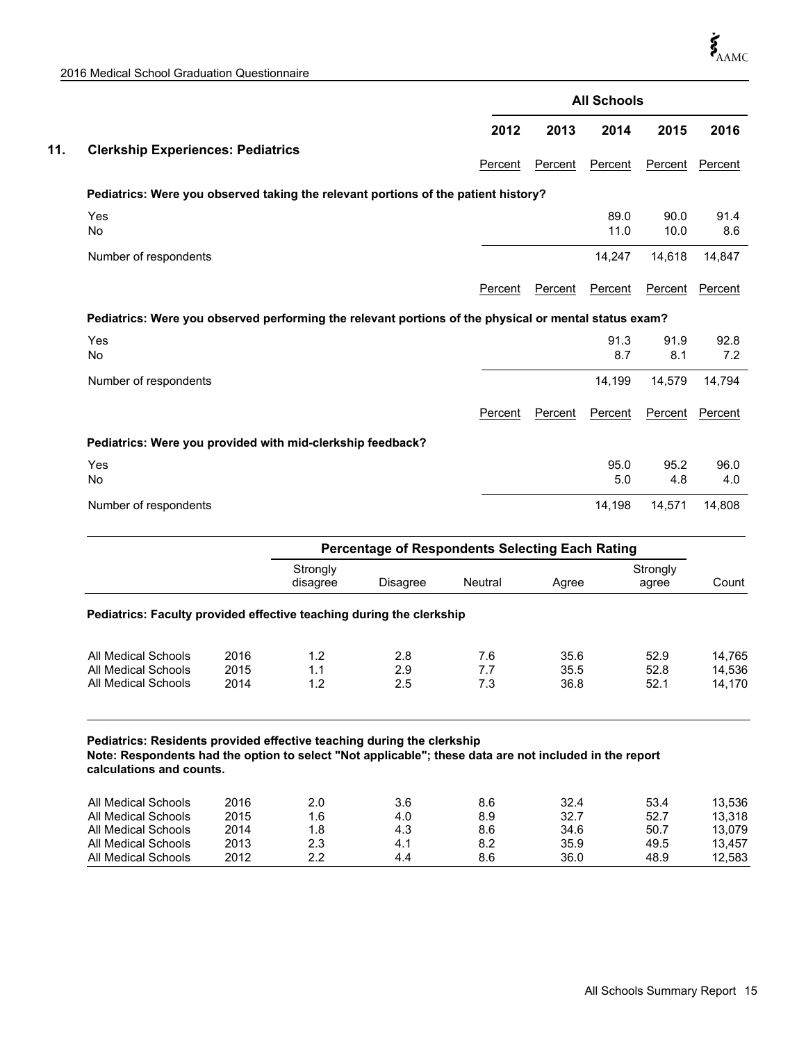## 11. Clerkship Experiences: Pediatrics

| | All Schools | | | | |
|---|---|---|---|---|---|
| | 2012 | 2013 | 2014 | 2015 | 2016 |
| | Percent | Percent | Percent | Percent | Percent |
| **Pediatrics: Were you observed taking the relevant portions of the patient history?** | | | | | |
| Yes | | | 89.0 | 90.0 | 91.4 |
| No | | | 11.0 | 10.0 | 8.6 |
| Number of respondents | | | 14,247 | 14,618 | 14,847 |

| | 2012 | 2013 | 2014 | 2015 | 2016 |
|---|---|---|---|---|---|
| | Percent | Percent | Percent | Percent | Percent |
| **Pediatrics: Were you observed performing the relevant portions of the physical or mental status exam?** | | | | | |
| Yes | | | 91.3 | 91.9 | 92.8 |
| No | | | 8.7 | 8.1 | 7.2 |
| Number of respondents | | | 14,199 | 14,579 | 14,794 |

| | 2012 | 2013 | 2014 | 2015 | 2016 |
|---|---|---|---|---|---|
| | Percent | Percent | Percent | Percent | Percent |
| **Pediatrics: Were you provided with mid-clerkship feedback?** | | | | | |
| Yes | | | 95.0 | 95.2 | 96.0 |
| No | | | 5.0 | 4.8 | 4.0 |
| Number of respondents | | | 14,198 | 14,571 | 14,808 |

| | | Percentage of Respondents Selecting Each Rating | | | | | |
|---|---|---|---|---|---|---|---|
| | | Strongly disagree | Disagree | Neutral | Agree | Strongly agree | Count |
| **Pediatrics: Faculty provided effective teaching during the clerkship** | | | | | | | |
| All Medical Schools | 2016 | 1.2 | 2.8 | 7.6 | 35.6 | 52.9 | 14,765 |
| All Medical Schools | 2015 | 1.1 | 2.9 | 7.7 | 35.5 | 52.8 | 14,536 |
| All Medical Schools | 2014 | 1.2 | 2.5 | 7.3 | 36.8 | 52.1 | 14,170 |

**Pediatrics: Residents provided effective teaching during the clerkship**
**Note: Respondents had the option to select "Not applicable"; these data are not included in the report calculations and counts.**

| | | Strongly disagree | Disagree | Neutral | Agree | Strongly agree | Count |
|---|---|---|---|---|---|---|---|
| All Medical Schools | 2016 | 2.0 | 3.6 | 8.6 | 32.4 | 53.4 | 13,536 |
| All Medical Schools | 2015 | 1.6 | 4.0 | 8.9 | 32.7 | 52.7 | 13,318 |
| All Medical Schools | 2014 | 1.8 | 4.3 | 8.6 | 34.6 | 50.7 | 13,079 |
| All Medical Schools | 2013 | 2.3 | 4.1 | 8.2 | 35.9 | 49.5 | 13,457 |
| All Medical Schools | 2012 | 2.2 | 4.4 | 8.6 | 36.0 | 48.9 | 12,583 |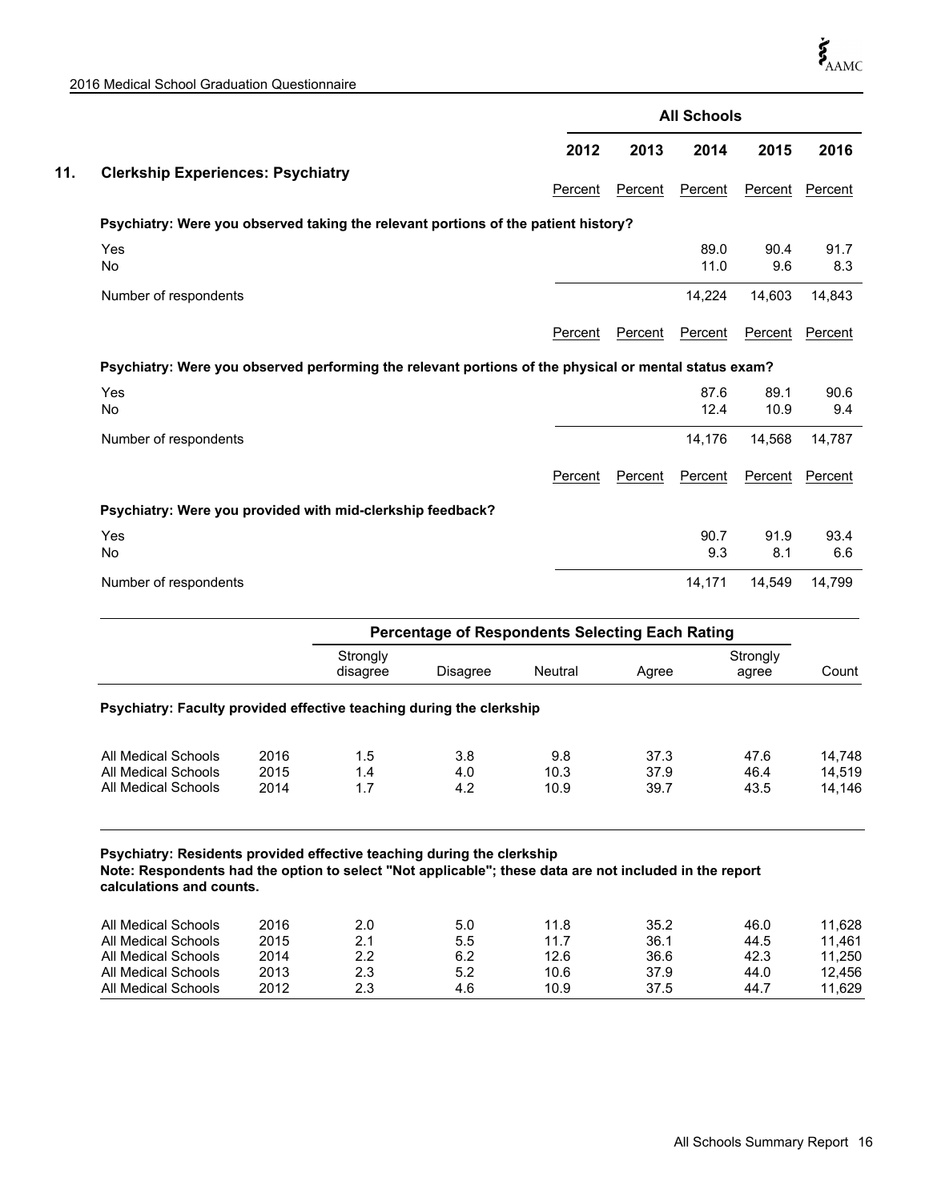## 11. Clerkship Experiences: Psychiatry

| | All Schools | | | | |
|---|---|---|---|---|---|
| | 2012 | 2013 | 2014 | 2015 | 2016 |
| | Percent | Percent | Percent | Percent | Percent |
| **Psychiatry: Were you observed taking the relevant portions of the patient history?** | | | | | |
| Yes | | | 89.0 | 90.4 | 91.7 |
| No | | | 11.0 | 9.6 | 8.3 |
| Number of respondents | | | 14,224 | 14,603 | 14,843 |

| | 2012 | 2013 | 2014 | 2015 | 2016 |
|---|---|---|---|---|---|
| | Percent | Percent | Percent | Percent | Percent |
| **Psychiatry: Were you observed performing the relevant portions of the physical or mental status exam?** | | | | | |
| Yes | | | 87.6 | 89.1 | 90.6 |
| No | | | 12.4 | 10.9 | 9.4 |
| Number of respondents | | | 14,176 | 14,568 | 14,787 |

| | 2012 | 2013 | 2014 | 2015 | 2016 |
|---|---|---|---|---|---|
| | Percent | Percent | Percent | Percent | Percent |
| **Psychiatry: Were you provided with mid-clerkship feedback?** | | | | | |
| Yes | | | 90.7 | 91.9 | 93.4 |
| No | | | 9.3 | 8.1 | 6.6 |
| Number of respondents | | | 14,171 | 14,549 | 14,799 |

| | | Percentage of Respondents Selecting Each Rating | | | | | |
|---|---|---|---|---|---|---|---|
| | | Strongly disagree | Disagree | Neutral | Agree | Strongly agree | Count |

**Psychiatry: Faculty provided effective teaching during the clerkship**

| | | Strongly disagree | Disagree | Neutral | Agree | Strongly agree | Count |
|---|---|---|---|---|---|---|---|
| All Medical Schools | 2016 | 1.5 | 3.8 | 9.8 | 37.3 | 47.6 | 14,748 |
| All Medical Schools | 2015 | 1.4 | 4.0 | 10.3 | 37.9 | 46.4 | 14,519 |
| All Medical Schools | 2014 | 1.7 | 4.2 | 10.9 | 39.7 | 43.5 | 14,146 |

**Psychiatry: Residents provided effective teaching during the clerkship**
**Note: Respondents had the option to select "Not applicable"; these data are not included in the report calculations and counts.**

| | | Strongly disagree | Disagree | Neutral | Agree | Strongly agree | Count |
|---|---|---|---|---|---|---|---|
| All Medical Schools | 2016 | 2.0 | 5.0 | 11.8 | 35.2 | 46.0 | 11,628 |
| All Medical Schools | 2015 | 2.1 | 5.5 | 11.7 | 36.1 | 44.5 | 11,461 |
| All Medical Schools | 2014 | 2.2 | 6.2 | 12.6 | 36.6 | 42.3 | 11,250 |
| All Medical Schools | 2013 | 2.3 | 5.2 | 10.6 | 37.9 | 44.0 | 12,456 |
| All Medical Schools | 2012 | 2.3 | 4.6 | 10.9 | 37.5 | 44.7 | 11,629 |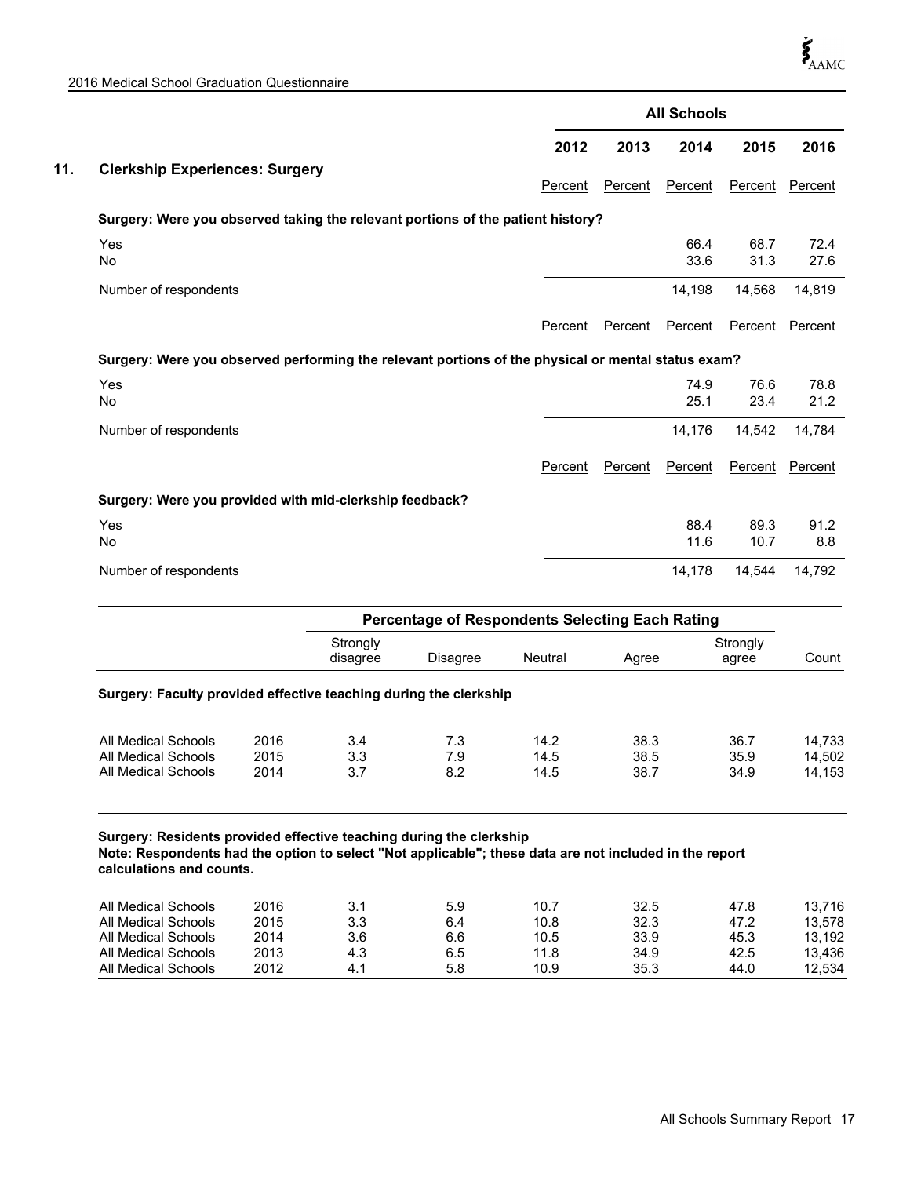## 11. Clerkship Experiences: Surgery

| | All Schools | | | | |
|---|---|---|---|---|---|
| | 2012 | 2013 | 2014 | 2015 | 2016 |
| | Percent | Percent | Percent | Percent | Percent |
| **Surgery: Were you observed taking the relevant portions of the patient history?** | | | | | |
| Yes | | | 66.4 | 68.7 | 72.4 |
| No | | | 33.6 | 31.3 | 27.6 |
| Number of respondents | | | 14,198 | 14,568 | 14,819 |

| | 2012 | 2013 | 2014 | 2015 | 2016 |
|---|---|---|---|---|---|
| | Percent | Percent | Percent | Percent | Percent |
| **Surgery: Were you observed performing the relevant portions of the physical or mental status exam?** | | | | | |
| Yes | | | 74.9 | 76.6 | 78.8 |
| No | | | 25.1 | 23.4 | 21.2 |
| Number of respondents | | | 14,176 | 14,542 | 14,784 |

| | 2012 | 2013 | 2014 | 2015 | 2016 |
|---|---|---|---|---|---|
| | Percent | Percent | Percent | Percent | Percent |
| **Surgery: Were you provided with mid-clerkship feedback?** | | | | | |
| Yes | | | 88.4 | 89.3 | 91.2 |
| No | | | 11.6 | 10.7 | 8.8 |
| Number of respondents | | | 14,178 | 14,544 | 14,792 |

| | | Percentage of Respondents Selecting Each Rating | | | | | |
|---|---|---|---|---|---|---|---|
| | | Strongly disagree | Disagree | Neutral | Agree | Strongly agree | Count |

**Surgery: Faculty provided effective teaching during the clerkship**

| | | Strongly disagree | Disagree | Neutral | Agree | Strongly agree | Count |
|---|---|---|---|---|---|---|---|
| All Medical Schools | 2016 | 3.4 | 7.3 | 14.2 | 38.3 | 36.7 | 14,733 |
| All Medical Schools | 2015 | 3.3 | 7.9 | 14.5 | 38.5 | 35.9 | 14,502 |
| All Medical Schools | 2014 | 3.7 | 8.2 | 14.5 | 38.7 | 34.9 | 14,153 |

**Surgery: Residents provided effective teaching during the clerkship**
**Note: Respondents had the option to select "Not applicable"; these data are not included in the report calculations and counts.**

| | | Strongly disagree | Disagree | Neutral | Agree | Strongly agree | Count |
|---|---|---|---|---|---|---|---|
| All Medical Schools | 2016 | 3.1 | 5.9 | 10.7 | 32.5 | 47.8 | 13,716 |
| All Medical Schools | 2015 | 3.3 | 6.4 | 10.8 | 32.3 | 47.2 | 13,578 |
| All Medical Schools | 2014 | 3.6 | 6.6 | 10.5 | 33.9 | 45.3 | 13,192 |
| All Medical Schools | 2013 | 4.3 | 6.5 | 11.8 | 34.9 | 42.5 | 13,436 |
| All Medical Schools | 2012 | 4.1 | 5.8 | 10.9 | 35.3 | 44.0 | 12,534 |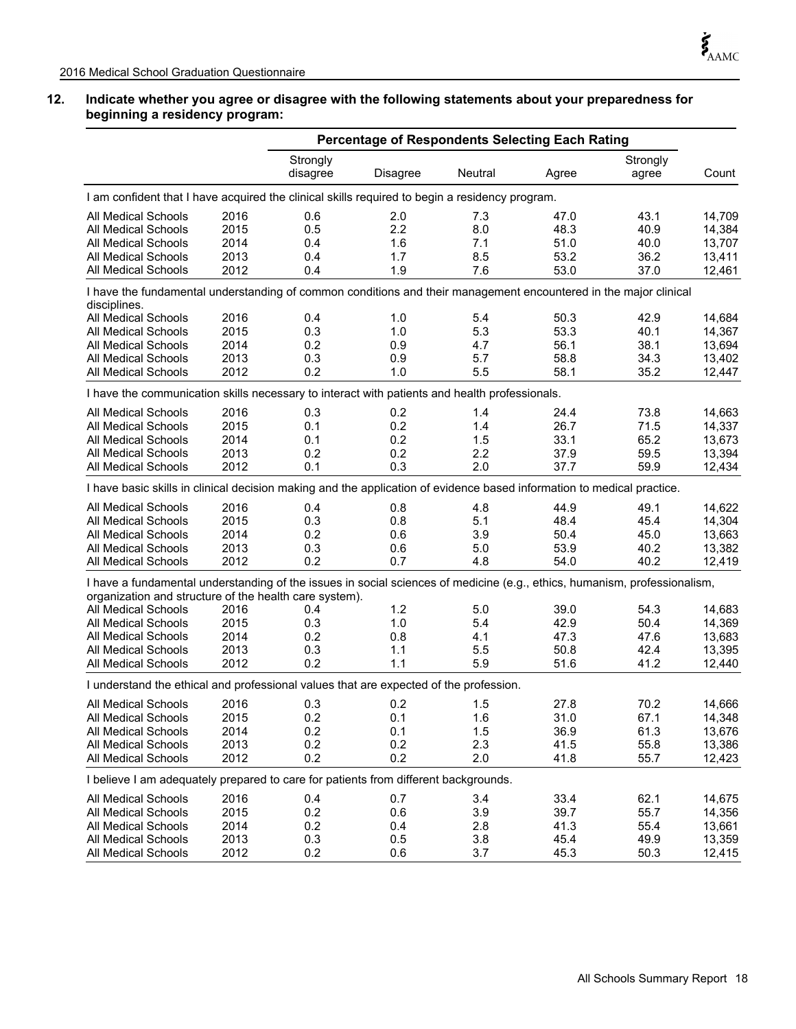**12. Indicate whether you agree or disagree with the following statements about your preparedness for beginning a residency program:**

| | | Percentage of Respondents Selecting Each Rating | | | | | |
|---|---|---|---|---|---|---|---|
| | | Strongly disagree | Disagree | Neutral | Agree | Strongly agree | Count |
| **I am confident that I have acquired the clinical skills required to begin a residency program.** | | | | | | | |
| All Medical Schools | 2016 | 0.6 | 2.0 | 7.3 | 47.0 | 43.1 | 14,709 |
| All Medical Schools | 2015 | 0.5 | 2.2 | 8.0 | 48.3 | 40.9 | 14,384 |
| All Medical Schools | 2014 | 0.4 | 1.6 | 7.1 | 51.0 | 40.0 | 13,707 |
| All Medical Schools | 2013 | 0.4 | 1.7 | 8.5 | 53.2 | 36.2 | 13,411 |
| All Medical Schools | 2012 | 0.4 | 1.9 | 7.6 | 53.0 | 37.0 | 12,461 |
| **I have the fundamental understanding of common conditions and their management encountered in the major clinical disciplines.** | | | | | | | |
| All Medical Schools | 2016 | 0.4 | 1.0 | 5.4 | 50.3 | 42.9 | 14,684 |
| All Medical Schools | 2015 | 0.3 | 1.0 | 5.3 | 53.3 | 40.1 | 14,367 |
| All Medical Schools | 2014 | 0.2 | 0.9 | 4.7 | 56.1 | 38.1 | 13,694 |
| All Medical Schools | 2013 | 0.3 | 0.9 | 5.7 | 58.8 | 34.3 | 13,402 |
| All Medical Schools | 2012 | 0.2 | 1.0 | 5.5 | 58.1 | 35.2 | 12,447 |
| **I have the communication skills necessary to interact with patients and health professionals.** | | | | | | | |
| All Medical Schools | 2016 | 0.3 | 0.2 | 1.4 | 24.4 | 73.8 | 14,663 |
| All Medical Schools | 2015 | 0.1 | 0.2 | 1.4 | 26.7 | 71.5 | 14,337 |
| All Medical Schools | 2014 | 0.1 | 0.2 | 1.5 | 33.1 | 65.2 | 13,673 |
| All Medical Schools | 2013 | 0.2 | 0.2 | 2.2 | 37.9 | 59.5 | 13,394 |
| All Medical Schools | 2012 | 0.1 | 0.3 | 2.0 | 37.7 | 59.9 | 12,434 |
| **I have basic skills in clinical decision making and the application of evidence based information to medical practice.** | | | | | | | |
| All Medical Schools | 2016 | 0.4 | 0.8 | 4.8 | 44.9 | 49.1 | 14,622 |
| All Medical Schools | 2015 | 0.3 | 0.8 | 5.1 | 48.4 | 45.4 | 14,304 |
| All Medical Schools | 2014 | 0.2 | 0.6 | 3.9 | 50.4 | 45.0 | 13,663 |
| All Medical Schools | 2013 | 0.3 | 0.6 | 5.0 | 53.9 | 40.2 | 13,382 |
| All Medical Schools | 2012 | 0.2 | 0.7 | 4.8 | 54.0 | 40.2 | 12,419 |
| **I have a fundamental understanding of the issues in social sciences of medicine (e.g., ethics, humanism, professionalism, organization and structure of the health care system).** | | | | | | | |
| All Medical Schools | 2016 | 0.4 | 1.2 | 5.0 | 39.0 | 54.3 | 14,683 |
| All Medical Schools | 2015 | 0.3 | 1.0 | 5.4 | 42.9 | 50.4 | 14,369 |
| All Medical Schools | 2014 | 0.2 | 0.8 | 4.1 | 47.3 | 47.6 | 13,683 |
| All Medical Schools | 2013 | 0.3 | 1.1 | 5.5 | 50.8 | 42.4 | 13,395 |
| All Medical Schools | 2012 | 0.2 | 1.1 | 5.9 | 51.6 | 41.2 | 12,440 |
| **I understand the ethical and professional values that are expected of the profession.** | | | | | | | |
| All Medical Schools | 2016 | 0.3 | 0.2 | 1.5 | 27.8 | 70.2 | 14,666 |
| All Medical Schools | 2015 | 0.2 | 0.1 | 1.6 | 31.0 | 67.1 | 14,348 |
| All Medical Schools | 2014 | 0.2 | 0.1 | 1.5 | 36.9 | 61.3 | 13,676 |
| All Medical Schools | 2013 | 0.2 | 0.2 | 2.3 | 41.5 | 55.8 | 13,386 |
| All Medical Schools | 2012 | 0.2 | 0.2 | 2.0 | 41.8 | 55.7 | 12,423 |
| **I believe I am adequately prepared to care for patients from different backgrounds.** | | | | | | | |
| All Medical Schools | 2016 | 0.4 | 0.7 | 3.4 | 33.4 | 62.1 | 14,675 |
| All Medical Schools | 2015 | 0.2 | 0.6 | 3.9 | 39.7 | 55.7 | 14,356 |
| All Medical Schools | 2014 | 0.2 | 0.4 | 2.8 | 41.3 | 55.4 | 13,661 |
| All Medical Schools | 2013 | 0.3 | 0.5 | 3.8 | 45.4 | 49.9 | 13,359 |
| All Medical Schools | 2012 | 0.2 | 0.6 | 3.7 | 45.3 | 50.3 | 12,415 |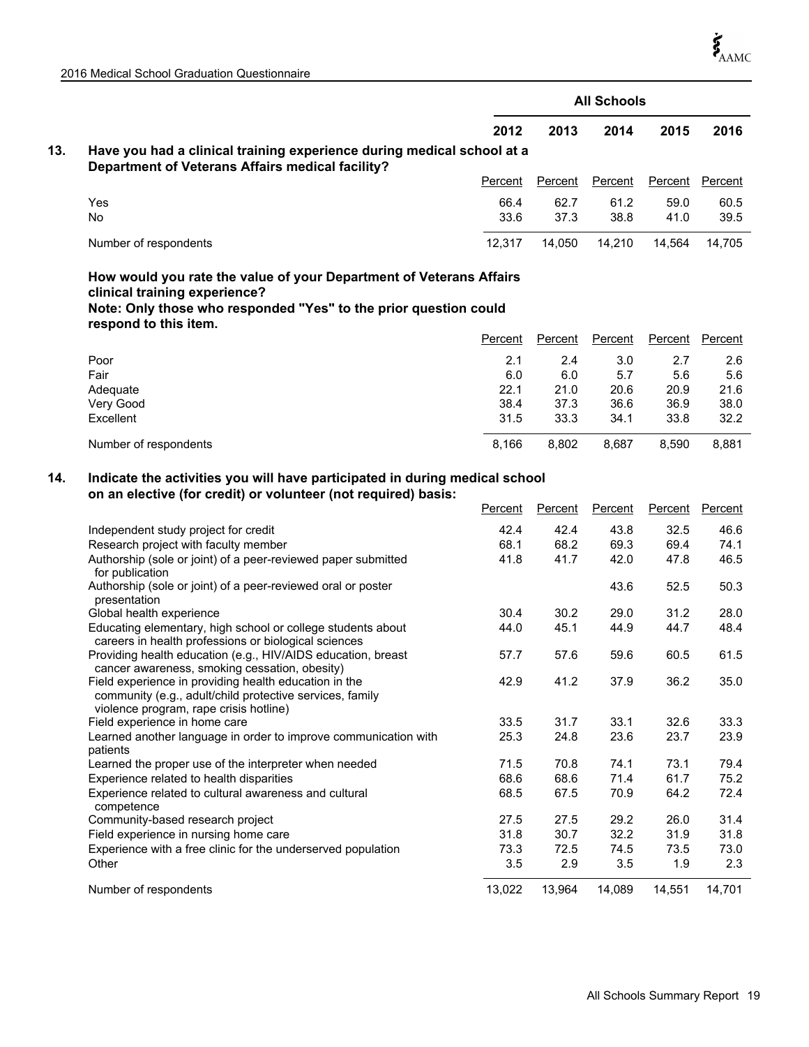| | All Schools | | | | |
|---|---|---|---|---|---|
| | 2012 | 2013 | 2014 | 2015 | 2016 |
| **13. Have you had a clinical training experience during medical school at a Department of Veterans Affairs medical facility?** | Percent | Percent | Percent | Percent | Percent |
| Yes | 66.4 | 62.7 | 61.2 | 59.0 | 60.5 |
| No | 33.6 | 37.3 | 38.8 | 41.0 | 39.5 |
| Number of respondents | 12,317 | 14,050 | 14,210 | 14,564 | 14,705 |
| **How would you rate the value of your Department of Veterans Affairs clinical training experience? Note: Only those who responded "Yes" to the prior question could respond to this item.** | Percent | Percent | Percent | Percent | Percent |
| Poor | 2.1 | 2.4 | 3.0 | 2.7 | 2.6 |
| Fair | 6.0 | 6.0 | 5.7 | 5.6 | 5.6 |
| Adequate | 22.1 | 21.0 | 20.6 | 20.9 | 21.6 |
| Very Good | 38.4 | 37.3 | 36.6 | 36.9 | 38.0 |
| Excellent | 31.5 | 33.3 | 34.1 | 33.8 | 32.2 |
| Number of respondents | 8,166 | 8,802 | 8,687 | 8,590 | 8,881 |
| **14. Indicate the activities you will have participated in during medical school on an elective (for credit) or volunteer (not required) basis:** | Percent | Percent | Percent | Percent | Percent |
| Independent study project for credit | 42.4 | 42.4 | 43.8 | 32.5 | 46.6 |
| Research project with faculty member | 68.1 | 68.2 | 69.3 | 69.4 | 74.1 |
| Authorship (sole or joint) of a peer-reviewed paper submitted for publication | 41.8 | 41.7 | 42.0 | 47.8 | 46.5 |
| Authorship (sole or joint) of a peer-reviewed oral or poster presentation | | | 43.6 | 52.5 | 50.3 |
| Global health experience | 30.4 | 30.2 | 29.0 | 31.2 | 28.0 |
| Educating elementary, high school or college students about careers in health professions or biological sciences | 44.0 | 45.1 | 44.9 | 44.7 | 48.4 |
| Providing health education (e.g., HIV/AIDS education, breast cancer awareness, smoking cessation, obesity) | 57.7 | 57.6 | 59.6 | 60.5 | 61.5 |
| Field experience in providing health education in the community (e.g., adult/child protective services, family violence program, rape crisis hotline) | 42.9 | 41.2 | 37.9 | 36.2 | 35.0 |
| Field experience in home care | 33.5 | 31.7 | 33.1 | 32.6 | 33.3 |
| Learned another language in order to improve communication with patients | 25.3 | 24.8 | 23.6 | 23.7 | 23.9 |
| Learned the proper use of the interpreter when needed | 71.5 | 70.8 | 74.1 | 73.1 | 79.4 |
| Experience related to health disparities | 68.6 | 68.6 | 71.4 | 61.7 | 75.2 |
| Experience related to cultural awareness and cultural competence | 68.5 | 67.5 | 70.9 | 64.2 | 72.4 |
| Community-based research project | 27.5 | 27.5 | 29.2 | 26.0 | 31.4 |
| Field experience in nursing home care | 31.8 | 30.7 | 32.2 | 31.9 | 31.8 |
| Experience with a free clinic for the underserved population | 73.3 | 72.5 | 74.5 | 73.5 | 73.0 |
| Other | 3.5 | 2.9 | 3.5 | 1.9 | 2.3 |
| Number of respondents | 13,022 | 13,964 | 14,089 | 14,551 | 14,701 |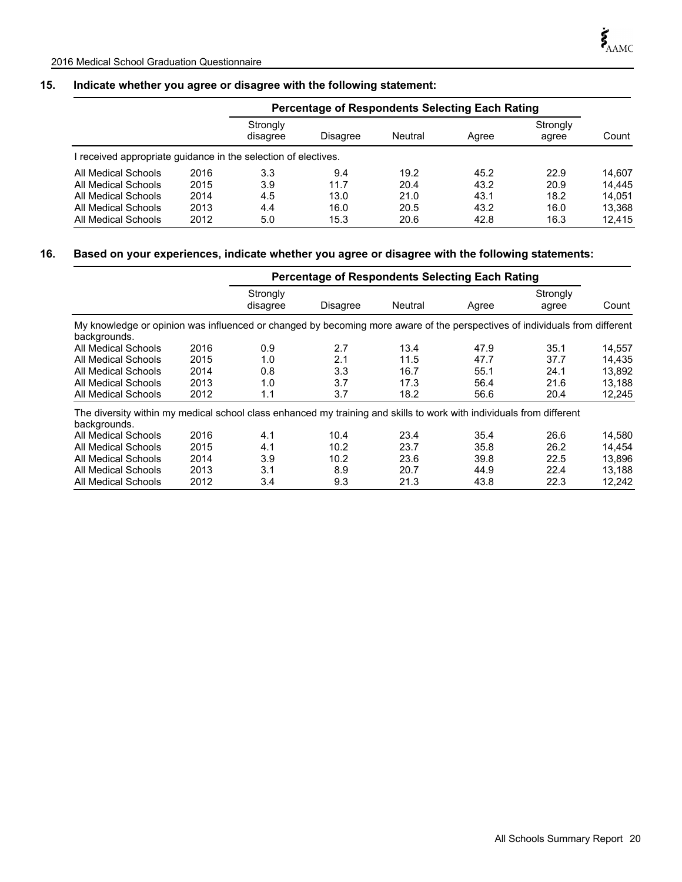## 15. Indicate whether you agree or disagree with the following statement:

| | | Percentage of Respondents Selecting Each Rating | | | | | |
|---|---|---|---|---|---|---|---|
| | | Strongly disagree | Disagree | Neutral | Agree | Strongly agree | Count |
| I received appropriate guidance in the selection of electives. | | | | | | | |
| All Medical Schools | 2016 | 3.3 | 9.4 | 19.2 | 45.2 | 22.9 | 14,607 |
| All Medical Schools | 2015 | 3.9 | 11.7 | 20.4 | 43.2 | 20.9 | 14,445 |
| All Medical Schools | 2014 | 4.5 | 13.0 | 21.0 | 43.1 | 18.2 | 14,051 |
| All Medical Schools | 2013 | 4.4 | 16.0 | 20.5 | 43.2 | 16.0 | 13,368 |
| All Medical Schools | 2012 | 5.0 | 15.3 | 20.6 | 42.8 | 16.3 | 12,415 |

## 16. Based on your experiences, indicate whether you agree or disagree with the following statements:

| | | Percentage of Respondents Selecting Each Rating | | | | | |
|---|---|---|---|---|---|---|---|
| | | Strongly disagree | Disagree | Neutral | Agree | Strongly agree | Count |
| My knowledge or opinion was influenced or changed by becoming more aware of the perspectives of individuals from different backgrounds. | | | | | | | |
| All Medical Schools | 2016 | 0.9 | 2.7 | 13.4 | 47.9 | 35.1 | 14,557 |
| All Medical Schools | 2015 | 1.0 | 2.1 | 11.5 | 47.7 | 37.7 | 14,435 |
| All Medical Schools | 2014 | 0.8 | 3.3 | 16.7 | 55.1 | 24.1 | 13,892 |
| All Medical Schools | 2013 | 1.0 | 3.7 | 17.3 | 56.4 | 21.6 | 13,188 |
| All Medical Schools | 2012 | 1.1 | 3.7 | 18.2 | 56.6 | 20.4 | 12,245 |
| The diversity within my medical school class enhanced my training and skills to work with individuals from different backgrounds. | | | | | | | |
| All Medical Schools | 2016 | 4.1 | 10.4 | 23.4 | 35.4 | 26.6 | 14,580 |
| All Medical Schools | 2015 | 4.1 | 10.2 | 23.7 | 35.8 | 26.2 | 14,454 |
| All Medical Schools | 2014 | 3.9 | 10.2 | 23.6 | 39.8 | 22.5 | 13,896 |
| All Medical Schools | 2013 | 3.1 | 8.9 | 20.7 | 44.9 | 22.4 | 13,188 |
| All Medical Schools | 2012 | 3.4 | 9.3 | 21.3 | 43.8 | 22.3 | 12,242 |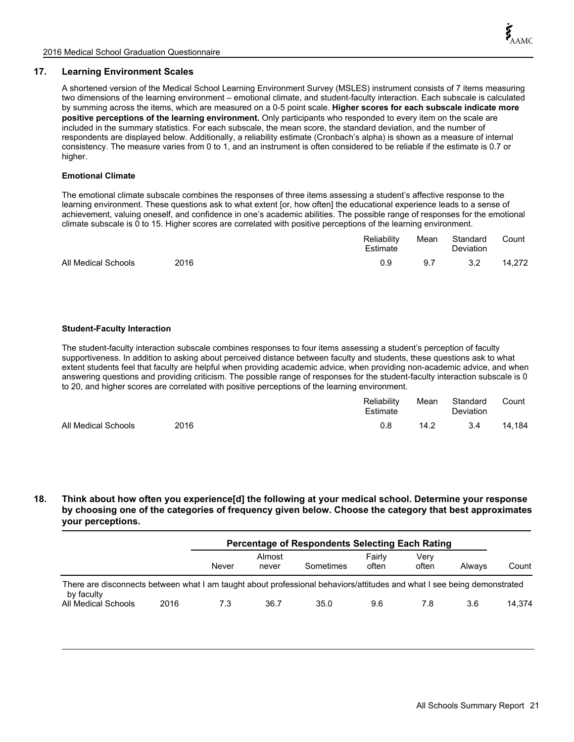## 17. Learning Environment Scales

A shortened version of the Medical School Learning Environment Survey (MSLES) instrument consists of 7 items measuring two dimensions of the learning environment – emotional climate, and student-faculty interaction. Each subscale is calculated by summing across the items, which are measured on a 0-5 point scale. **Higher scores for each subscale indicate more positive perceptions of the learning environment.** Only participants who responded to every item on the scale are included in the summary statistics. For each subscale, the mean score, the standard deviation, and the number of respondents are displayed below. Additionally, a reliability estimate (Cronbach's alpha) is shown as a measure of internal consistency. The measure varies from 0 to 1, and an instrument is often considered to be reliable if the estimate is 0.7 or higher.

### Emotional Climate

The emotional climate subscale combines the responses of three items assessing a student's affective response to the learning environment. These questions ask to what extent [or, how often] the educational experience leads to a sense of achievement, valuing oneself, and confidence in one's academic abilities. The possible range of responses for the emotional climate subscale is 0 to 15. Higher scores are correlated with positive perceptions of the learning environment.

| | | Reliability Estimate | Mean | Standard Deviation | Count |
|---|---|---|---|---|---|
| All Medical Schools | 2016 | 0.9 | 9.7 | 3.2 | 14,272 |

### Student-Faculty Interaction

The student-faculty interaction subscale combines responses to four items assessing a student's perception of faculty supportiveness. In addition to asking about perceived distance between faculty and students, these questions ask to what extent students feel that faculty are helpful when providing academic advice, when providing non-academic advice, and when answering questions and providing criticism. The possible range of responses for the student-faculty interaction subscale is 0 to 20, and higher scores are correlated with positive perceptions of the learning environment.

| | | Reliability Estimate | Mean | Standard Deviation | Count |
|---|---|---|---|---|---|
| All Medical Schools | 2016 | 0.8 | 14.2 | 3.4 | 14,184 |

## 18. Think about how often you experience[d] the following at your medical school. Determine your response by choosing one of the categories of frequency given below. Choose the category that best approximates your perceptions.

| | | Percentage of Respondents Selecting Each Rating | | | | | | |
|---|---|---|---|---|---|---|---|---|
| | | Never | Almost never | Sometimes | Fairly often | Very often | Always | Count |
| There are disconnects between what I am taught about professional behaviors/attitudes and what I see being demonstrated by faculty | | | | | | | | |
| All Medical Schools | 2016 | 7.3 | 36.7 | 35.0 | 9.6 | 7.8 | 3.6 | 14,374 |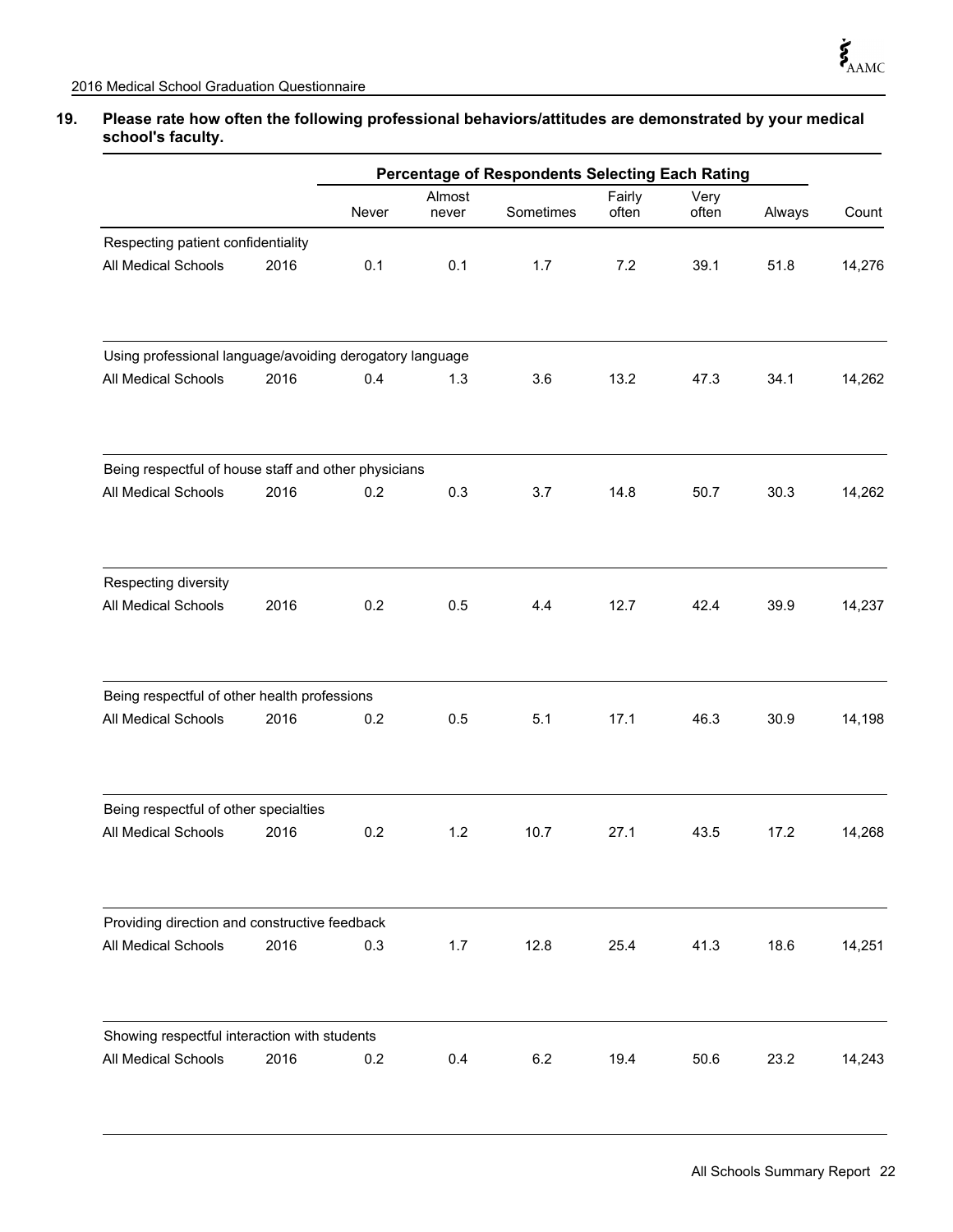**19. Please rate how often the following professional behaviors/attitudes are demonstrated by your medical school's faculty.**

| | | Percentage of Respondents Selecting Each Rating | | | | | | |
|---|---|---|---|---|---|---|---|---|
| | | Never | Almost never | Sometimes | Fairly often | Very often | Always | Count |
| **Respecting patient confidentiality** | | | | | | | | |
| All Medical Schools | 2016 | 0.1 | 0.1 | 1.7 | 7.2 | 39.1 | 51.8 | 14,276 |
| **Using professional language/avoiding derogatory language** | | | | | | | | |
| All Medical Schools | 2016 | 0.4 | 1.3 | 3.6 | 13.2 | 47.3 | 34.1 | 14,262 |
| **Being respectful of house staff and other physicians** | | | | | | | | |
| All Medical Schools | 2016 | 0.2 | 0.3 | 3.7 | 14.8 | 50.7 | 30.3 | 14,262 |
| **Respecting diversity** | | | | | | | | |
| All Medical Schools | 2016 | 0.2 | 0.5 | 4.4 | 12.7 | 42.4 | 39.9 | 14,237 |
| **Being respectful of other health professions** | | | | | | | | |
| All Medical Schools | 2016 | 0.2 | 0.5 | 5.1 | 17.1 | 46.3 | 30.9 | 14,198 |
| **Being respectful of other specialties** | | | | | | | | |
| All Medical Schools | 2016 | 0.2 | 1.2 | 10.7 | 27.1 | 43.5 | 17.2 | 14,268 |
| **Providing direction and constructive feedback** | | | | | | | | |
| All Medical Schools | 2016 | 0.3 | 1.7 | 12.8 | 25.4 | 41.3 | 18.6 | 14,251 |
| **Showing respectful interaction with students** | | | | | | | | |
| All Medical Schools | 2016 | 0.2 | 0.4 | 6.2 | 19.4 | 50.6 | 23.2 | 14,243 |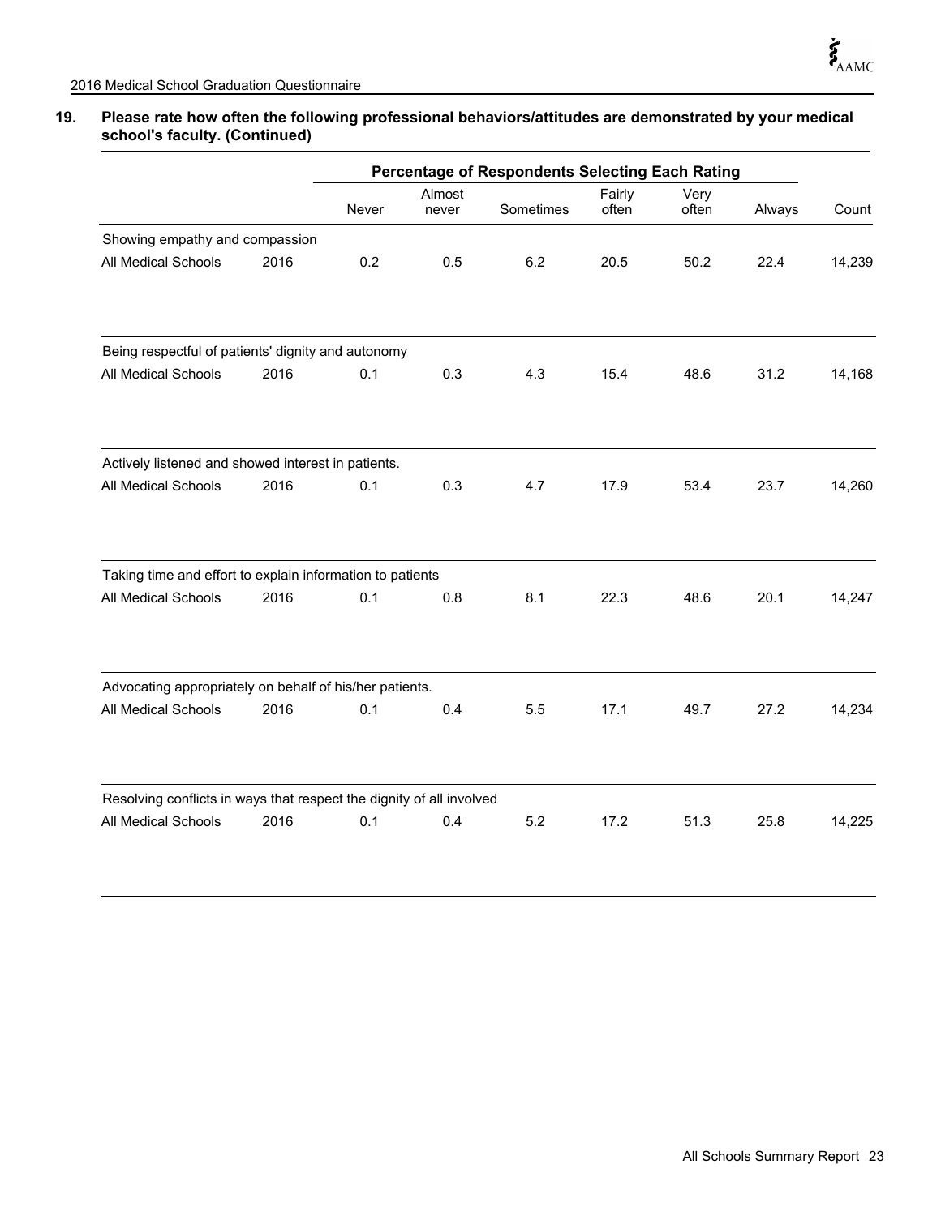## 19. Please rate how often the following professional behaviors/attitudes are demonstrated by your medical school's faculty. (Continued)

| | | Percentage of Respondents Selecting Each Rating | | | | | | |
|---|---|---|---|---|---|---|---|---|
| | | Never | Almost never | Sometimes | Fairly often | Very often | Always | Count |
| **Showing empathy and compassion** | | | | | | | | |
| All Medical Schools | 2016 | 0.2 | 0.5 | 6.2 | 20.5 | 50.2 | 22.4 | 14,239 |
| **Being respectful of patients' dignity and autonomy** | | | | | | | | |
| All Medical Schools | 2016 | 0.1 | 0.3 | 4.3 | 15.4 | 48.6 | 31.2 | 14,168 |
| **Actively listened and showed interest in patients.** | | | | | | | | |
| All Medical Schools | 2016 | 0.1 | 0.3 | 4.7 | 17.9 | 53.4 | 23.7 | 14,260 |
| **Taking time and effort to explain information to patients** | | | | | | | | |
| All Medical Schools | 2016 | 0.1 | 0.8 | 8.1 | 22.3 | 48.6 | 20.1 | 14,247 |
| **Advocating appropriately on behalf of his/her patients.** | | | | | | | | |
| All Medical Schools | 2016 | 0.1 | 0.4 | 5.5 | 17.1 | 49.7 | 27.2 | 14,234 |
| **Resolving conflicts in ways that respect the dignity of all involved** | | | | | | | | |
| All Medical Schools | 2016 | 0.1 | 0.4 | 5.2 | 17.2 | 51.3 | 25.8 | 14,225 |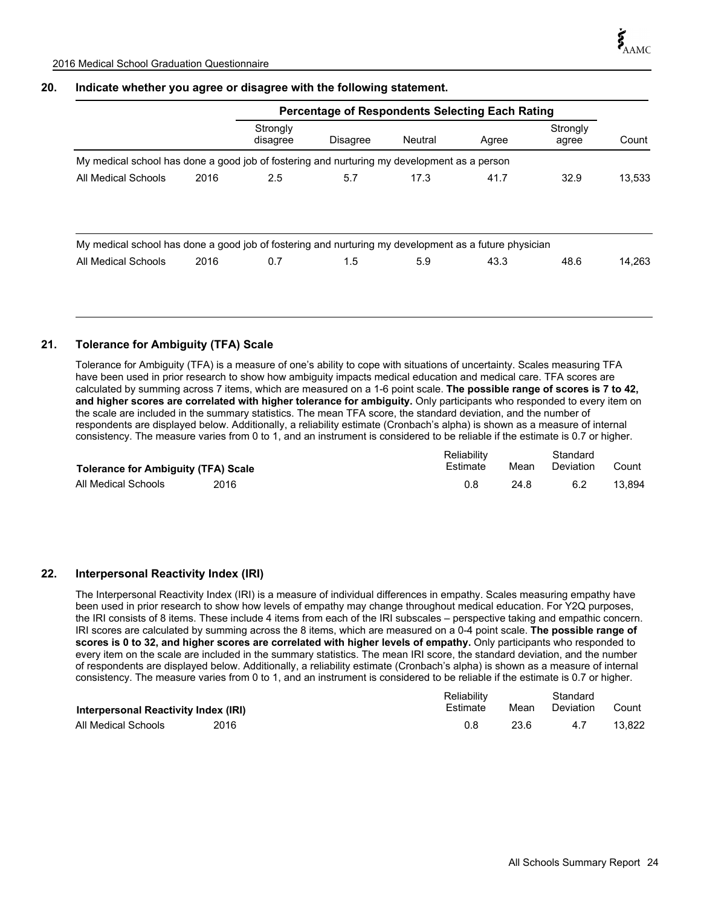## 20. Indicate whether you agree or disagree with the following statement.

| | | Percentage of Respondents Selecting Each Rating | | | | | |
|---|---|---|---|---|---|---|---|
| | | Strongly disagree | Disagree | Neutral | Agree | Strongly agree | Count |
| My medical school has done a good job of fostering and nurturing my development as a person | | | | | | | |
| All Medical Schools | 2016 | 2.5 | 5.7 | 17.3 | 41.7 | 32.9 | 13,533 |
| My medical school has done a good job of fostering and nurturing my development as a future physician | | | | | | | |
| All Medical Schools | 2016 | 0.7 | 1.5 | 5.9 | 43.3 | 48.6 | 14,263 |

## 21. Tolerance for Ambiguity (TFA) Scale

Tolerance for Ambiguity (TFA) is a measure of one's ability to cope with situations of uncertainty. Scales measuring TFA have been used in prior research to show how ambiguity impacts medical education and medical care. TFA scores are calculated by summing across 7 items, which are measured on a 1-6 point scale. **The possible range of scores is 7 to 42, and higher scores are correlated with higher tolerance for ambiguity.** Only participants who responded to every item on the scale are included in the summary statistics. The mean TFA score, the standard deviation, and the number of respondents are displayed below. Additionally, a reliability estimate (Cronbach's alpha) is shown as a measure of internal consistency. The measure varies from 0 to 1, and an instrument is considered to be reliable if the estimate is 0.7 or higher.

| Tolerance for Ambiguity (TFA) Scale | | Reliability Estimate | Mean | Standard Deviation | Count |
|---|---|---|---|---|---|
| All Medical Schools | 2016 | 0.8 | 24.8 | 6.2 | 13,894 |

## 22. Interpersonal Reactivity Index (IRI)

The Interpersonal Reactivity Index (IRI) is a measure of individual differences in empathy. Scales measuring empathy have been used in prior research to show how levels of empathy may change throughout medical education. For Y2Q purposes, the IRI consists of 8 items. These include 4 items from each of the IRI subscales – perspective taking and empathic concern. IRI scores are calculated by summing across the 8 items, which are measured on a 0-4 point scale. **The possible range of scores is 0 to 32, and higher scores are correlated with higher levels of empathy.** Only participants who responded to every item on the scale are included in the summary statistics. The mean IRI score, the standard deviation, and the number of respondents are displayed below. Additionally, a reliability estimate (Cronbach's alpha) is shown as a measure of internal consistency. The measure varies from 0 to 1, and an instrument is considered to be reliable if the estimate is 0.7 or higher.

| Interpersonal Reactivity Index (IRI) | | Reliability Estimate | Mean | Standard Deviation | Count |
|---|---|---|---|---|---|
| All Medical Schools | 2016 | 0.8 | 23.6 | 4.7 | 13,822 |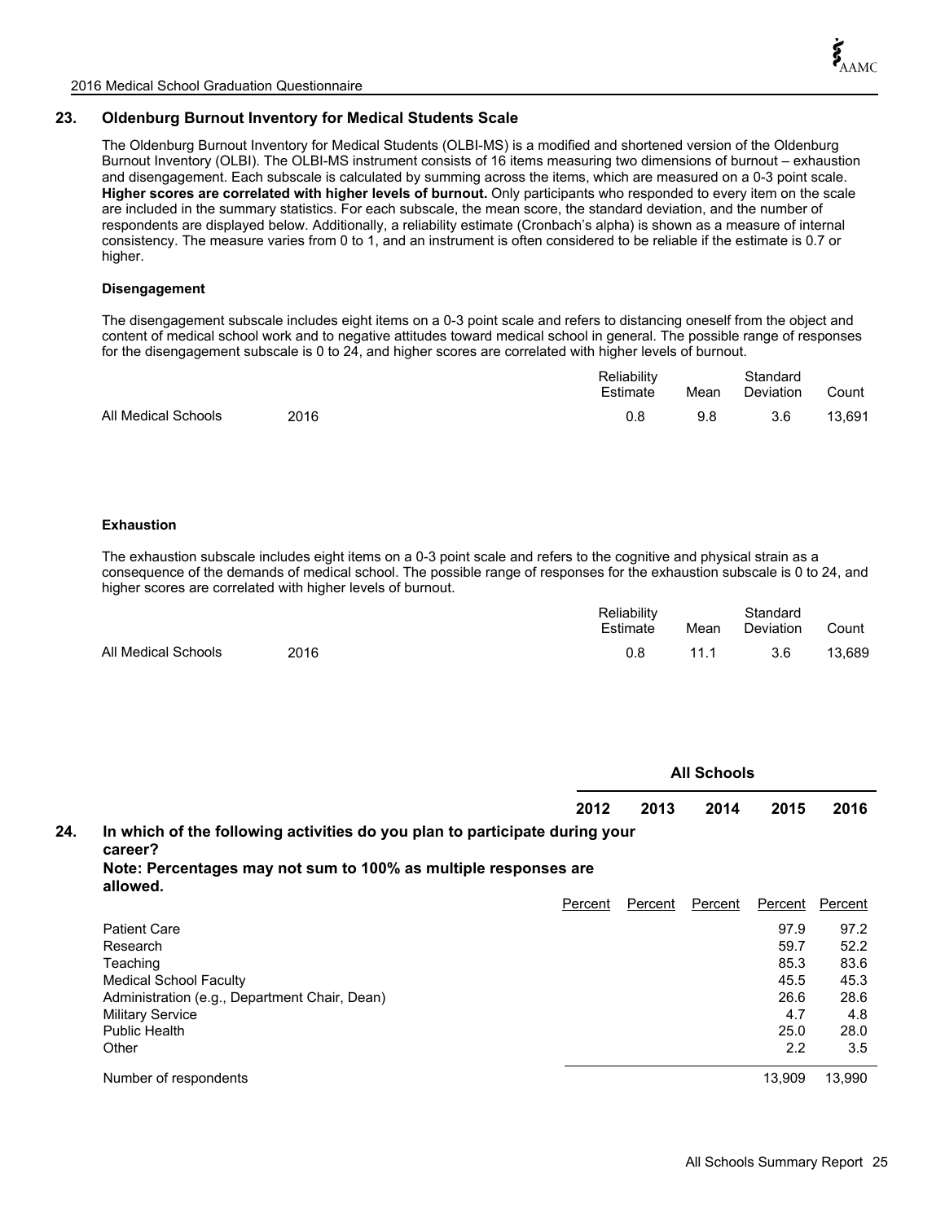## 23. Oldenburg Burnout Inventory for Medical Students Scale

The Oldenburg Burnout Inventory for Medical Students (OLBI-MS) is a modified and shortened version of the Oldenburg Burnout Inventory (OLBI). The OLBI-MS instrument consists of 16 items measuring two dimensions of burnout – exhaustion and disengagement. Each subscale is calculated by summing across the items, which are measured on a 0-3 point scale. **Higher scores are correlated with higher levels of burnout.** Only participants who responded to every item on the scale are included in the summary statistics. For each subscale, the mean score, the standard deviation, and the number of respondents are displayed below. Additionally, a reliability estimate (Cronbach's alpha) is shown as a measure of internal consistency. The measure varies from 0 to 1, and an instrument is often considered to be reliable if the estimate is 0.7 or higher.

### Disengagement

The disengagement subscale includes eight items on a 0-3 point scale and refers to distancing oneself from the object and content of medical school work and to negative attitudes toward medical school in general. The possible range of responses for the disengagement subscale is 0 to 24, and higher scores are correlated with higher levels of burnout.

| | | Reliability Estimate | Mean | Standard Deviation | Count |
|---|---|---|---|---|---|
| All Medical Schools | 2016 | 0.8 | 9.8 | 3.6 | 13,691 |

### Exhaustion

The exhaustion subscale includes eight items on a 0-3 point scale and refers to the cognitive and physical strain as a consequence of the demands of medical school. The possible range of responses for the exhaustion subscale is 0 to 24, and higher scores are correlated with higher levels of burnout.

| | | Reliability Estimate | Mean | Standard Deviation | Count |
|---|---|---|---|---|---|
| All Medical Schools | 2016 | 0.8 | 11.1 | 3.6 | 13,689 |

## 24. In which of the following activities do you plan to participate during your career?

**Note: Percentages may not sum to 100% as multiple responses are allowed.**

| | All Schools | | | | |
|---|---|---|---|---|---|
| | 2012 | 2013 | 2014 | 2015 | 2016 |
| | Percent | Percent | Percent | Percent | Percent |
| Patient Care | | | | 97.9 | 97.2 |
| Research | | | | 59.7 | 52.2 |
| Teaching | | | | 85.3 | 83.6 |
| Medical School Faculty | | | | 45.5 | 45.3 |
| Administration (e.g., Department Chair, Dean) | | | | 26.6 | 28.6 |
| Military Service | | | | 4.7 | 4.8 |
| Public Health | | | | 25.0 | 28.0 |
| Other | | | | 2.2 | 3.5 |
| Number of respondents | | | | 13,909 | 13,990 |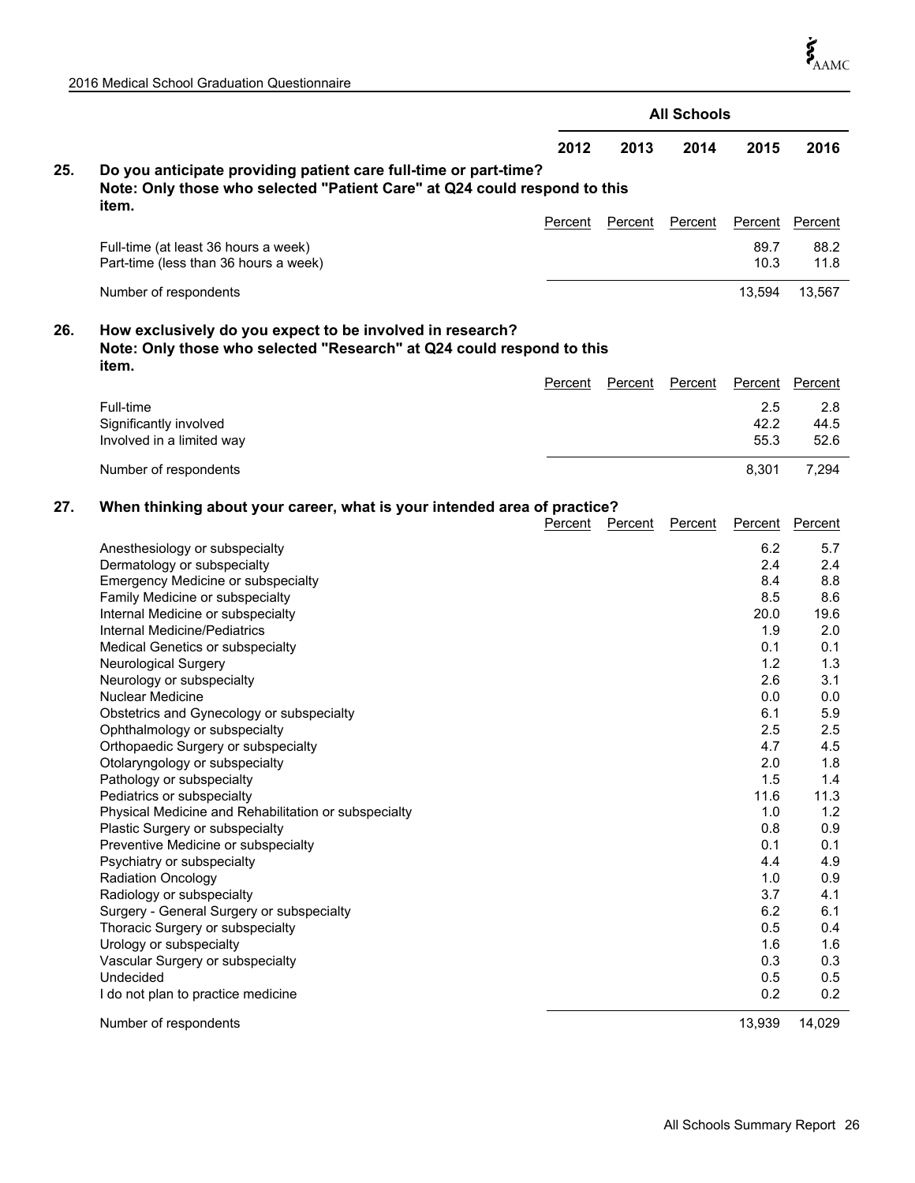| | All Schools | | | | |
|---|---|---|---|---|---|
| | 2012 | 2013 | 2014 | 2015 | 2016 |

**25. Do you anticipate providing patient care full-time or part-time?**
**Note: Only those who selected "Patient Care" at Q24 could respond to this item.**

| | 2012 Percent | 2013 Percent | 2014 Percent | 2015 Percent | 2016 Percent |
|---|---|---|---|---|---|
| Full-time (at least 36 hours a week) | | | | 89.7 | 88.2 |
| Part-time (less than 36 hours a week) | | | | 10.3 | 11.8 |
| Number of respondents | | | | 13,594 | 13,567 |

**26. How exclusively do you expect to be involved in research?**
**Note: Only those who selected "Research" at Q24 could respond to this item.**

| | 2012 Percent | 2013 Percent | 2014 Percent | 2015 Percent | 2016 Percent |
|---|---|---|---|---|---|
| Full-time | | | | 2.5 | 2.8 |
| Significantly involved | | | | 42.2 | 44.5 |
| Involved in a limited way | | | | 55.3 | 52.6 |
| Number of respondents | | | | 8,301 | 7,294 |

**27. When thinking about your career, what is your intended area of practice?**

| | 2012 Percent | 2013 Percent | 2014 Percent | 2015 Percent | 2016 Percent |
|---|---|---|---|---|---|
| Anesthesiology or subspecialty | | | | 6.2 | 5.7 |
| Dermatology or subspecialty | | | | 2.4 | 2.4 |
| Emergency Medicine or subspecialty | | | | 8.4 | 8.8 |
| Family Medicine or subspecialty | | | | 8.5 | 8.6 |
| Internal Medicine or subspecialty | | | | 20.0 | 19.6 |
| Internal Medicine/Pediatrics | | | | 1.9 | 2.0 |
| Medical Genetics or subspecialty | | | | 0.1 | 0.1 |
| Neurological Surgery | | | | 1.2 | 1.3 |
| Neurology or subspecialty | | | | 2.6 | 3.1 |
| Nuclear Medicine | | | | 0.0 | 0.0 |
| Obstetrics and Gynecology or subspecialty | | | | 6.1 | 5.9 |
| Ophthalmology or subspecialty | | | | 2.5 | 2.5 |
| Orthopaedic Surgery or subspecialty | | | | 4.7 | 4.5 |
| Otolaryngology or subspecialty | | | | 2.0 | 1.8 |
| Pathology or subspecialty | | | | 1.5 | 1.4 |
| Pediatrics or subspecialty | | | | 11.6 | 11.3 |
| Physical Medicine and Rehabilitation or subspecialty | | | | 1.0 | 1.2 |
| Plastic Surgery or subspecialty | | | | 0.8 | 0.9 |
| Preventive Medicine or subspecialty | | | | 0.1 | 0.1 |
| Psychiatry or subspecialty | | | | 4.4 | 4.9 |
| Radiation Oncology | | | | 1.0 | 0.9 |
| Radiology or subspecialty | | | | 3.7 | 4.1 |
| Surgery - General Surgery or subspecialty | | | | 6.2 | 6.1 |
| Thoracic Surgery or subspecialty | | | | 0.5 | 0.4 |
| Urology or subspecialty | | | | 1.6 | 1.6 |
| Vascular Surgery or subspecialty | | | | 0.3 | 0.3 |
| Undecided | | | | 0.5 | 0.5 |
| I do not plan to practice medicine | | | | 0.2 | 0.2 |
| Number of respondents | | | | 13,939 | 14,029 |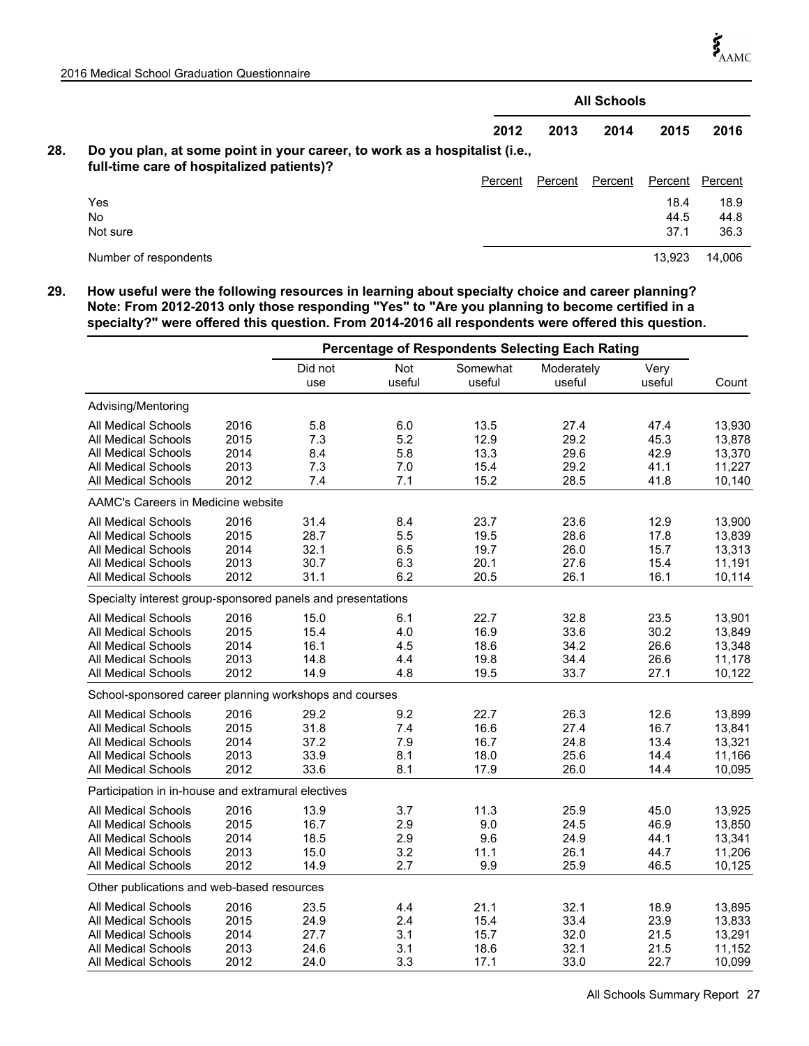## 28. Do you plan, at some point in your career, to work as a hospitalist (i.e., full-time care of hospitalized patients)?

| | All Schools | | | | |
|---|---|---|---|---|---|
| | 2012 | 2013 | 2014 | 2015 | 2016 |
| | Percent | Percent | Percent | Percent | Percent |
| Yes | | | | 18.4 | 18.9 |
| No | | | | 44.5 | 44.8 |
| Not sure | | | | 37.1 | 36.3 |
| Number of respondents | | | | 13,923 | 14,006 |

## 29. How useful were the following resources in learning about specialty choice and career planning? Note: From 2012-2013 only those responding "Yes" to "Are you planning to become certified in a specialty?" were offered this question. From 2014-2016 all respondents were offered this question.

| | | Percentage of Respondents Selecting Each Rating | | | | | |
|---|---|---|---|---|---|---|---|
| | | Did not use | Not useful | Somewhat useful | Moderately useful | Very useful | Count |
| **Advising/Mentoring** | | | | | | | |
| All Medical Schools | 2016 | 5.8 | 6.0 | 13.5 | 27.4 | 47.4 | 13,930 |
| All Medical Schools | 2015 | 7.3 | 5.2 | 12.9 | 29.2 | 45.3 | 13,878 |
| All Medical Schools | 2014 | 8.4 | 5.8 | 13.3 | 29.6 | 42.9 | 13,370 |
| All Medical Schools | 2013 | 7.3 | 7.0 | 15.4 | 29.2 | 41.1 | 11,227 |
| All Medical Schools | 2012 | 7.4 | 7.1 | 15.2 | 28.5 | 41.8 | 10,140 |
| **AAMC's Careers in Medicine website** | | | | | | | |
| All Medical Schools | 2016 | 31.4 | 8.4 | 23.7 | 23.6 | 12.9 | 13,900 |
| All Medical Schools | 2015 | 28.7 | 5.5 | 19.5 | 28.6 | 17.8 | 13,839 |
| All Medical Schools | 2014 | 32.1 | 6.5 | 19.7 | 26.0 | 15.7 | 13,313 |
| All Medical Schools | 2013 | 30.7 | 6.3 | 20.1 | 27.6 | 15.4 | 11,191 |
| All Medical Schools | 2012 | 31.1 | 6.2 | 20.5 | 26.1 | 16.1 | 10,114 |
| **Specialty interest group-sponsored panels and presentations** | | | | | | | |
| All Medical Schools | 2016 | 15.0 | 6.1 | 22.7 | 32.8 | 23.5 | 13,901 |
| All Medical Schools | 2015 | 15.4 | 4.0 | 16.9 | 33.6 | 30.2 | 13,849 |
| All Medical Schools | 2014 | 16.1 | 4.5 | 18.6 | 34.2 | 26.6 | 13,348 |
| All Medical Schools | 2013 | 14.8 | 4.4 | 19.8 | 34.4 | 26.6 | 11,178 |
| All Medical Schools | 2012 | 14.9 | 4.8 | 19.5 | 33.7 | 27.1 | 10,122 |
| **School-sponsored career planning workshops and courses** | | | | | | | |
| All Medical Schools | 2016 | 29.2 | 9.2 | 22.7 | 26.3 | 12.6 | 13,899 |
| All Medical Schools | 2015 | 31.8 | 7.4 | 16.6 | 27.4 | 16.7 | 13,841 |
| All Medical Schools | 2014 | 37.2 | 7.9 | 16.7 | 24.8 | 13.4 | 13,321 |
| All Medical Schools | 2013 | 33.9 | 8.1 | 18.0 | 25.6 | 14.4 | 11,166 |
| All Medical Schools | 2012 | 33.6 | 8.1 | 17.9 | 26.0 | 14.4 | 10,095 |
| **Participation in in-house and extramural electives** | | | | | | | |
| All Medical Schools | 2016 | 13.9 | 3.7 | 11.3 | 25.9 | 45.0 | 13,925 |
| All Medical Schools | 2015 | 16.7 | 2.9 | 9.0 | 24.5 | 46.9 | 13,850 |
| All Medical Schools | 2014 | 18.5 | 2.9 | 9.6 | 24.9 | 44.1 | 13,341 |
| All Medical Schools | 2013 | 15.0 | 3.2 | 11.1 | 26.1 | 44.7 | 11,206 |
| All Medical Schools | 2012 | 14.9 | 2.7 | 9.9 | 25.9 | 46.5 | 10,125 |
| **Other publications and web-based resources** | | | | | | | |
| All Medical Schools | 2016 | 23.5 | 4.4 | 21.1 | 32.1 | 18.9 | 13,895 |
| All Medical Schools | 2015 | 24.9 | 2.4 | 15.4 | 33.4 | 23.9 | 13,833 |
| All Medical Schools | 2014 | 27.7 | 3.1 | 15.7 | 32.0 | 21.5 | 13,291 |
| All Medical Schools | 2013 | 24.6 | 3.1 | 18.6 | 32.1 | 21.5 | 11,152 |
| All Medical Schools | 2012 | 24.0 | 3.3 | 17.1 | 33.0 | 22.7 | 10,099 |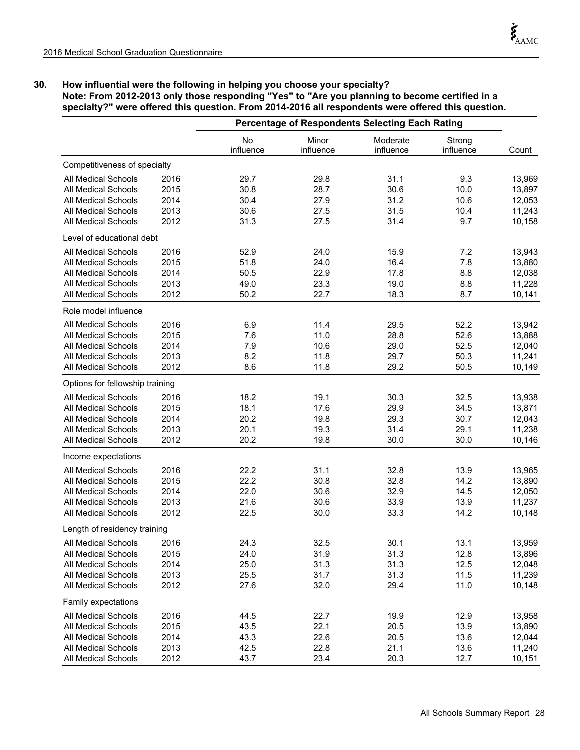## 30. How influential were the following in helping you choose your specialty?

**Note: From 2012-2013 only those responding "Yes" to "Are you planning to become certified in a specialty?" were offered this question. From 2014-2016 all respondents were offered this question.**

| | | Percentage of Respondents Selecting Each Rating | | | | |
|---|---|---|---|---|---|---|
| | | No influence | Minor influence | Moderate influence | Strong influence | Count |
| **Competitiveness of specialty** | | | | | | |
| All Medical Schools | 2016 | 29.7 | 29.8 | 31.1 | 9.3 | 13,969 |
| All Medical Schools | 2015 | 30.8 | 28.7 | 30.6 | 10.0 | 13,897 |
| All Medical Schools | 2014 | 30.4 | 27.9 | 31.2 | 10.6 | 12,053 |
| All Medical Schools | 2013 | 30.6 | 27.5 | 31.5 | 10.4 | 11,243 |
| All Medical Schools | 2012 | 31.3 | 27.5 | 31.4 | 9.7 | 10,158 |
| **Level of educational debt** | | | | | | |
| All Medical Schools | 2016 | 52.9 | 24.0 | 15.9 | 7.2 | 13,943 |
| All Medical Schools | 2015 | 51.8 | 24.0 | 16.4 | 7.8 | 13,880 |
| All Medical Schools | 2014 | 50.5 | 22.9 | 17.8 | 8.8 | 12,038 |
| All Medical Schools | 2013 | 49.0 | 23.3 | 19.0 | 8.8 | 11,228 |
| All Medical Schools | 2012 | 50.2 | 22.7 | 18.3 | 8.7 | 10,141 |
| **Role model influence** | | | | | | |
| All Medical Schools | 2016 | 6.9 | 11.4 | 29.5 | 52.2 | 13,942 |
| All Medical Schools | 2015 | 7.6 | 11.0 | 28.8 | 52.6 | 13,888 |
| All Medical Schools | 2014 | 7.9 | 10.6 | 29.0 | 52.5 | 12,040 |
| All Medical Schools | 2013 | 8.2 | 11.8 | 29.7 | 50.3 | 11,241 |
| All Medical Schools | 2012 | 8.6 | 11.8 | 29.2 | 50.5 | 10,149 |
| **Options for fellowship training** | | | | | | |
| All Medical Schools | 2016 | 18.2 | 19.1 | 30.3 | 32.5 | 13,938 |
| All Medical Schools | 2015 | 18.1 | 17.6 | 29.9 | 34.5 | 13,871 |
| All Medical Schools | 2014 | 20.2 | 19.8 | 29.3 | 30.7 | 12,043 |
| All Medical Schools | 2013 | 20.1 | 19.3 | 31.4 | 29.1 | 11,238 |
| All Medical Schools | 2012 | 20.2 | 19.8 | 30.0 | 30.0 | 10,146 |
| **Income expectations** | | | | | | |
| All Medical Schools | 2016 | 22.2 | 31.1 | 32.8 | 13.9 | 13,965 |
| All Medical Schools | 2015 | 22.2 | 30.8 | 32.8 | 14.2 | 13,890 |
| All Medical Schools | 2014 | 22.0 | 30.6 | 32.9 | 14.5 | 12,050 |
| All Medical Schools | 2013 | 21.6 | 30.6 | 33.9 | 13.9 | 11,237 |
| All Medical Schools | 2012 | 22.5 | 30.0 | 33.3 | 14.2 | 10,148 |
| **Length of residency training** | | | | | | |
| All Medical Schools | 2016 | 24.3 | 32.5 | 30.1 | 13.1 | 13,959 |
| All Medical Schools | 2015 | 24.0 | 31.9 | 31.3 | 12.8 | 13,896 |
| All Medical Schools | 2014 | 25.0 | 31.3 | 31.3 | 12.5 | 12,048 |
| All Medical Schools | 2013 | 25.5 | 31.7 | 31.3 | 11.5 | 11,239 |
| All Medical Schools | 2012 | 27.6 | 32.0 | 29.4 | 11.0 | 10,148 |
| **Family expectations** | | | | | | |
| All Medical Schools | 2016 | 44.5 | 22.7 | 19.9 | 12.9 | 13,958 |
| All Medical Schools | 2015 | 43.5 | 22.1 | 20.5 | 13.9 | 13,890 |
| All Medical Schools | 2014 | 43.3 | 22.6 | 20.5 | 13.6 | 12,044 |
| All Medical Schools | 2013 | 42.5 | 22.8 | 21.1 | 13.6 | 11,240 |
| All Medical Schools | 2012 | 43.7 | 23.4 | 20.3 | 12.7 | 10,151 |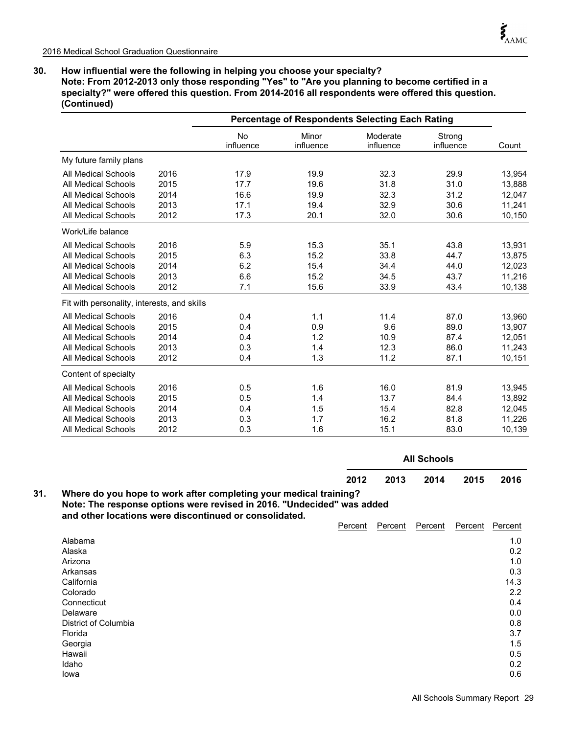**30. How influential were the following in helping you choose your specialty?**
**Note: From 2012-2013 only those responding "Yes" to "Are you planning to become certified in a specialty?" were offered this question. From 2014-2016 all respondents were offered this question. (Continued)**

| | | Percentage of Respondents Selecting Each Rating | | | | |
|---|---|---|---|---|---|---|
| | | No influence | Minor influence | Moderate influence | Strong influence | Count |
| **My future family plans** | | | | | | |
| All Medical Schools | 2016 | 17.9 | 19.9 | 32.3 | 29.9 | 13,954 |
| All Medical Schools | 2015 | 17.7 | 19.6 | 31.8 | 31.0 | 13,888 |
| All Medical Schools | 2014 | 16.6 | 19.9 | 32.3 | 31.2 | 12,047 |
| All Medical Schools | 2013 | 17.1 | 19.4 | 32.9 | 30.6 | 11,241 |
| All Medical Schools | 2012 | 17.3 | 20.1 | 32.0 | 30.6 | 10,150 |
| **Work/Life balance** | | | | | | |
| All Medical Schools | 2016 | 5.9 | 15.3 | 35.1 | 43.8 | 13,931 |
| All Medical Schools | 2015 | 6.3 | 15.2 | 33.8 | 44.7 | 13,875 |
| All Medical Schools | 2014 | 6.2 | 15.4 | 34.4 | 44.0 | 12,023 |
| All Medical Schools | 2013 | 6.6 | 15.2 | 34.5 | 43.7 | 11,216 |
| All Medical Schools | 2012 | 7.1 | 15.6 | 33.9 | 43.4 | 10,138 |
| **Fit with personality, interests, and skills** | | | | | | |
| All Medical Schools | 2016 | 0.4 | 1.1 | 11.4 | 87.0 | 13,960 |
| All Medical Schools | 2015 | 0.4 | 0.9 | 9.6 | 89.0 | 13,907 |
| All Medical Schools | 2014 | 0.4 | 1.2 | 10.9 | 87.4 | 12,051 |
| All Medical Schools | 2013 | 0.3 | 1.4 | 12.3 | 86.0 | 11,243 |
| All Medical Schools | 2012 | 0.4 | 1.3 | 11.2 | 87.1 | 10,151 |
| **Content of specialty** | | | | | | |
| All Medical Schools | 2016 | 0.5 | 1.6 | 16.0 | 81.9 | 13,945 |
| All Medical Schools | 2015 | 0.5 | 1.4 | 13.7 | 84.4 | 13,892 |
| All Medical Schools | 2014 | 0.4 | 1.5 | 15.4 | 82.8 | 12,045 |
| All Medical Schools | 2013 | 0.3 | 1.7 | 16.2 | 81.8 | 11,226 |
| All Medical Schools | 2012 | 0.3 | 1.6 | 15.1 | 83.0 | 10,139 |

**31. Where do you hope to work after completing your medical training?**
**Note: The response options were revised in 2016. "Undecided" was added and other locations were discontinued or consolidated.**

| | All Schools | | | | |
|---|---|---|---|---|---|
| | 2012 | 2013 | 2014 | 2015 | 2016 |
| | Percent | Percent | Percent | Percent | Percent |
| Alabama | | | | | 1.0 |
| Alaska | | | | | 0.2 |
| Arizona | | | | | 1.0 |
| Arkansas | | | | | 0.3 |
| California | | | | | 14.3 |
| Colorado | | | | | 2.2 |
| Connecticut | | | | | 0.4 |
| Delaware | | | | | 0.0 |
| District of Columbia | | | | | 0.8 |
| Florida | | | | | 3.7 |
| Georgia | | | | | 1.5 |
| Hawaii | | | | | 0.5 |
| Idaho | | | | | 0.2 |
| Iowa | | | | | 0.6 |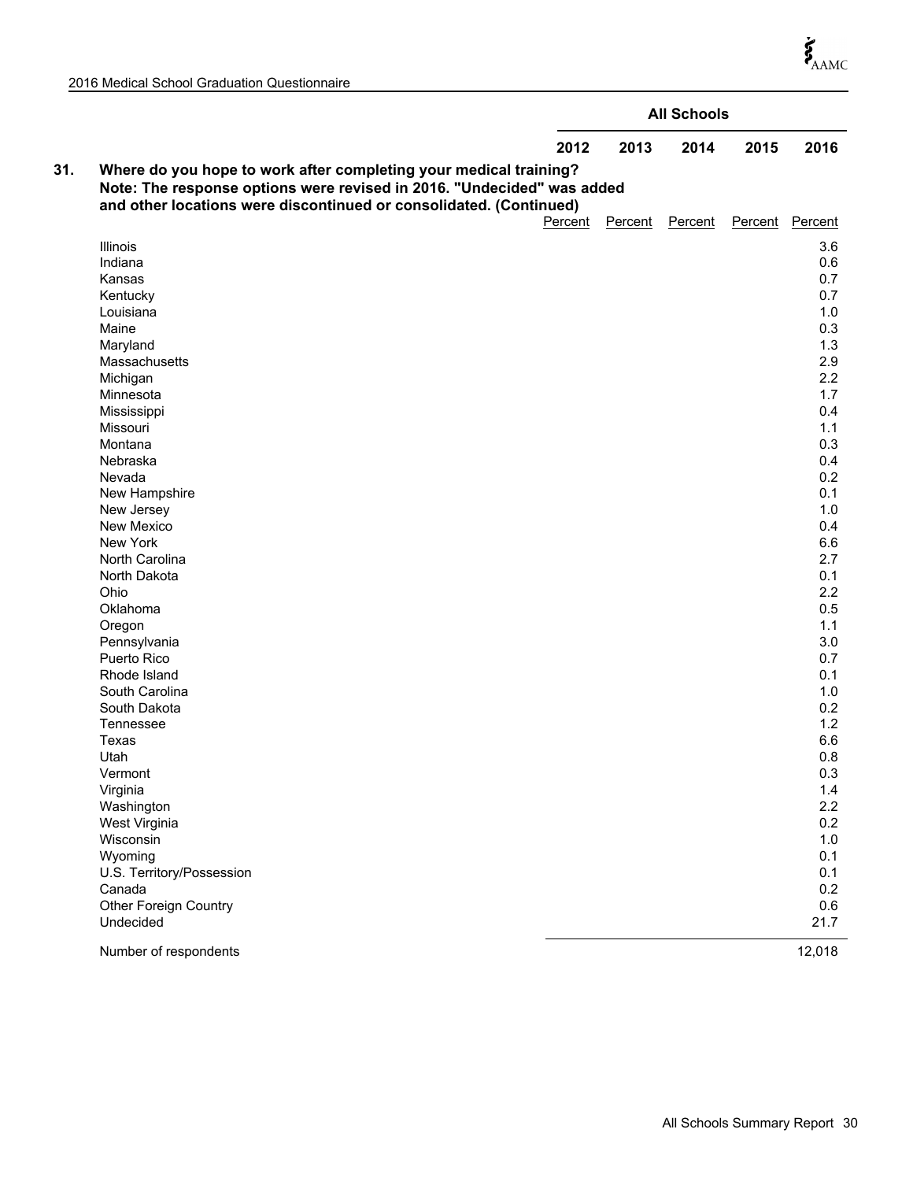| | All Schools | | | | |
|---|---|---|---|---|---|
| | 2012 | 2013 | 2014 | 2015 | 2016 |
| **31. Where do you hope to work after completing your medical training? Note: The response options were revised in 2016. "Undecided" was added and other locations were discontinued or consolidated. (Continued)** | Percent | Percent | Percent | Percent | Percent |
| Illinois | | | | | 3.6 |
| Indiana | | | | | 0.6 |
| Kansas | | | | | 0.7 |
| Kentucky | | | | | 0.7 |
| Louisiana | | | | | 1.0 |
| Maine | | | | | 0.3 |
| Maryland | | | | | 1.3 |
| Massachusetts | | | | | 2.9 |
| Michigan | | | | | 2.2 |
| Minnesota | | | | | 1.7 |
| Mississippi | | | | | 0.4 |
| Missouri | | | | | 1.1 |
| Montana | | | | | 0.3 |
| Nebraska | | | | | 0.4 |
| Nevada | | | | | 0.2 |
| New Hampshire | | | | | 0.1 |
| New Jersey | | | | | 1.0 |
| New Mexico | | | | | 0.4 |
| New York | | | | | 6.6 |
| North Carolina | | | | | 2.7 |
| North Dakota | | | | | 0.1 |
| Ohio | | | | | 2.2 |
| Oklahoma | | | | | 0.5 |
| Oregon | | | | | 1.1 |
| Pennsylvania | | | | | 3.0 |
| Puerto Rico | | | | | 0.7 |
| Rhode Island | | | | | 0.1 |
| South Carolina | | | | | 1.0 |
| South Dakota | | | | | 0.2 |
| Tennessee | | | | | 1.2 |
| Texas | | | | | 6.6 |
| Utah | | | | | 0.8 |
| Vermont | | | | | 0.3 |
| Virginia | | | | | 1.4 |
| Washington | | | | | 2.2 |
| West Virginia | | | | | 0.2 |
| Wisconsin | | | | | 1.0 |
| Wyoming | | | | | 0.1 |
| U.S. Territory/Possession | | | | | 0.1 |
| Canada | | | | | 0.2 |
| Other Foreign Country | | | | | 0.6 |
| Undecided | | | | | 21.7 |
| Number of respondents | | | | | 12,018 |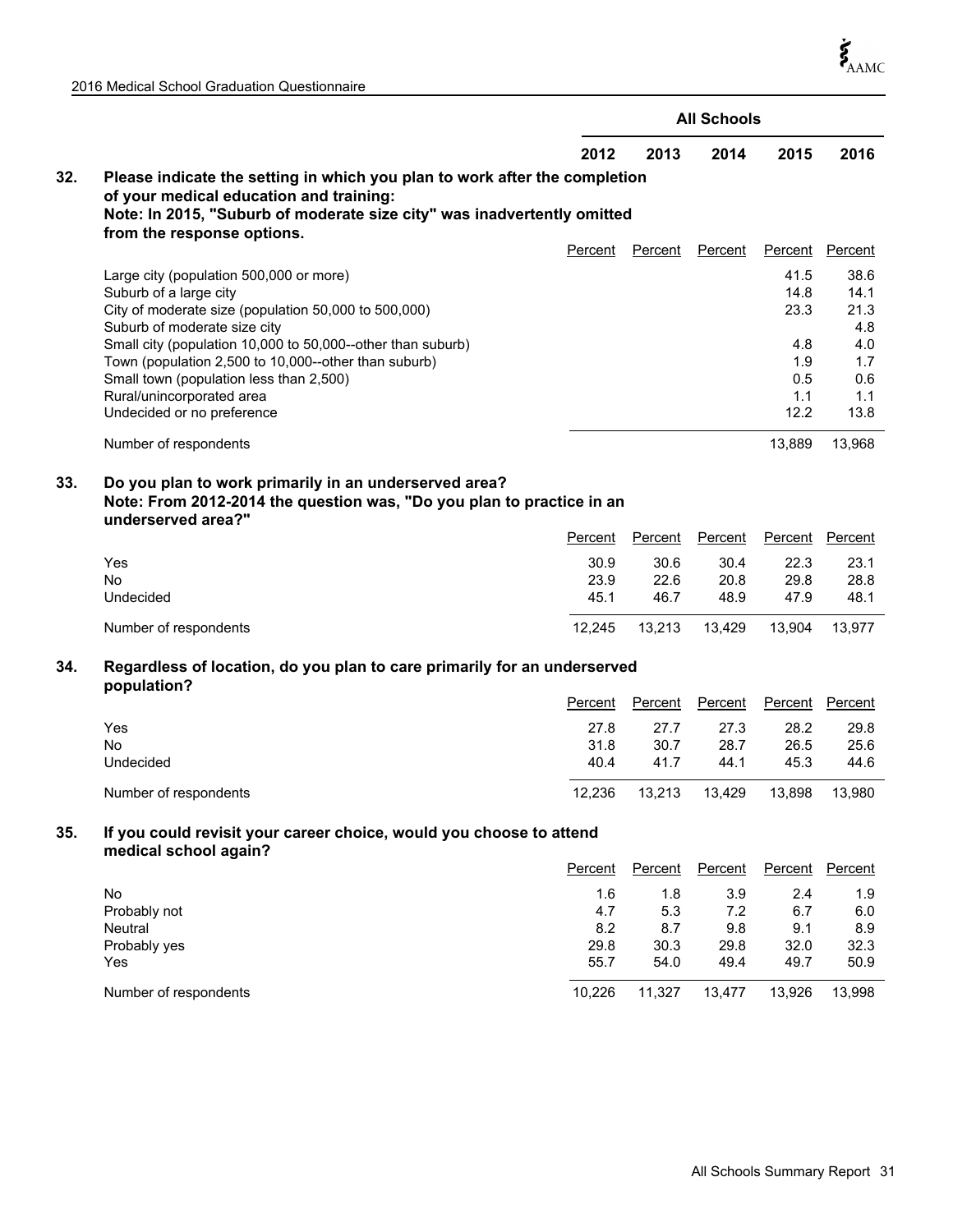| | All Schools | | | | |
|---|---|---|---|---|---|
| | 2012 | 2013 | 2014 | 2015 | 2016 |

**32. Please indicate the setting in which you plan to work after the completion of your medical education and training:**
**Note: In 2015, "Suburb of moderate size city" was inadvertently omitted from the response options.**

| | 2012 Percent | 2013 Percent | 2014 Percent | 2015 Percent | 2016 Percent |
|---|---|---|---|---|---|
| Large city (population 500,000 or more) | | | | 41.5 | 38.6 |
| Suburb of a large city | | | | 14.8 | 14.1 |
| City of moderate size (population 50,000 to 500,000) | | | | 23.3 | 21.3 |
| Suburb of moderate size city | | | | | 4.8 |
| Small city (population 10,000 to 50,000--other than suburb) | | | | 4.8 | 4.0 |
| Town (population 2,500 to 10,000--other than suburb) | | | | 1.9 | 1.7 |
| Small town (population less than 2,500) | | | | 0.5 | 0.6 |
| Rural/unincorporated area | | | | 1.1 | 1.1 |
| Undecided or no preference | | | | 12.2 | 13.8 |
| Number of respondents | | | | 13,889 | 13,968 |

**33. Do you plan to work primarily in an underserved area?**
**Note: From 2012-2014 the question was, "Do you plan to practice in an underserved area?"**

| | 2012 Percent | 2013 Percent | 2014 Percent | 2015 Percent | 2016 Percent |
|---|---|---|---|---|---|
| Yes | 30.9 | 30.6 | 30.4 | 22.3 | 23.1 |
| No | 23.9 | 22.6 | 20.8 | 29.8 | 28.8 |
| Undecided | 45.1 | 46.7 | 48.9 | 47.9 | 48.1 |
| Number of respondents | 12,245 | 13,213 | 13,429 | 13,904 | 13,977 |

**34. Regardless of location, do you plan to care primarily for an underserved population?**

| | 2012 Percent | 2013 Percent | 2014 Percent | 2015 Percent | 2016 Percent |
|---|---|---|---|---|---|
| Yes | 27.8 | 27.7 | 27.3 | 28.2 | 29.8 |
| No | 31.8 | 30.7 | 28.7 | 26.5 | 25.6 |
| Undecided | 40.4 | 41.7 | 44.1 | 45.3 | 44.6 |
| Number of respondents | 12,236 | 13,213 | 13,429 | 13,898 | 13,980 |

**35. If you could revisit your career choice, would you choose to attend medical school again?**

| | 2012 Percent | 2013 Percent | 2014 Percent | 2015 Percent | 2016 Percent |
|---|---|---|---|---|---|
| No | 1.6 | 1.8 | 3.9 | 2.4 | 1.9 |
| Probably not | 4.7 | 5.3 | 7.2 | 6.7 | 6.0 |
| Neutral | 8.2 | 8.7 | 9.8 | 9.1 | 8.9 |
| Probably yes | 29.8 | 30.3 | 29.8 | 32.0 | 32.3 |
| Yes | 55.7 | 54.0 | 49.4 | 49.7 | 50.9 |
| Number of respondents | 10,226 | 11,327 | 13,477 | 13,926 | 13,998 |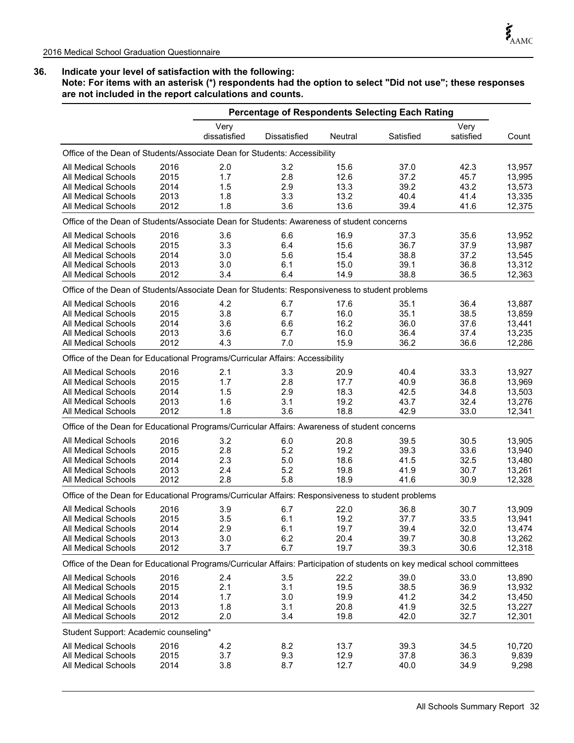**36. Indicate your level of satisfaction with the following:**
**Note: For items with an asterisk (*) respondents had the option to select "Did not use"; these responses are not included in the report calculations and counts.**

| | | Percentage of Respondents Selecting Each Rating | | | | | |
|---|---|---|---|---|---|---|---|
| | | Very dissatisfied | Dissatisfied | Neutral | Satisfied | Very satisfied | Count |
| **Office of the Dean of Students/Associate Dean for Students: Accessibility** | | | | | | | |
| All Medical Schools | 2016 | 2.0 | 3.2 | 15.6 | 37.0 | 42.3 | 13,957 |
| All Medical Schools | 2015 | 1.7 | 2.8 | 12.6 | 37.2 | 45.7 | 13,995 |
| All Medical Schools | 2014 | 1.5 | 2.9 | 13.3 | 39.2 | 43.2 | 13,573 |
| All Medical Schools | 2013 | 1.8 | 3.3 | 13.2 | 40.4 | 41.4 | 13,335 |
| All Medical Schools | 2012 | 1.8 | 3.6 | 13.6 | 39.4 | 41.6 | 12,375 |
| **Office of the Dean of Students/Associate Dean for Students: Awareness of student concerns** | | | | | | | |
| All Medical Schools | 2016 | 3.6 | 6.6 | 16.9 | 37.3 | 35.6 | 13,952 |
| All Medical Schools | 2015 | 3.3 | 6.4 | 15.6 | 36.7 | 37.9 | 13,987 |
| All Medical Schools | 2014 | 3.0 | 5.6 | 15.4 | 38.8 | 37.2 | 13,545 |
| All Medical Schools | 2013 | 3.0 | 6.1 | 15.0 | 39.1 | 36.8 | 13,312 |
| All Medical Schools | 2012 | 3.4 | 6.4 | 14.9 | 38.8 | 36.5 | 12,363 |
| **Office of the Dean of Students/Associate Dean for Students: Responsiveness to student problems** | | | | | | | |
| All Medical Schools | 2016 | 4.2 | 6.7 | 17.6 | 35.1 | 36.4 | 13,887 |
| All Medical Schools | 2015 | 3.8 | 6.7 | 16.0 | 35.1 | 38.5 | 13,859 |
| All Medical Schools | 2014 | 3.6 | 6.6 | 16.2 | 36.0 | 37.6 | 13,441 |
| All Medical Schools | 2013 | 3.6 | 6.7 | 16.0 | 36.4 | 37.4 | 13,235 |
| All Medical Schools | 2012 | 4.3 | 7.0 | 15.9 | 36.2 | 36.6 | 12,286 |
| **Office of the Dean for Educational Programs/Curricular Affairs: Accessibility** | | | | | | | |
| All Medical Schools | 2016 | 2.1 | 3.3 | 20.9 | 40.4 | 33.3 | 13,927 |
| All Medical Schools | 2015 | 1.7 | 2.8 | 17.7 | 40.9 | 36.8 | 13,969 |
| All Medical Schools | 2014 | 1.5 | 2.9 | 18.3 | 42.5 | 34.8 | 13,503 |
| All Medical Schools | 2013 | 1.6 | 3.1 | 19.2 | 43.7 | 32.4 | 13,276 |
| All Medical Schools | 2012 | 1.8 | 3.6 | 18.8 | 42.9 | 33.0 | 12,341 |
| **Office of the Dean for Educational Programs/Curricular Affairs: Awareness of student concerns** | | | | | | | |
| All Medical Schools | 2016 | 3.2 | 6.0 | 20.8 | 39.5 | 30.5 | 13,905 |
| All Medical Schools | 2015 | 2.8 | 5.2 | 19.2 | 39.3 | 33.6 | 13,940 |
| All Medical Schools | 2014 | 2.3 | 5.0 | 18.6 | 41.5 | 32.5 | 13,480 |
| All Medical Schools | 2013 | 2.4 | 5.2 | 19.8 | 41.9 | 30.7 | 13,261 |
| All Medical Schools | 2012 | 2.8 | 5.8 | 18.9 | 41.6 | 30.9 | 12,328 |
| **Office of the Dean for Educational Programs/Curricular Affairs: Responsiveness to student problems** | | | | | | | |
| All Medical Schools | 2016 | 3.9 | 6.7 | 22.0 | 36.8 | 30.7 | 13,909 |
| All Medical Schools | 2015 | 3.5 | 6.1 | 19.2 | 37.7 | 33.5 | 13,941 |
| All Medical Schools | 2014 | 2.9 | 6.1 | 19.7 | 39.4 | 32.0 | 13,474 |
| All Medical Schools | 2013 | 3.0 | 6.2 | 20.4 | 39.7 | 30.8 | 13,262 |
| All Medical Schools | 2012 | 3.7 | 6.7 | 19.7 | 39.3 | 30.6 | 12,318 |
| **Office of the Dean for Educational Programs/Curricular Affairs: Participation of students on key medical school committees** | | | | | | | |
| All Medical Schools | 2016 | 2.4 | 3.5 | 22.2 | 39.0 | 33.0 | 13,890 |
| All Medical Schools | 2015 | 2.1 | 3.1 | 19.5 | 38.5 | 36.9 | 13,932 |
| All Medical Schools | 2014 | 1.7 | 3.0 | 19.9 | 41.2 | 34.2 | 13,450 |
| All Medical Schools | 2013 | 1.8 | 3.1 | 20.8 | 41.9 | 32.5 | 13,227 |
| All Medical Schools | 2012 | 2.0 | 3.4 | 19.8 | 42.0 | 32.7 | 12,301 |
| **Student Support: Academic counseling*** | | | | | | | |
| All Medical Schools | 2016 | 4.2 | 8.2 | 13.7 | 39.3 | 34.5 | 10,720 |
| All Medical Schools | 2015 | 3.7 | 9.3 | 12.9 | 37.8 | 36.3 | 9,839 |
| All Medical Schools | 2014 | 3.8 | 8.7 | 12.7 | 40.0 | 34.9 | 9,298 |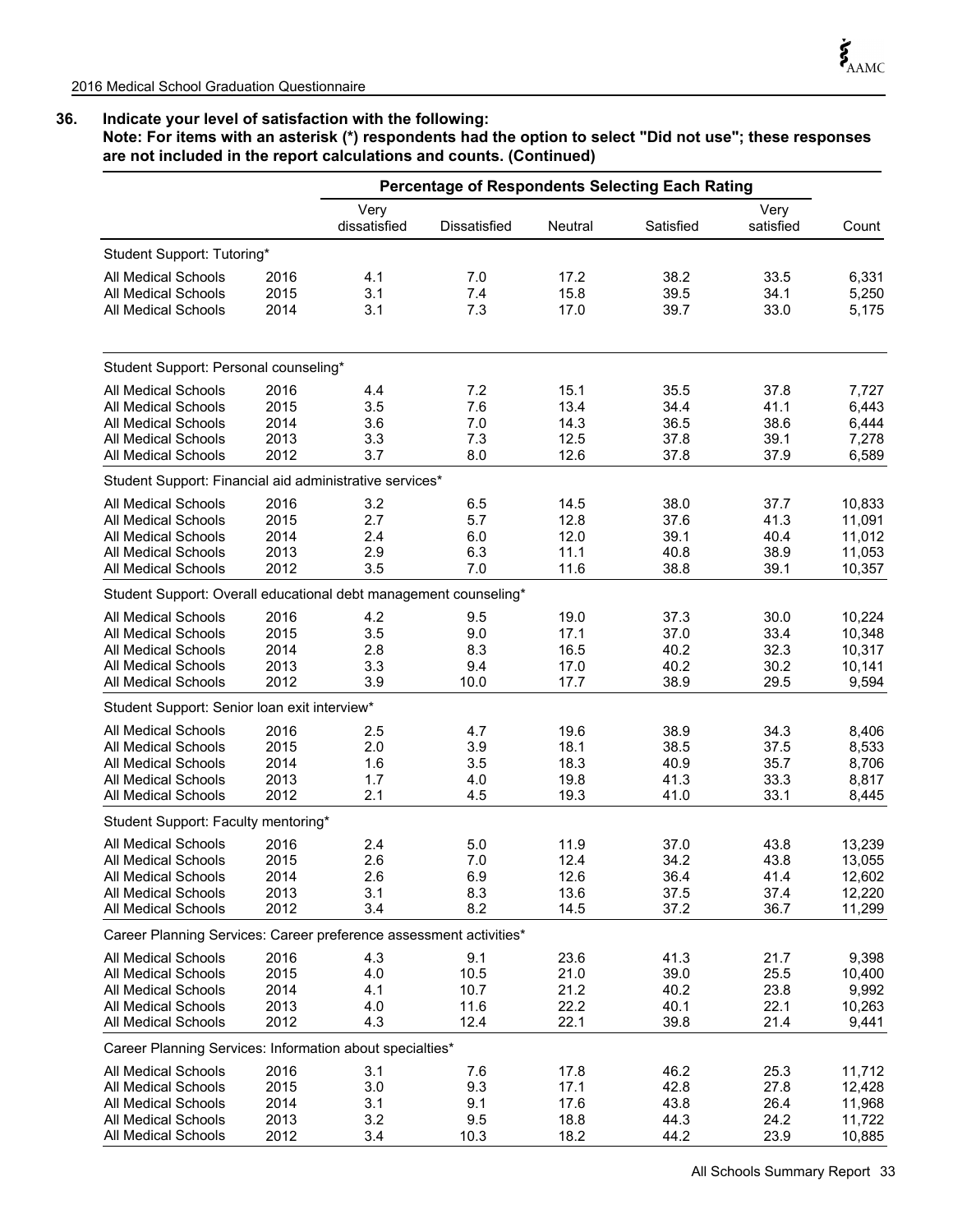**36. Indicate your level of satisfaction with the following:**
**Note: For items with an asterisk (*) respondents had the option to select "Did not use"; these responses are not included in the report calculations and counts. (Continued)**

| | | Percentage of Respondents Selecting Each Rating | | | | | |
|---|---|---|---|---|---|---|---|
| | | Very dissatisfied | Dissatisfied | Neutral | Satisfied | Very satisfied | Count |
| **Student Support: Tutoring*** | | | | | | | |
| All Medical Schools | 2016 | 4.1 | 7.0 | 17.2 | 38.2 | 33.5 | 6,331 |
| All Medical Schools | 2015 | 3.1 | 7.4 | 15.8 | 39.5 | 34.1 | 5,250 |
| All Medical Schools | 2014 | 3.1 | 7.3 | 17.0 | 39.7 | 33.0 | 5,175 |
| **Student Support: Personal counseling*** | | | | | | | |
| All Medical Schools | 2016 | 4.4 | 7.2 | 15.1 | 35.5 | 37.8 | 7,727 |
| All Medical Schools | 2015 | 3.5 | 7.6 | 13.4 | 34.4 | 41.1 | 6,443 |
| All Medical Schools | 2014 | 3.6 | 7.0 | 14.3 | 36.5 | 38.6 | 6,444 |
| All Medical Schools | 2013 | 3.3 | 7.3 | 12.5 | 37.8 | 39.1 | 7,278 |
| All Medical Schools | 2012 | 3.7 | 8.0 | 12.6 | 37.8 | 37.9 | 6,589 |
| **Student Support: Financial aid administrative services*** | | | | | | | |
| All Medical Schools | 2016 | 3.2 | 6.5 | 14.5 | 38.0 | 37.7 | 10,833 |
| All Medical Schools | 2015 | 2.7 | 5.7 | 12.8 | 37.6 | 41.3 | 11,091 |
| All Medical Schools | 2014 | 2.4 | 6.0 | 12.0 | 39.1 | 40.4 | 11,012 |
| All Medical Schools | 2013 | 2.9 | 6.3 | 11.1 | 40.8 | 38.9 | 11,053 |
| All Medical Schools | 2012 | 3.5 | 7.0 | 11.6 | 38.8 | 39.1 | 10,357 |
| **Student Support: Overall educational debt management counseling*** | | | | | | | |
| All Medical Schools | 2016 | 4.2 | 9.5 | 19.0 | 37.3 | 30.0 | 10,224 |
| All Medical Schools | 2015 | 3.5 | 9.0 | 17.1 | 37.0 | 33.4 | 10,348 |
| All Medical Schools | 2014 | 2.8 | 8.3 | 16.5 | 40.2 | 32.3 | 10,317 |
| All Medical Schools | 2013 | 3.3 | 9.4 | 17.0 | 40.2 | 30.2 | 10,141 |
| All Medical Schools | 2012 | 3.9 | 10.0 | 17.7 | 38.9 | 29.5 | 9,594 |
| **Student Support: Senior loan exit interview*** | | | | | | | |
| All Medical Schools | 2016 | 2.5 | 4.7 | 19.6 | 38.9 | 34.3 | 8,406 |
| All Medical Schools | 2015 | 2.0 | 3.9 | 18.1 | 38.5 | 37.5 | 8,533 |
| All Medical Schools | 2014 | 1.6 | 3.5 | 18.3 | 40.9 | 35.7 | 8,706 |
| All Medical Schools | 2013 | 1.7 | 4.0 | 19.8 | 41.3 | 33.3 | 8,817 |
| All Medical Schools | 2012 | 2.1 | 4.5 | 19.3 | 41.0 | 33.1 | 8,445 |
| **Student Support: Faculty mentoring*** | | | | | | | |
| All Medical Schools | 2016 | 2.4 | 5.0 | 11.9 | 37.0 | 43.8 | 13,239 |
| All Medical Schools | 2015 | 2.6 | 7.0 | 12.4 | 34.2 | 43.8 | 13,055 |
| All Medical Schools | 2014 | 2.6 | 6.9 | 12.6 | 36.4 | 41.4 | 12,602 |
| All Medical Schools | 2013 | 3.1 | 8.3 | 13.6 | 37.5 | 37.4 | 12,220 |
| All Medical Schools | 2012 | 3.4 | 8.2 | 14.5 | 37.2 | 36.7 | 11,299 |
| **Career Planning Services: Career preference assessment activities*** | | | | | | | |
| All Medical Schools | 2016 | 4.3 | 9.1 | 23.6 | 41.3 | 21.7 | 9,398 |
| All Medical Schools | 2015 | 4.0 | 10.5 | 21.0 | 39.0 | 25.5 | 10,400 |
| All Medical Schools | 2014 | 4.1 | 10.7 | 21.2 | 40.2 | 23.8 | 9,992 |
| All Medical Schools | 2013 | 4.0 | 11.6 | 22.2 | 40.1 | 22.1 | 10,263 |
| All Medical Schools | 2012 | 4.3 | 12.4 | 22.1 | 39.8 | 21.4 | 9,441 |
| **Career Planning Services: Information about specialties*** | | | | | | | |
| All Medical Schools | 2016 | 3.1 | 7.6 | 17.8 | 46.2 | 25.3 | 11,712 |
| All Medical Schools | 2015 | 3.0 | 9.3 | 17.1 | 42.8 | 27.8 | 12,428 |
| All Medical Schools | 2014 | 3.1 | 9.1 | 17.6 | 43.8 | 26.4 | 11,968 |
| All Medical Schools | 2013 | 3.2 | 9.5 | 18.8 | 44.3 | 24.2 | 11,722 |
| All Medical Schools | 2012 | 3.4 | 10.3 | 18.2 | 44.2 | 23.9 | 10,885 |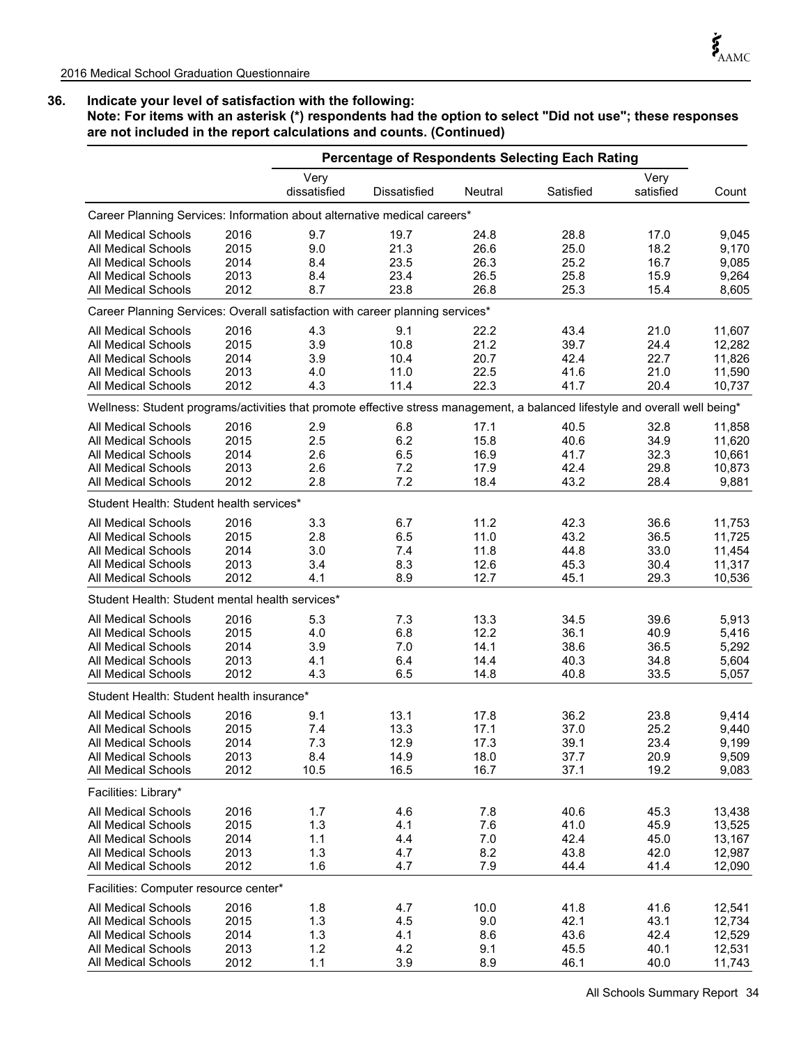## 36. Indicate your level of satisfaction with the following:

**Note: For items with an asterisk (*) respondents had the option to select "Did not use"; these responses are not included in the report calculations and counts. (Continued)**

| | | Percentage of Respondents Selecting Each Rating | | | | | |
|---|---|---|---|---|---|---|---|
| | | Very dissatisfied | Dissatisfied | Neutral | Satisfied | Very satisfied | Count |
| Career Planning Services: Information about alternative medical careers* | | | | | | | |
| All Medical Schools | 2016 | 9.7 | 19.7 | 24.8 | 28.8 | 17.0 | 9,045 |
| All Medical Schools | 2015 | 9.0 | 21.3 | 26.6 | 25.0 | 18.2 | 9,170 |
| All Medical Schools | 2014 | 8.4 | 23.5 | 26.3 | 25.2 | 16.7 | 9,085 |
| All Medical Schools | 2013 | 8.4 | 23.4 | 26.5 | 25.8 | 15.9 | 9,264 |
| All Medical Schools | 2012 | 8.7 | 23.8 | 26.8 | 25.3 | 15.4 | 8,605 |
| Career Planning Services: Overall satisfaction with career planning services* | | | | | | | |
| All Medical Schools | 2016 | 4.3 | 9.1 | 22.2 | 43.4 | 21.0 | 11,607 |
| All Medical Schools | 2015 | 3.9 | 10.8 | 21.2 | 39.7 | 24.4 | 12,282 |
| All Medical Schools | 2014 | 3.9 | 10.4 | 20.7 | 42.4 | 22.7 | 11,826 |
| All Medical Schools | 2013 | 4.0 | 11.0 | 22.5 | 41.6 | 21.0 | 11,590 |
| All Medical Schools | 2012 | 4.3 | 11.4 | 22.3 | 41.7 | 20.4 | 10,737 |
| Wellness: Student programs/activities that promote effective stress management, a balanced lifestyle and overall well being* | | | | | | | |
| All Medical Schools | 2016 | 2.9 | 6.8 | 17.1 | 40.5 | 32.8 | 11,858 |
| All Medical Schools | 2015 | 2.5 | 6.2 | 15.8 | 40.6 | 34.9 | 11,620 |
| All Medical Schools | 2014 | 2.6 | 6.5 | 16.9 | 41.7 | 32.3 | 10,661 |
| All Medical Schools | 2013 | 2.6 | 7.2 | 17.9 | 42.4 | 29.8 | 10,873 |
| All Medical Schools | 2012 | 2.8 | 7.2 | 18.4 | 43.2 | 28.4 | 9,881 |
| Student Health: Student health services* | | | | | | | |
| All Medical Schools | 2016 | 3.3 | 6.7 | 11.2 | 42.3 | 36.6 | 11,753 |
| All Medical Schools | 2015 | 2.8 | 6.5 | 11.0 | 43.2 | 36.5 | 11,725 |
| All Medical Schools | 2014 | 3.0 | 7.4 | 11.8 | 44.8 | 33.0 | 11,454 |
| All Medical Schools | 2013 | 3.4 | 8.3 | 12.6 | 45.3 | 30.4 | 11,317 |
| All Medical Schools | 2012 | 4.1 | 8.9 | 12.7 | 45.1 | 29.3 | 10,536 |
| Student Health: Student mental health services* | | | | | | | |
| All Medical Schools | 2016 | 5.3 | 7.3 | 13.3 | 34.5 | 39.6 | 5,913 |
| All Medical Schools | 2015 | 4.0 | 6.8 | 12.2 | 36.1 | 40.9 | 5,416 |
| All Medical Schools | 2014 | 3.9 | 7.0 | 14.1 | 38.6 | 36.5 | 5,292 |
| All Medical Schools | 2013 | 4.1 | 6.4 | 14.4 | 40.3 | 34.8 | 5,604 |
| All Medical Schools | 2012 | 4.3 | 6.5 | 14.8 | 40.8 | 33.5 | 5,057 |
| Student Health: Student health insurance* | | | | | | | |
| All Medical Schools | 2016 | 9.1 | 13.1 | 17.8 | 36.2 | 23.8 | 9,414 |
| All Medical Schools | 2015 | 7.4 | 13.3 | 17.1 | 37.0 | 25.2 | 9,440 |
| All Medical Schools | 2014 | 7.3 | 12.9 | 17.3 | 39.1 | 23.4 | 9,199 |
| All Medical Schools | 2013 | 8.4 | 14.9 | 18.0 | 37.7 | 20.9 | 9,509 |
| All Medical Schools | 2012 | 10.5 | 16.5 | 16.7 | 37.1 | 19.2 | 9,083 |
| Facilities: Library* | | | | | | | |
| All Medical Schools | 2016 | 1.7 | 4.6 | 7.8 | 40.6 | 45.3 | 13,438 |
| All Medical Schools | 2015 | 1.3 | 4.1 | 7.6 | 41.0 | 45.9 | 13,525 |
| All Medical Schools | 2014 | 1.1 | 4.4 | 7.0 | 42.4 | 45.0 | 13,167 |
| All Medical Schools | 2013 | 1.3 | 4.7 | 8.2 | 43.8 | 42.0 | 12,987 |
| All Medical Schools | 2012 | 1.6 | 4.7 | 7.9 | 44.4 | 41.4 | 12,090 |
| Facilities: Computer resource center* | | | | | | | |
| All Medical Schools | 2016 | 1.8 | 4.7 | 10.0 | 41.8 | 41.6 | 12,541 |
| All Medical Schools | 2015 | 1.3 | 4.5 | 9.0 | 42.1 | 43.1 | 12,734 |
| All Medical Schools | 2014 | 1.3 | 4.1 | 8.6 | 43.6 | 42.4 | 12,529 |
| All Medical Schools | 2013 | 1.2 | 4.2 | 9.1 | 45.5 | 40.1 | 12,531 |
| All Medical Schools | 2012 | 1.1 | 3.9 | 8.9 | 46.1 | 40.0 | 11,743 |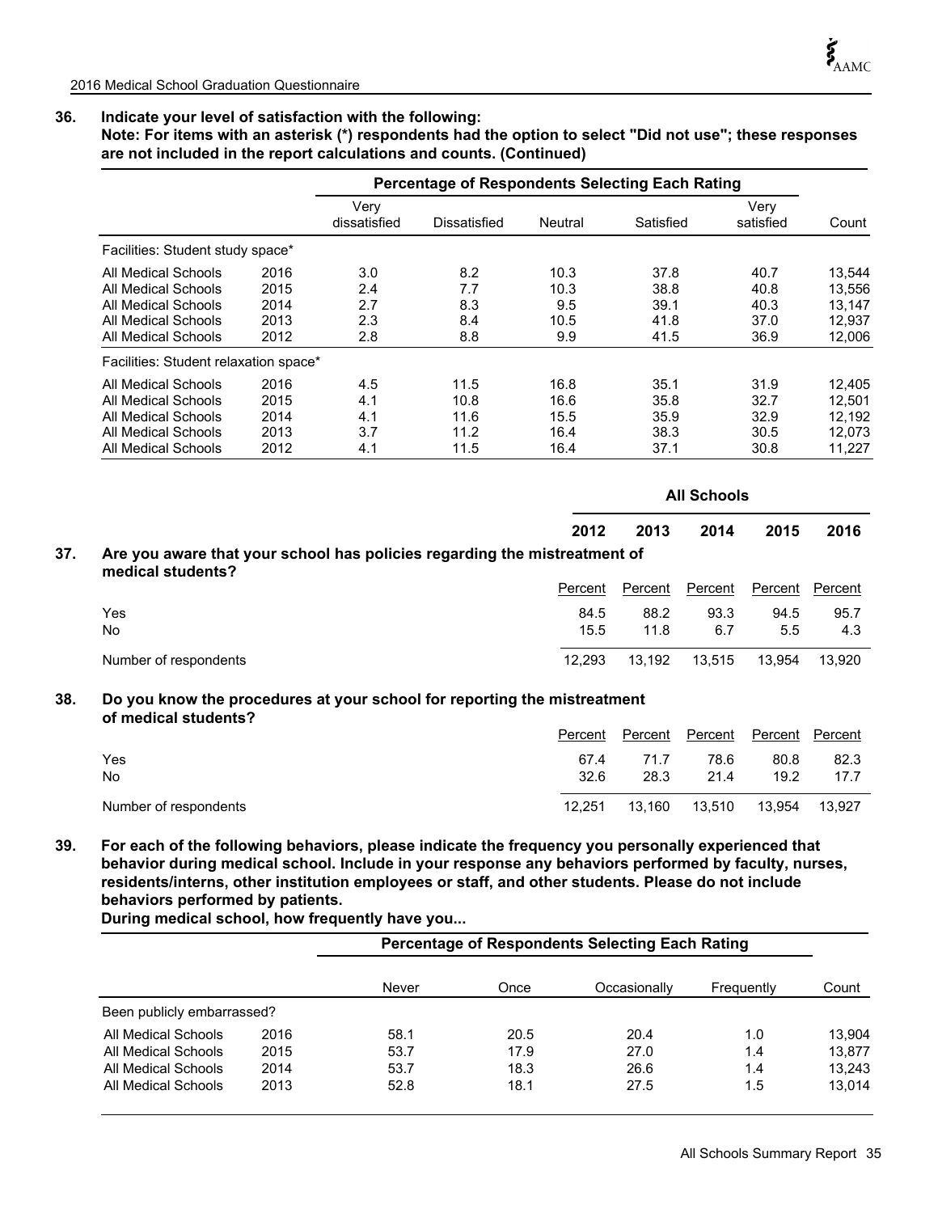**36. Indicate your level of satisfaction with the following:**
**Note: For items with an asterisk (*) respondents had the option to select "Did not use"; these responses are not included in the report calculations and counts. (Continued)**

| | | Percentage of Respondents Selecting Each Rating | | | | | |
|---|---|---|---|---|---|---|---|
| | | Very dissatisfied | Dissatisfied | Neutral | Satisfied | Very satisfied | Count |
| Facilities: Student study space* | | | | | | | |
| All Medical Schools | 2016 | 3.0 | 8.2 | 10.3 | 37.8 | 40.7 | 13,544 |
| All Medical Schools | 2015 | 2.4 | 7.7 | 10.3 | 38.8 | 40.8 | 13,556 |
| All Medical Schools | 2014 | 2.7 | 8.3 | 9.5 | 39.1 | 40.3 | 13,147 |
| All Medical Schools | 2013 | 2.3 | 8.4 | 10.5 | 41.8 | 37.0 | 12,937 |
| All Medical Schools | 2012 | 2.8 | 8.8 | 9.9 | 41.5 | 36.9 | 12,006 |
| Facilities: Student relaxation space* | | | | | | | |
| All Medical Schools | 2016 | 4.5 | 11.5 | 16.8 | 35.1 | 31.9 | 12,405 |
| All Medical Schools | 2015 | 4.1 | 10.8 | 16.6 | 35.8 | 32.7 | 12,501 |
| All Medical Schools | 2014 | 4.1 | 11.6 | 15.5 | 35.9 | 32.9 | 12,192 |
| All Medical Schools | 2013 | 3.7 | 11.2 | 16.4 | 38.3 | 30.5 | 12,073 |
| All Medical Schools | 2012 | 4.1 | 11.5 | 16.4 | 37.1 | 30.8 | 11,227 |

**37. Are you aware that your school has policies regarding the mistreatment of medical students?**

| | All Schools | | | | |
|---|---|---|---|---|---|
| | 2012 | 2013 | 2014 | 2015 | 2016 |
| | Percent | Percent | Percent | Percent | Percent |
| Yes | 84.5 | 88.2 | 93.3 | 94.5 | 95.7 |
| No | 15.5 | 11.8 | 6.7 | 5.5 | 4.3 |
| Number of respondents | 12,293 | 13,192 | 13,515 | 13,954 | 13,920 |

**38. Do you know the procedures at your school for reporting the mistreatment of medical students?**

| | Percent | Percent | Percent | Percent | Percent |
|---|---|---|---|---|---|
| Yes | 67.4 | 71.7 | 78.6 | 80.8 | 82.3 |
| No | 32.6 | 28.3 | 21.4 | 19.2 | 17.7 |
| Number of respondents | 12,251 | 13,160 | 13,510 | 13,954 | 13,927 |

**39. For each of the following behaviors, please indicate the frequency you personally experienced that behavior during medical school. Include in your response any behaviors performed by faculty, nurses, residents/interns, other institution employees or staff, and other students. Please do not include behaviors performed by patients.**
**During medical school, how frequently have you...**

| | | Percentage of Respondents Selecting Each Rating | | | | |
|---|---|---|---|---|---|---|
| | | Never | Once | Occasionally | Frequently | Count |
| Been publicly embarrassed? | | | | | | |
| All Medical Schools | 2016 | 58.1 | 20.5 | 20.4 | 1.0 | 13,904 |
| All Medical Schools | 2015 | 53.7 | 17.9 | 27.0 | 1.4 | 13,877 |
| All Medical Schools | 2014 | 53.7 | 18.3 | 26.6 | 1.4 | 13,243 |
| All Medical Schools | 2013 | 52.8 | 18.1 | 27.5 | 1.5 | 13,014 |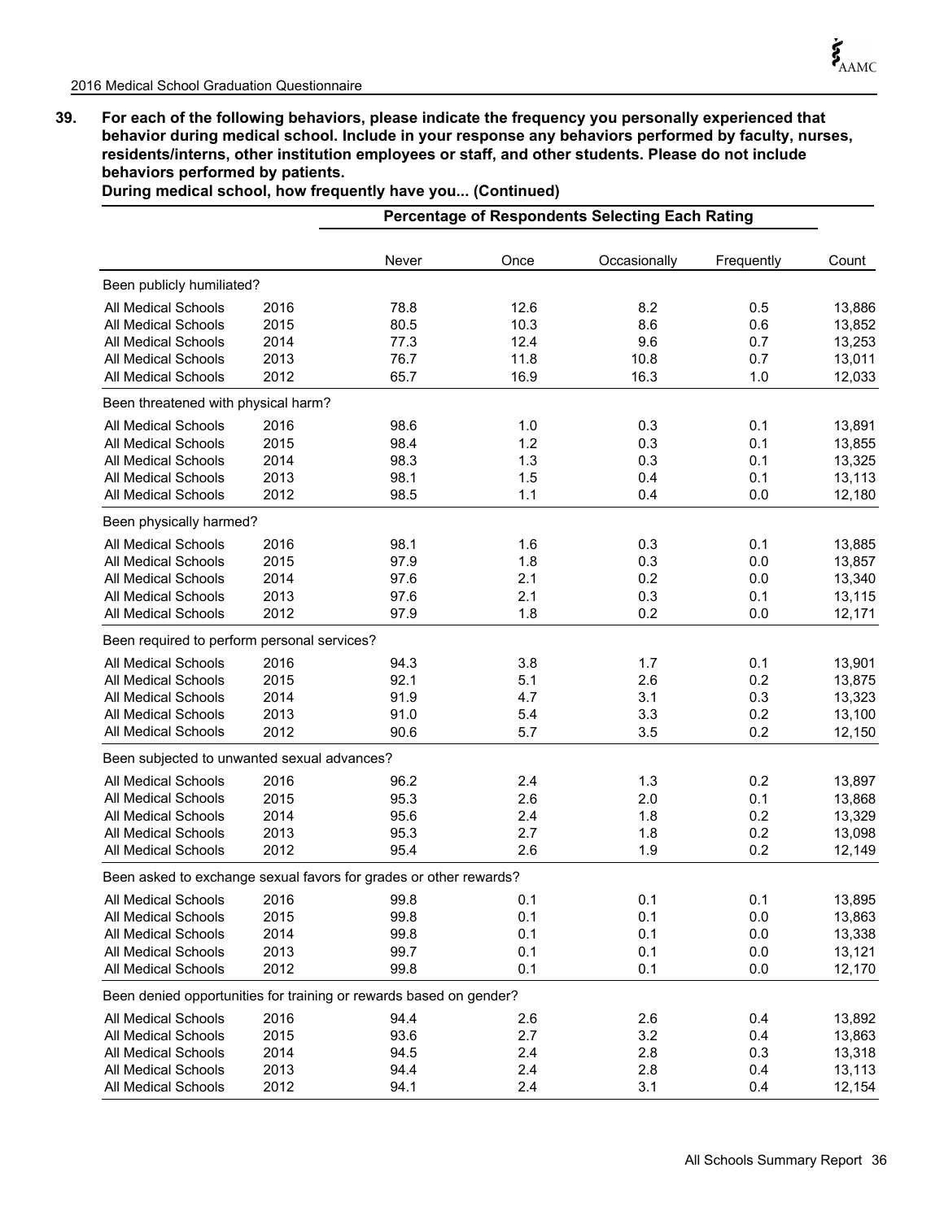**39. For each of the following behaviors, please indicate the frequency you personally experienced that behavior during medical school. Include in your response any behaviors performed by faculty, nurses, residents/interns, other institution employees or staff, and other students. Please do not include behaviors performed by patients.**

**During medical school, how frequently have you... (Continued)**

| | | Percentage of Respondents Selecting Each Rating | | | | |
|---|---|---|---|---|---|---|
| | | Never | Once | Occasionally | Frequently | Count |
| **Been publicly humiliated?** | | | | | | |
| All Medical Schools | 2016 | 78.8 | 12.6 | 8.2 | 0.5 | 13,886 |
| All Medical Schools | 2015 | 80.5 | 10.3 | 8.6 | 0.6 | 13,852 |
| All Medical Schools | 2014 | 77.3 | 12.4 | 9.6 | 0.7 | 13,253 |
| All Medical Schools | 2013 | 76.7 | 11.8 | 10.8 | 0.7 | 13,011 |
| All Medical Schools | 2012 | 65.7 | 16.9 | 16.3 | 1.0 | 12,033 |
| **Been threatened with physical harm?** | | | | | | |
| All Medical Schools | 2016 | 98.6 | 1.0 | 0.3 | 0.1 | 13,891 |
| All Medical Schools | 2015 | 98.4 | 1.2 | 0.3 | 0.1 | 13,855 |
| All Medical Schools | 2014 | 98.3 | 1.3 | 0.3 | 0.1 | 13,325 |
| All Medical Schools | 2013 | 98.1 | 1.5 | 0.4 | 0.1 | 13,113 |
| All Medical Schools | 2012 | 98.5 | 1.1 | 0.4 | 0.0 | 12,180 |
| **Been physically harmed?** | | | | | | |
| All Medical Schools | 2016 | 98.1 | 1.6 | 0.3 | 0.1 | 13,885 |
| All Medical Schools | 2015 | 97.9 | 1.8 | 0.3 | 0.0 | 13,857 |
| All Medical Schools | 2014 | 97.6 | 2.1 | 0.2 | 0.0 | 13,340 |
| All Medical Schools | 2013 | 97.6 | 2.1 | 0.3 | 0.1 | 13,115 |
| All Medical Schools | 2012 | 97.9 | 1.8 | 0.2 | 0.0 | 12,171 |
| **Been required to perform personal services?** | | | | | | |
| All Medical Schools | 2016 | 94.3 | 3.8 | 1.7 | 0.1 | 13,901 |
| All Medical Schools | 2015 | 92.1 | 5.1 | 2.6 | 0.2 | 13,875 |
| All Medical Schools | 2014 | 91.9 | 4.7 | 3.1 | 0.3 | 13,323 |
| All Medical Schools | 2013 | 91.0 | 5.4 | 3.3 | 0.2 | 13,100 |
| All Medical Schools | 2012 | 90.6 | 5.7 | 3.5 | 0.2 | 12,150 |
| **Been subjected to unwanted sexual advances?** | | | | | | |
| All Medical Schools | 2016 | 96.2 | 2.4 | 1.3 | 0.2 | 13,897 |
| All Medical Schools | 2015 | 95.3 | 2.6 | 2.0 | 0.1 | 13,868 |
| All Medical Schools | 2014 | 95.6 | 2.4 | 1.8 | 0.2 | 13,329 |
| All Medical Schools | 2013 | 95.3 | 2.7 | 1.8 | 0.2 | 13,098 |
| All Medical Schools | 2012 | 95.4 | 2.6 | 1.9 | 0.2 | 12,149 |
| **Been asked to exchange sexual favors for grades or other rewards?** | | | | | | |
| All Medical Schools | 2016 | 99.8 | 0.1 | 0.1 | 0.1 | 13,895 |
| All Medical Schools | 2015 | 99.8 | 0.1 | 0.1 | 0.0 | 13,863 |
| All Medical Schools | 2014 | 99.8 | 0.1 | 0.1 | 0.0 | 13,338 |
| All Medical Schools | 2013 | 99.7 | 0.1 | 0.1 | 0.0 | 13,121 |
| All Medical Schools | 2012 | 99.8 | 0.1 | 0.1 | 0.0 | 12,170 |
| **Been denied opportunities for training or rewards based on gender?** | | | | | | |
| All Medical Schools | 2016 | 94.4 | 2.6 | 2.6 | 0.4 | 13,892 |
| All Medical Schools | 2015 | 93.6 | 2.7 | 3.2 | 0.4 | 13,863 |
| All Medical Schools | 2014 | 94.5 | 2.4 | 2.8 | 0.3 | 13,318 |
| All Medical Schools | 2013 | 94.4 | 2.4 | 2.8 | 0.4 | 13,113 |
| All Medical Schools | 2012 | 94.1 | 2.4 | 3.1 | 0.4 | 12,154 |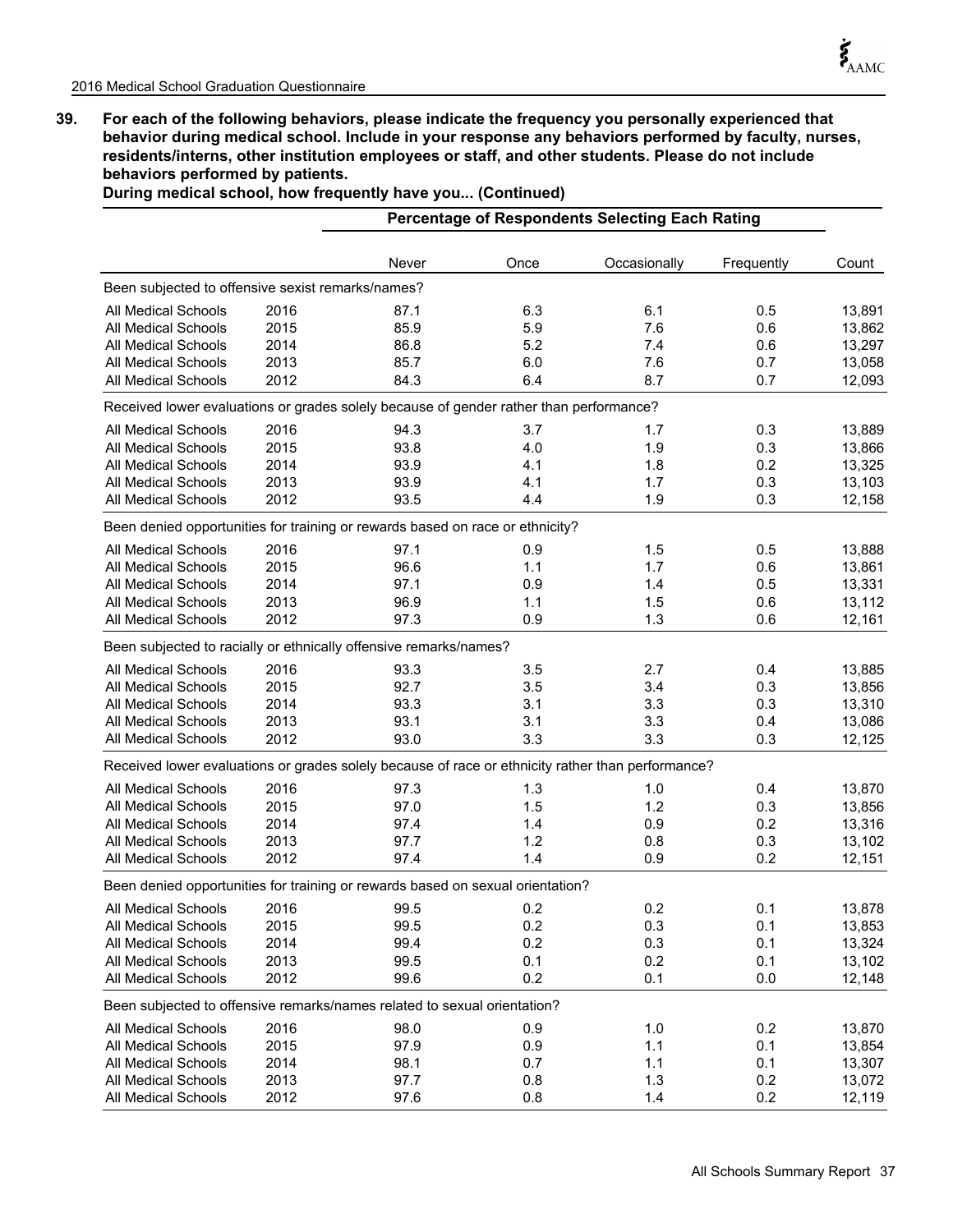**39. For each of the following behaviors, please indicate the frequency you personally experienced that behavior during medical school. Include in your response any behaviors performed by faculty, nurses, residents/interns, other institution employees or staff, and other students. Please do not include behaviors performed by patients.**

**During medical school, how frequently have you... (Continued)**

| | | Percentage of Respondents Selecting Each Rating | | | | |
|---|---|---|---|---|---|---|
| | | Never | Once | Occasionally | Frequently | Count |
| **Been subjected to offensive sexist remarks/names?** | | | | | | |
| All Medical Schools | 2016 | 87.1 | 6.3 | 6.1 | 0.5 | 13,891 |
| All Medical Schools | 2015 | 85.9 | 5.9 | 7.6 | 0.6 | 13,862 |
| All Medical Schools | 2014 | 86.8 | 5.2 | 7.4 | 0.6 | 13,297 |
| All Medical Schools | 2013 | 85.7 | 6.0 | 7.6 | 0.7 | 13,058 |
| All Medical Schools | 2012 | 84.3 | 6.4 | 8.7 | 0.7 | 12,093 |
| **Received lower evaluations or grades solely because of gender rather than performance?** | | | | | | |
| All Medical Schools | 2016 | 94.3 | 3.7 | 1.7 | 0.3 | 13,889 |
| All Medical Schools | 2015 | 93.8 | 4.0 | 1.9 | 0.3 | 13,866 |
| All Medical Schools | 2014 | 93.9 | 4.1 | 1.8 | 0.2 | 13,325 |
| All Medical Schools | 2013 | 93.9 | 4.1 | 1.7 | 0.3 | 13,103 |
| All Medical Schools | 2012 | 93.5 | 4.4 | 1.9 | 0.3 | 12,158 |
| **Been denied opportunities for training or rewards based on race or ethnicity?** | | | | | | |
| All Medical Schools | 2016 | 97.1 | 0.9 | 1.5 | 0.5 | 13,888 |
| All Medical Schools | 2015 | 96.6 | 1.1 | 1.7 | 0.6 | 13,861 |
| All Medical Schools | 2014 | 97.1 | 0.9 | 1.4 | 0.5 | 13,331 |
| All Medical Schools | 2013 | 96.9 | 1.1 | 1.5 | 0.6 | 13,112 |
| All Medical Schools | 2012 | 97.3 | 0.9 | 1.3 | 0.6 | 12,161 |
| **Been subjected to racially or ethnically offensive remarks/names?** | | | | | | |
| All Medical Schools | 2016 | 93.3 | 3.5 | 2.7 | 0.4 | 13,885 |
| All Medical Schools | 2015 | 92.7 | 3.5 | 3.4 | 0.3 | 13,856 |
| All Medical Schools | 2014 | 93.3 | 3.1 | 3.3 | 0.3 | 13,310 |
| All Medical Schools | 2013 | 93.1 | 3.1 | 3.3 | 0.4 | 13,086 |
| All Medical Schools | 2012 | 93.0 | 3.3 | 3.3 | 0.3 | 12,125 |
| **Received lower evaluations or grades solely because of race or ethnicity rather than performance?** | | | | | | |
| All Medical Schools | 2016 | 97.3 | 1.3 | 1.0 | 0.4 | 13,870 |
| All Medical Schools | 2015 | 97.0 | 1.5 | 1.2 | 0.3 | 13,856 |
| All Medical Schools | 2014 | 97.4 | 1.4 | 0.9 | 0.2 | 13,316 |
| All Medical Schools | 2013 | 97.7 | 1.2 | 0.8 | 0.3 | 13,102 |
| All Medical Schools | 2012 | 97.4 | 1.4 | 0.9 | 0.2 | 12,151 |
| **Been denied opportunities for training or rewards based on sexual orientation?** | | | | | | |
| All Medical Schools | 2016 | 99.5 | 0.2 | 0.2 | 0.1 | 13,878 |
| All Medical Schools | 2015 | 99.5 | 0.2 | 0.3 | 0.1 | 13,853 |
| All Medical Schools | 2014 | 99.4 | 0.2 | 0.3 | 0.1 | 13,324 |
| All Medical Schools | 2013 | 99.5 | 0.1 | 0.2 | 0.1 | 13,102 |
| All Medical Schools | 2012 | 99.6 | 0.2 | 0.1 | 0.0 | 12,148 |
| **Been subjected to offensive remarks/names related to sexual orientation?** | | | | | | |
| All Medical Schools | 2016 | 98.0 | 0.9 | 1.0 | 0.2 | 13,870 |
| All Medical Schools | 2015 | 97.9 | 0.9 | 1.1 | 0.1 | 13,854 |
| All Medical Schools | 2014 | 98.1 | 0.7 | 1.1 | 0.1 | 13,307 |
| All Medical Schools | 2013 | 97.7 | 0.8 | 1.3 | 0.2 | 13,072 |
| All Medical Schools | 2012 | 97.6 | 0.8 | 1.4 | 0.2 | 12,119 |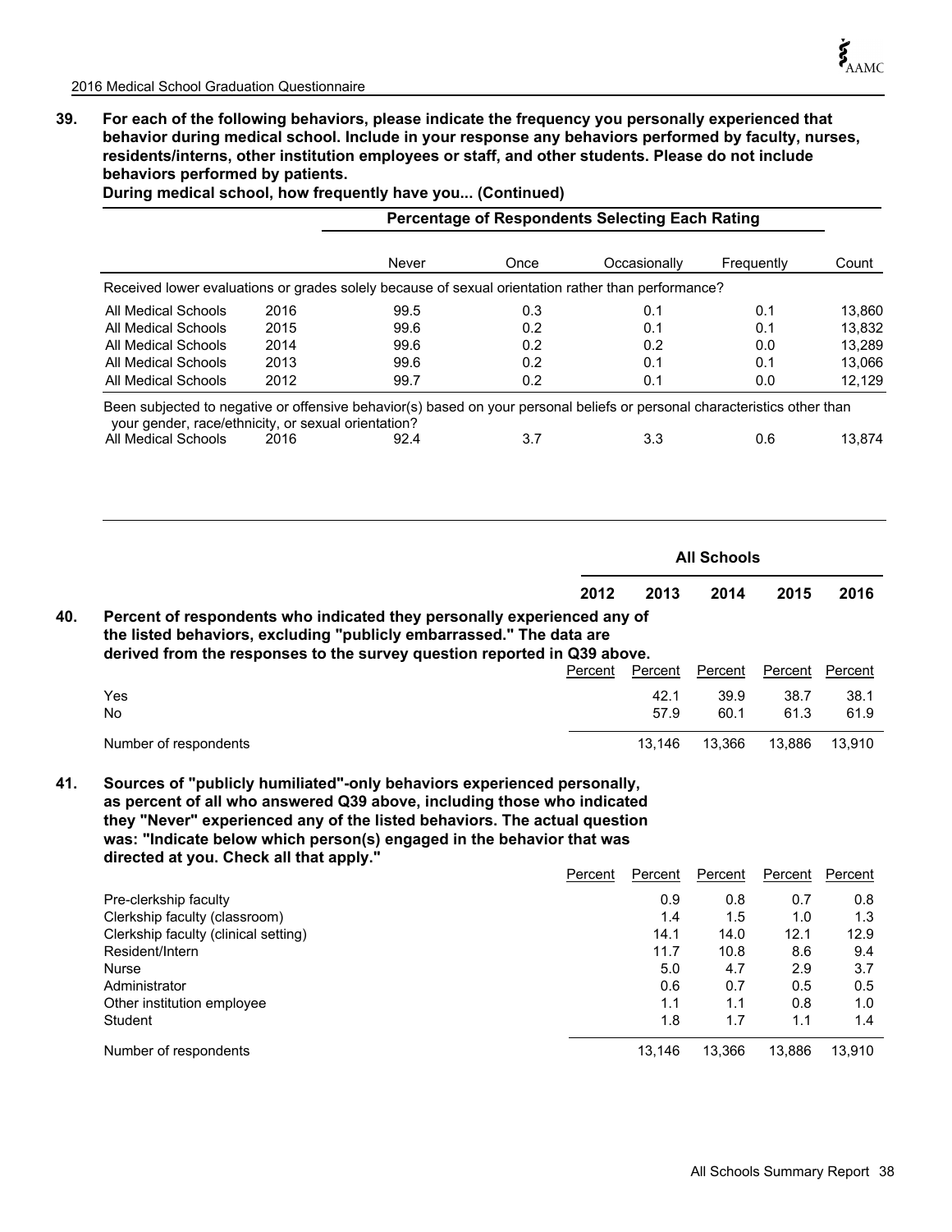**39. For each of the following behaviors, please indicate the frequency you personally experienced that behavior during medical school. Include in your response any behaviors performed by faculty, nurses, residents/interns, other institution employees or staff, and other students. Please do not include behaviors performed by patients.**

**During medical school, how frequently have you... (Continued)**

| | | Percentage of Respondents Selecting Each Rating | | | | |
|---|---|---|---|---|---|---|
| | | Never | Once | Occasionally | Frequently | Count |
| Received lower evaluations or grades solely because of sexual orientation rather than performance? | | | | | | |
| All Medical Schools | 2016 | 99.5 | 0.3 | 0.1 | 0.1 | 13,860 |
| All Medical Schools | 2015 | 99.6 | 0.2 | 0.1 | 0.1 | 13,832 |
| All Medical Schools | 2014 | 99.6 | 0.2 | 0.2 | 0.0 | 13,289 |
| All Medical Schools | 2013 | 99.6 | 0.2 | 0.1 | 0.1 | 13,066 |
| All Medical Schools | 2012 | 99.7 | 0.2 | 0.1 | 0.0 | 12,129 |
| Been subjected to negative or offensive behavior(s) based on your personal beliefs or personal characteristics other than your gender, race/ethnicity, or sexual orientation? | | | | | | |
| All Medical Schools | 2016 | 92.4 | 3.7 | 3.3 | 0.6 | 13,874 |

| | All Schools | | | | |
|---|---|---|---|---|---|
| | 2012 | 2013 | 2014 | 2015 | 2016 |
| **40. Percent of respondents who indicated they personally experienced any of the listed behaviors, excluding "publicly embarrassed." The data are derived from the responses to the survey question reported in Q39 above.** | Percent | Percent | Percent | Percent | Percent |
| Yes | | 42.1 | 39.9 | 38.7 | 38.1 |
| No | | 57.9 | 60.1 | 61.3 | 61.9 |
| Number of respondents | | 13,146 | 13,366 | 13,886 | 13,910 |

| | | | | | |
|---|---|---|---|---|---|
| **41. Sources of "publicly humiliated"-only behaviors experienced personally, as percent of all who answered Q39 above, including those who indicated they "Never" experienced any of the listed behaviors. The actual question was: "Indicate below which person(s) engaged in the behavior that was directed at you. Check all that apply."** | Percent | Percent | Percent | Percent | Percent |
| Pre-clerkship faculty | | 0.9 | 0.8 | 0.7 | 0.8 |
| Clerkship faculty (classroom) | | 1.4 | 1.5 | 1.0 | 1.3 |
| Clerkship faculty (clinical setting) | | 14.1 | 14.0 | 12.1 | 12.9 |
| Resident/Intern | | 11.7 | 10.8 | 8.6 | 9.4 |
| Nurse | | 5.0 | 4.7 | 2.9 | 3.7 |
| Administrator | | 0.6 | 0.7 | 0.5 | 0.5 |
| Other institution employee | | 1.1 | 1.1 | 0.8 | 1.0 |
| Student | | 1.8 | 1.7 | 1.1 | 1.4 |
| Number of respondents | | 13,146 | 13,366 | 13,886 | 13,910 |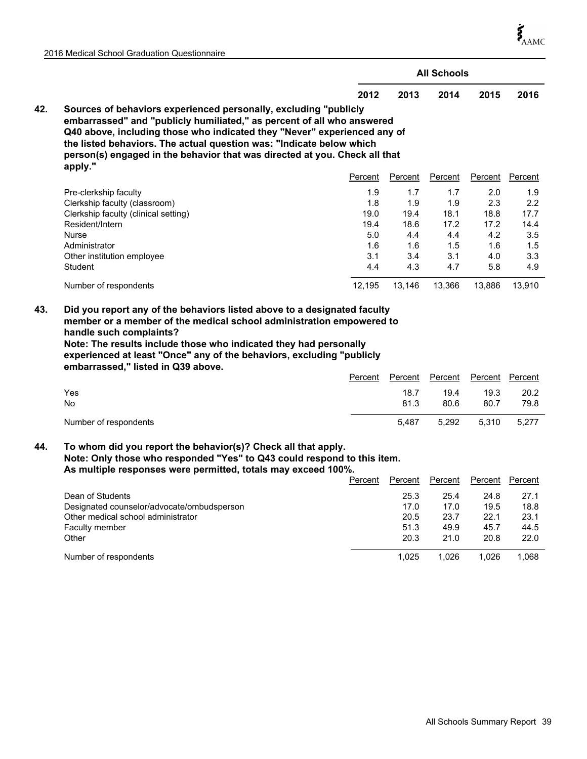| | All Schools | | | | |
|---|---|---|---|---|---|
| | 2012 | 2013 | 2014 | 2015 | 2016 |

**42. Sources of behaviors experienced personally, excluding "publicly embarrassed" and "publicly humiliated," as percent of all who answered Q40 above, including those who indicated they "Never" experienced any of the listed behaviors. The actual question was: "Indicate below which person(s) engaged in the behavior that was directed at you. Check all that apply."**

| | 2012 | 2013 | 2014 | 2015 | 2016 |
|---|---|---|---|---|---|
| | Percent | Percent | Percent | Percent | Percent |
| Pre-clerkship faculty | 1.9 | 1.7 | 1.7 | 2.0 | 1.9 |
| Clerkship faculty (classroom) | 1.8 | 1.9 | 1.9 | 2.3 | 2.2 |
| Clerkship faculty (clinical setting) | 19.0 | 19.4 | 18.1 | 18.8 | 17.7 |
| Resident/Intern | 19.4 | 18.6 | 17.2 | 17.2 | 14.4 |
| Nurse | 5.0 | 4.4 | 4.4 | 4.2 | 3.5 |
| Administrator | 1.6 | 1.6 | 1.5 | 1.6 | 1.5 |
| Other institution employee | 3.1 | 3.4 | 3.1 | 4.0 | 3.3 |
| Student | 4.4 | 4.3 | 4.7 | 5.8 | 4.9 |
| Number of respondents | 12,195 | 13,146 | 13,366 | 13,886 | 13,910 |

**43. Did you report any of the behaviors listed above to a designated faculty member or a member of the medical school administration empowered to handle such complaints?**
**Note: The results include those who indicated they had personally experienced at least "Once" any of the behaviors, excluding "publicly embarrassed," listed in Q39 above.**

| | 2012 | 2013 | 2014 | 2015 | 2016 |
|---|---|---|---|---|---|
| | Percent | Percent | Percent | Percent | Percent |
| Yes | | 18.7 | 19.4 | 19.3 | 20.2 |
| No | | 81.3 | 80.6 | 80.7 | 79.8 |
| Number of respondents | | 5,487 | 5,292 | 5,310 | 5,277 |

**44. To whom did you report the behavior(s)? Check all that apply.**
**Note: Only those who responded "Yes" to Q43 could respond to this item.**
**As multiple responses were permitted, totals may exceed 100%.**

| | 2012 | 2013 | 2014 | 2015 | 2016 |
|---|---|---|---|---|---|
| | Percent | Percent | Percent | Percent | Percent |
| Dean of Students | | 25.3 | 25.4 | 24.8 | 27.1 |
| Designated counselor/advocate/ombudsperson | | 17.0 | 17.0 | 19.5 | 18.8 |
| Other medical school administrator | | 20.5 | 23.7 | 22.1 | 23.1 |
| Faculty member | | 51.3 | 49.9 | 45.7 | 44.5 |
| Other | | 20.3 | 21.0 | 20.8 | 22.0 |
| Number of respondents | | 1,025 | 1,026 | 1,026 | 1,068 |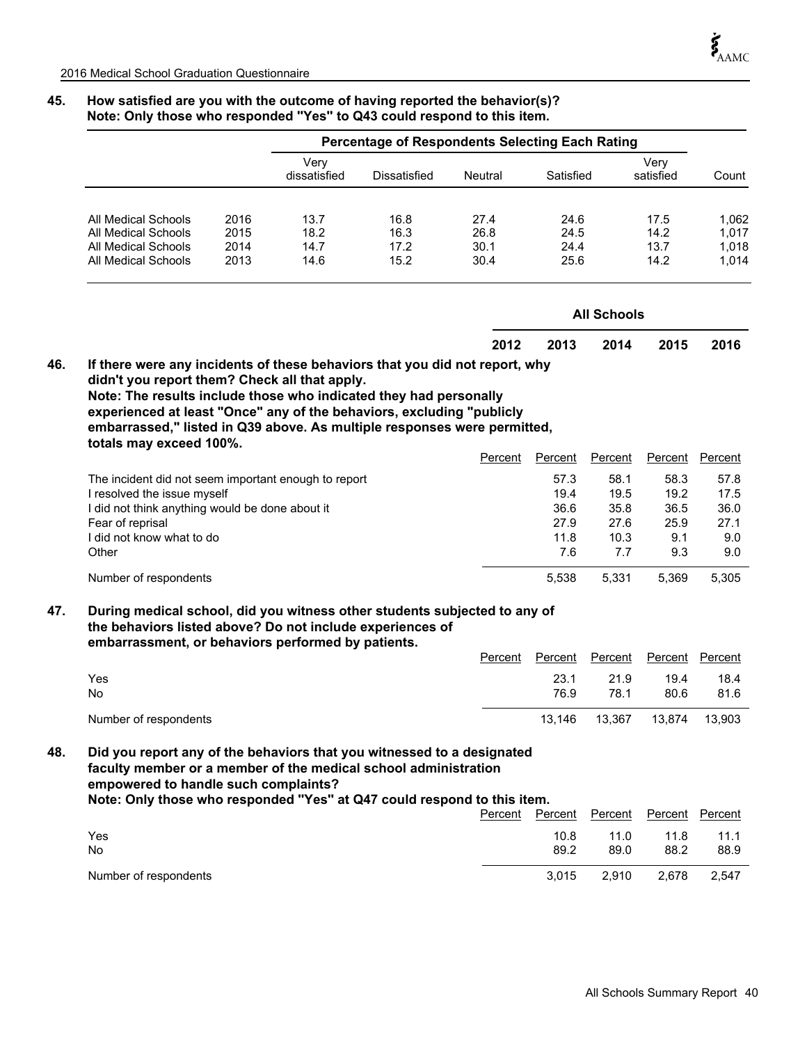**45. How satisfied are you with the outcome of having reported the behavior(s)?**
**Note: Only those who responded "Yes" to Q43 could respond to this item.**

| | | Percentage of Respondents Selecting Each Rating | | | | | |
|---|---|---|---|---|---|---|---|
| | | Very dissatisfied | Dissatisfied | Neutral | Satisfied | Very satisfied | Count |
| All Medical Schools | 2016 | 13.7 | 16.8 | 27.4 | 24.6 | 17.5 | 1,062 |
| All Medical Schools | 2015 | 18.2 | 16.3 | 26.8 | 24.5 | 14.2 | 1,017 |
| All Medical Schools | 2014 | 14.7 | 17.2 | 30.1 | 24.4 | 13.7 | 1,018 |
| All Medical Schools | 2013 | 14.6 | 15.2 | 30.4 | 25.6 | 14.2 | 1,014 |

**46. If there were any incidents of these behaviors that you did not report, why didn't you report them? Check all that apply.**
**Note: The results include those who indicated they had personally experienced at least "Once" any of the behaviors, excluding "publicly embarrassed," listed in Q39 above. As multiple responses were permitted, totals may exceed 100%.**

| | All Schools | | | | |
|---|---|---|---|---|---|
| | 2012 | 2013 | 2014 | 2015 | 2016 |
| | Percent | Percent | Percent | Percent | Percent |
| The incident did not seem important enough to report | | 57.3 | 58.1 | 58.3 | 57.8 |
| I resolved the issue myself | | 19.4 | 19.5 | 19.2 | 17.5 |
| I did not think anything would be done about it | | 36.6 | 35.8 | 36.5 | 36.0 |
| Fear of reprisal | | 27.9 | 27.6 | 25.9 | 27.1 |
| I did not know what to do | | 11.8 | 10.3 | 9.1 | 9.0 |
| Other | | 7.6 | 7.7 | 9.3 | 9.0 |
| Number of respondents | | 5,538 | 5,331 | 5,369 | 5,305 |

**47. During medical school, did you witness other students subjected to any of the behaviors listed above? Do not include experiences of embarrassment, or behaviors performed by patients.**

| | 2012 | 2013 | 2014 | 2015 | 2016 |
|---|---|---|---|---|---|
| | Percent | Percent | Percent | Percent | Percent |
| Yes | | 23.1 | 21.9 | 19.4 | 18.4 |
| No | | 76.9 | 78.1 | 80.6 | 81.6 |
| Number of respondents | | 13,146 | 13,367 | 13,874 | 13,903 |

**48. Did you report any of the behaviors that you witnessed to a designated faculty member or a member of the medical school administration empowered to handle such complaints?**
**Note: Only those who responded "Yes" at Q47 could respond to this item.**

| | 2012 | 2013 | 2014 | 2015 | 2016 |
|---|---|---|---|---|---|
| | Percent | Percent | Percent | Percent | Percent |
| Yes | | 10.8 | 11.0 | 11.8 | 11.1 |
| No | | 89.2 | 89.0 | 88.2 | 88.9 |
| Number of respondents | | 3,015 | 2,910 | 2,678 | 2,547 |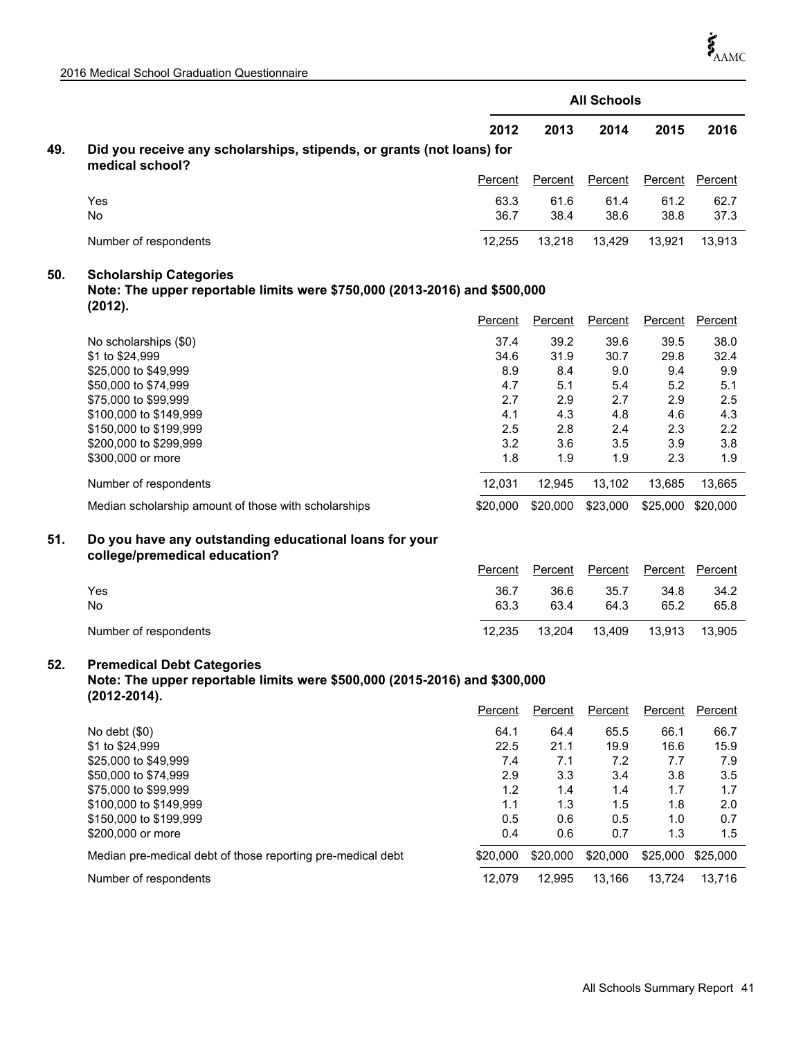| | All Schools | | | | |
|---|---|---|---|---|---|
| | 2012 | 2013 | 2014 | 2015 | 2016 |

**49. Did you receive any scholarships, stipends, or grants (not loans) for medical school?**

| | Percent | Percent | Percent | Percent | Percent |
|---|---|---|---|---|---|
| Yes | 63.3 | 61.6 | 61.4 | 61.2 | 62.7 |
| No | 36.7 | 38.4 | 38.6 | 38.8 | 37.3 |
| Number of respondents | 12,255 | 13,218 | 13,429 | 13,921 | 13,913 |

**50. Scholarship Categories**
**Note: The upper reportable limits were $750,000 (2013-2016) and $500,000 (2012).**

| | Percent | Percent | Percent | Percent | Percent |
|---|---|---|---|---|---|
| No scholarships ($0) | 37.4 | 39.2 | 39.6 | 39.5 | 38.0 |
| $1 to $24,999 | 34.6 | 31.9 | 30.7 | 29.8 | 32.4 |
| $25,000 to $49,999 | 8.9 | 8.4 | 9.0 | 9.4 | 9.9 |
| $50,000 to $74,999 | 4.7 | 5.1 | 5.4 | 5.2 | 5.1 |
| $75,000 to $99,999 | 2.7 | 2.9 | 2.7 | 2.9 | 2.5 |
| $100,000 to $149,999 | 4.1 | 4.3 | 4.8 | 4.6 | 4.3 |
| $150,000 to $199,999 | 2.5 | 2.8 | 2.4 | 2.3 | 2.2 |
| $200,000 to $299,999 | 3.2 | 3.6 | 3.5 | 3.9 | 3.8 |
| $300,000 or more | 1.8 | 1.9 | 1.9 | 2.3 | 1.9 |
| Number of respondents | 12,031 | 12,945 | 13,102 | 13,685 | 13,665 |
| Median scholarship amount of those with scholarships | $20,000 | $20,000 | $23,000 | $25,000 | $20,000 |

**51. Do you have any outstanding educational loans for your college/premedical education?**

| | Percent | Percent | Percent | Percent | Percent |
|---|---|---|---|---|---|
| Yes | 36.7 | 36.6 | 35.7 | 34.8 | 34.2 |
| No | 63.3 | 63.4 | 64.3 | 65.2 | 65.8 |
| Number of respondents | 12,235 | 13,204 | 13,409 | 13,913 | 13,905 |

**52. Premedical Debt Categories**
**Note: The upper reportable limits were $500,000 (2015-2016) and $300,000 (2012-2014).**

| | Percent | Percent | Percent | Percent | Percent |
|---|---|---|---|---|---|
| No debt ($0) | 64.1 | 64.4 | 65.5 | 66.1 | 66.7 |
| $1 to $24,999 | 22.5 | 21.1 | 19.9 | 16.6 | 15.9 |
| $25,000 to $49,999 | 7.4 | 7.1 | 7.2 | 7.7 | 7.9 |
| $50,000 to $74,999 | 2.9 | 3.3 | 3.4 | 3.8 | 3.5 |
| $75,000 to $99,999 | 1.2 | 1.4 | 1.4 | 1.7 | 1.7 |
| $100,000 to $149,999 | 1.1 | 1.3 | 1.5 | 1.8 | 2.0 |
| $150,000 to $199,999 | 0.5 | 0.6 | 0.5 | 1.0 | 0.7 |
| $200,000 or more | 0.4 | 0.6 | 0.7 | 1.3 | 1.5 |
| Median pre-medical debt of those reporting pre-medical debt | $20,000 | $20,000 | $20,000 | $25,000 | $25,000 |
| Number of respondents | 12,079 | 12,995 | 13,166 | 13,724 | 13,716 |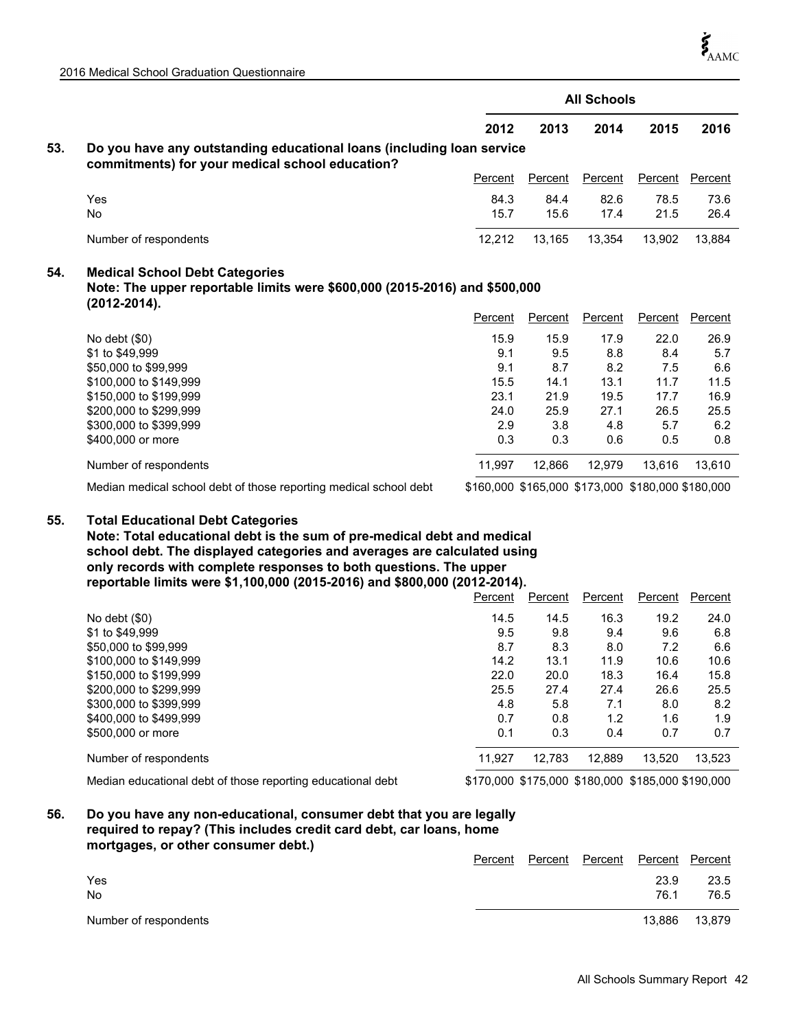| | All Schools | | | | |
|---|---|---|---|---|---|
| | 2012 | 2013 | 2014 | 2015 | 2016 |
| **53. Do you have any outstanding educational loans (including loan service commitments) for your medical school education?** | Percent | Percent | Percent | Percent | Percent |
| Yes | 84.3 | 84.4 | 82.6 | 78.5 | 73.6 |
| No | 15.7 | 15.6 | 17.4 | 21.5 | 26.4 |
| Number of respondents | 12,212 | 13,165 | 13,354 | 13,902 | 13,884 |

**54. Medical School Debt Categories**
**Note: The upper reportable limits were $600,000 (2015-2016) and $500,000 (2012-2014).**

| | 2012 | 2013 | 2014 | 2015 | 2016 |
|---|---|---|---|---|---|
| | Percent | Percent | Percent | Percent | Percent |
| No debt ($0) | 15.9 | 15.9 | 17.9 | 22.0 | 26.9 |
| $1 to $49,999 | 9.1 | 9.5 | 8.8 | 8.4 | 5.7 |
| $50,000 to $99,999 | 9.1 | 8.7 | 8.2 | 7.5 | 6.6 |
| $100,000 to $149,999 | 15.5 | 14.1 | 13.1 | 11.7 | 11.5 |
| $150,000 to $199,999 | 23.1 | 21.9 | 19.5 | 17.7 | 16.9 |
| $200,000 to $299,999 | 24.0 | 25.9 | 27.1 | 26.5 | 25.5 |
| $300,000 to $399,999 | 2.9 | 3.8 | 4.8 | 5.7 | 6.2 |
| $400,000 or more | 0.3 | 0.3 | 0.6 | 0.5 | 0.8 |
| Number of respondents | 11,997 | 12,866 | 12,979 | 13,616 | 13,610 |
| Median medical school debt of those reporting medical school debt | $160,000 | $165,000 | $173,000 | $180,000 | $180,000 |

**55. Total Educational Debt Categories**
**Note: Total educational debt is the sum of pre-medical debt and medical school debt. The displayed categories and averages are calculated using only records with complete responses to both questions. The upper reportable limits were $1,100,000 (2015-2016) and $800,000 (2012-2014).**

| | 2012 | 2013 | 2014 | 2015 | 2016 |
|---|---|---|---|---|---|
| | Percent | Percent | Percent | Percent | Percent |
| No debt ($0) | 14.5 | 14.5 | 16.3 | 19.2 | 24.0 |
| $1 to $49,999 | 9.5 | 9.8 | 9.4 | 9.6 | 6.8 |
| $50,000 to $99,999 | 8.7 | 8.3 | 8.0 | 7.2 | 6.6 |
| $100,000 to $149,999 | 14.2 | 13.1 | 11.9 | 10.6 | 10.6 |
| $150,000 to $199,999 | 22.0 | 20.0 | 18.3 | 16.4 | 15.8 |
| $200,000 to $299,999 | 25.5 | 27.4 | 27.4 | 26.6 | 25.5 |
| $300,000 to $399,999 | 4.8 | 5.8 | 7.1 | 8.0 | 8.2 |
| $400,000 to $499,999 | 0.7 | 0.8 | 1.2 | 1.6 | 1.9 |
| $500,000 or more | 0.1 | 0.3 | 0.4 | 0.7 | 0.7 |
| Number of respondents | 11,927 | 12,783 | 12,889 | 13,520 | 13,523 |
| Median educational debt of those reporting educational debt | $170,000 | $175,000 | $180,000 | $185,000 | $190,000 |

**56. Do you have any non-educational, consumer debt that you are legally required to repay? (This includes credit card debt, car loans, home mortgages, or other consumer debt.)**

| | 2012 | 2013 | 2014 | 2015 | 2016 |
|---|---|---|---|---|---|
| | Percent | Percent | Percent | Percent | Percent |
| Yes | | | | 23.9 | 23.5 |
| No | | | | 76.1 | 76.5 |
| Number of respondents | | | | 13,886 | 13,879 |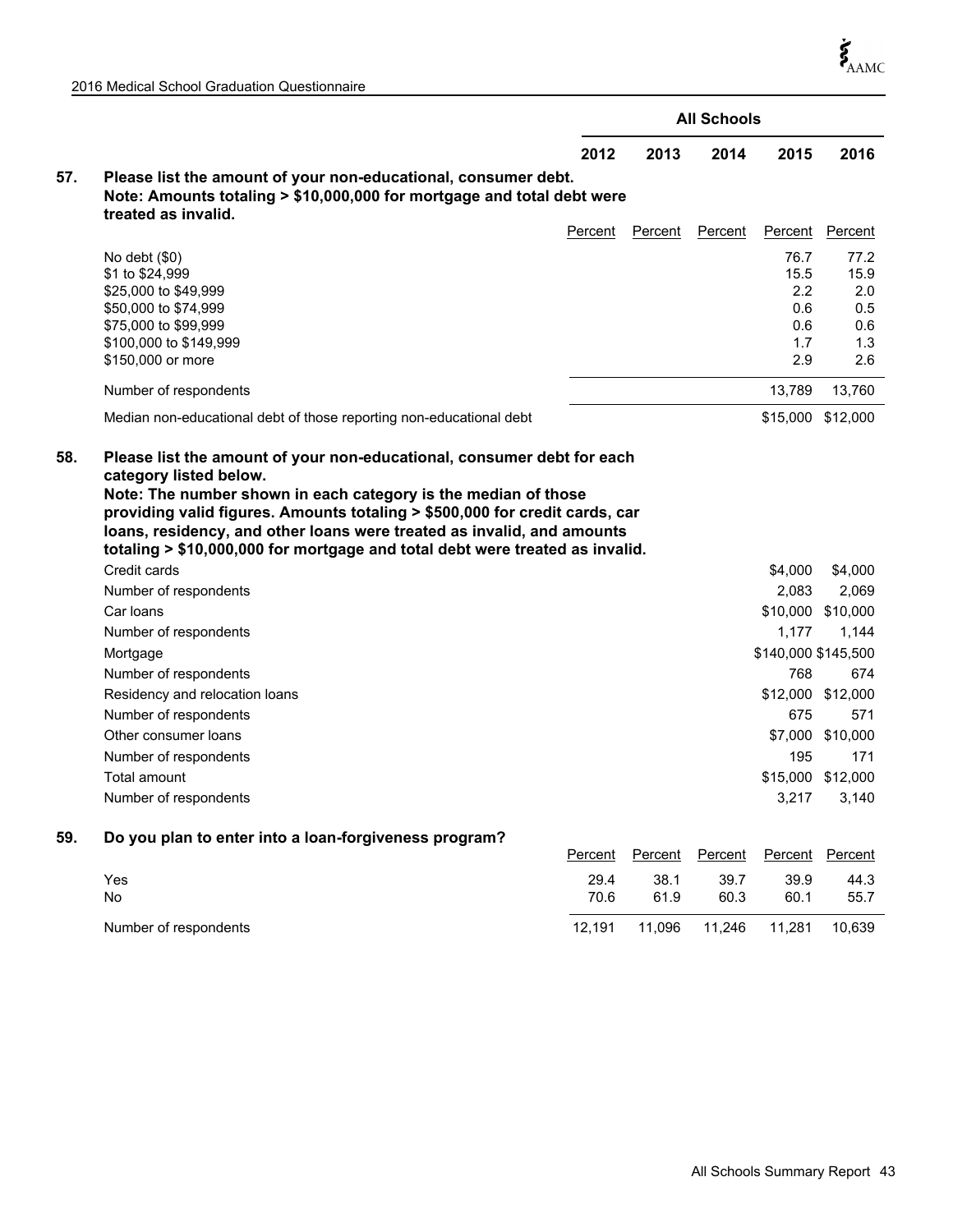| | All Schools | | | | |
|---|---|---|---|---|---|
| | 2012 | 2013 | 2014 | 2015 | 2016 |
| **57. Please list the amount of your non-educational, consumer debt. Note: Amounts totaling > $10,000,000 for mortgage and total debt were treated as invalid.** | Percent | Percent | Percent | Percent | Percent |
| No debt ($0) | | | | 76.7 | 77.2 |
| $1 to $24,999 | | | | 15.5 | 15.9 |
| $25,000 to $49,999 | | | | 2.2 | 2.0 |
| $50,000 to $74,999 | | | | 0.6 | 0.5 |
| $75,000 to $99,999 | | | | 0.6 | 0.6 |
| $100,000 to $149,999 | | | | 1.7 | 1.3 |
| $150,000 or more | | | | 2.9 | 2.6 |
| Number of respondents | | | | 13,789 | 13,760 |
| Median non-educational debt of those reporting non-educational debt | | | | $15,000 | $12,000 |
| **58. Please list the amount of your non-educational, consumer debt for each category listed below. Note: The number shown in each category is the median of those providing valid figures. Amounts totaling > $500,000 for credit cards, car loans, residency, and other loans were treated as invalid, and amounts totaling > $10,000,000 for mortgage and total debt were treated as invalid.** | | | | | |
| Credit cards | | | | $4,000 | $4,000 |
| Number of respondents | | | | 2,083 | 2,069 |
| Car loans | | | | $10,000 | $10,000 |
| Number of respondents | | | | 1,177 | 1,144 |
| Mortgage | | | | $140,000 | $145,500 |
| Number of respondents | | | | 768 | 674 |
| Residency and relocation loans | | | | $12,000 | $12,000 |
| Number of respondents | | | | 675 | 571 |
| Other consumer loans | | | | $7,000 | $10,000 |
| Number of respondents | | | | 195 | 171 |
| Total amount | | | | $15,000 | $12,000 |
| Number of respondents | | | | 3,217 | 3,140 |
| **59. Do you plan to enter into a loan-forgiveness program?** | Percent | Percent | Percent | Percent | Percent |
| Yes | 29.4 | 38.1 | 39.7 | 39.9 | 44.3 |
| No | 70.6 | 61.9 | 60.3 | 60.1 | 55.7 |
| Number of respondents | 12,191 | 11,096 | 11,246 | 11,281 | 10,639 |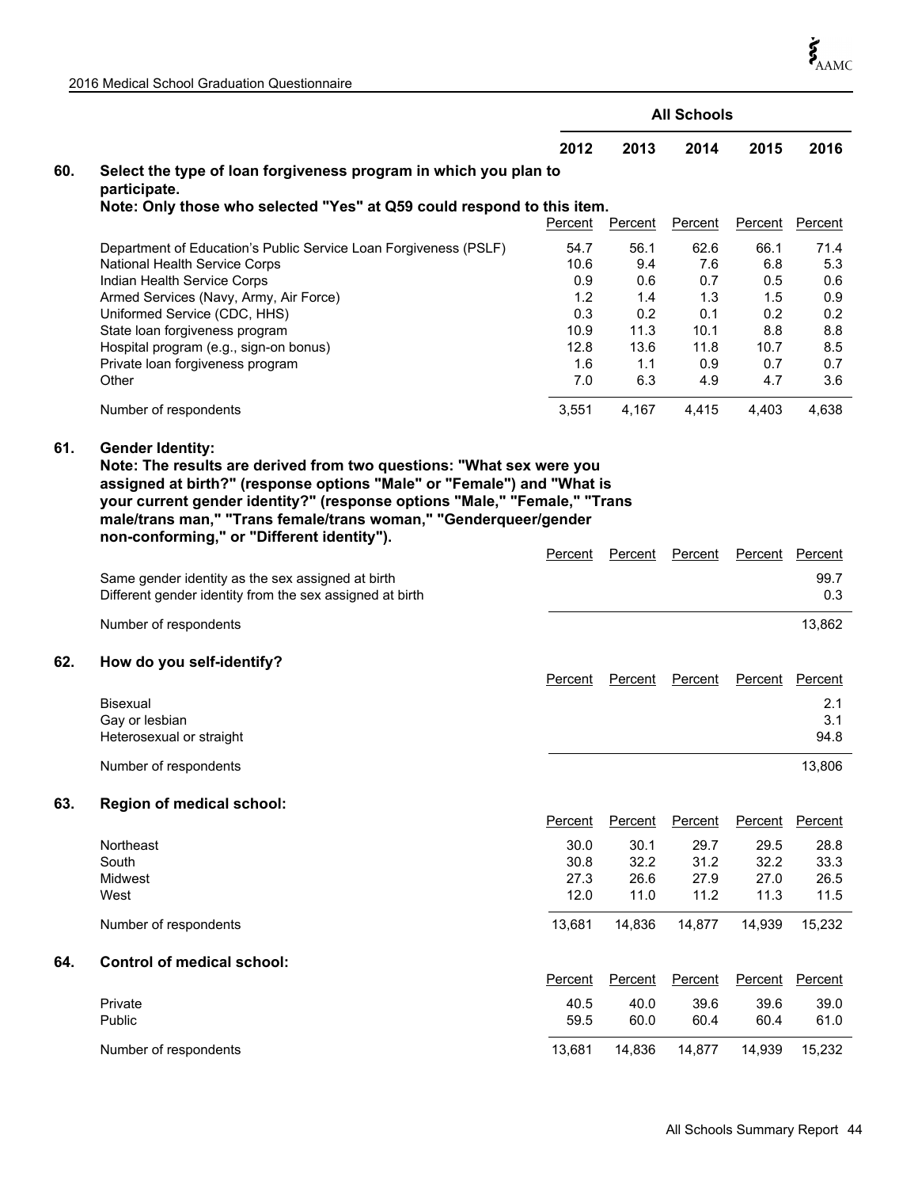| | All Schools | | | | |
|---|---|---|---|---|---|
| | 2012 | 2013 | 2014 | 2015 | 2016 |

**60. Select the type of loan forgiveness program in which you plan to participate.**
**Note: Only those who selected "Yes" at Q59 could respond to this item.**

| | Percent | Percent | Percent | Percent | Percent |
|---|---|---|---|---|---|
| Department of Education's Public Service Loan Forgiveness (PSLF) | 54.7 | 56.1 | 62.6 | 66.1 | 71.4 |
| National Health Service Corps | 10.6 | 9.4 | 7.6 | 6.8 | 5.3 |
| Indian Health Service Corps | 0.9 | 0.6 | 0.7 | 0.5 | 0.6 |
| Armed Services (Navy, Army, Air Force) | 1.2 | 1.4 | 1.3 | 1.5 | 0.9 |
| Uniformed Service (CDC, HHS) | 0.3 | 0.2 | 0.1 | 0.2 | 0.2 |
| State loan forgiveness program | 10.9 | 11.3 | 10.1 | 8.8 | 8.8 |
| Hospital program (e.g., sign-on bonus) | 12.8 | 13.6 | 11.8 | 10.7 | 8.5 |
| Private loan forgiveness program | 1.6 | 1.1 | 0.9 | 0.7 | 0.7 |
| Other | 7.0 | 6.3 | 4.9 | 4.7 | 3.6 |
| Number of respondents | 3,551 | 4,167 | 4,415 | 4,403 | 4,638 |

**61. Gender Identity:**
**Note: The results are derived from two questions: "What sex were you assigned at birth?" (response options "Male" or "Female") and "What is your current gender identity?" (response options "Male," "Female," "Trans male/trans man," "Trans female/trans woman," "Genderqueer/gender non-conforming," or "Different identity").**

| | Percent | Percent | Percent | Percent | Percent |
|---|---|---|---|---|---|
| Same gender identity as the sex assigned at birth | | | | | 99.7 |
| Different gender identity from the sex assigned at birth | | | | | 0.3 |
| Number of respondents | | | | | 13,862 |

**62. How do you self-identify?**

| | Percent | Percent | Percent | Percent | Percent |
|---|---|---|---|---|---|
| Bisexual | | | | | 2.1 |
| Gay or lesbian | | | | | 3.1 |
| Heterosexual or straight | | | | | 94.8 |
| Number of respondents | | | | | 13,806 |

**63. Region of medical school:**

| | Percent | Percent | Percent | Percent | Percent |
|---|---|---|---|---|---|
| Northeast | 30.0 | 30.1 | 29.7 | 29.5 | 28.8 |
| South | 30.8 | 32.2 | 31.2 | 32.2 | 33.3 |
| Midwest | 27.3 | 26.6 | 27.9 | 27.0 | 26.5 |
| West | 12.0 | 11.0 | 11.2 | 11.3 | 11.5 |
| Number of respondents | 13,681 | 14,836 | 14,877 | 14,939 | 15,232 |

**64. Control of medical school:**

| | Percent | Percent | Percent | Percent | Percent |
|---|---|---|---|---|---|
| Private | 40.5 | 40.0 | 39.6 | 39.6 | 39.0 |
| Public | 59.5 | 60.0 | 60.4 | 60.4 | 61.0 |
| Number of respondents | 13,681 | 14,836 | 14,877 | 14,939 | 15,232 |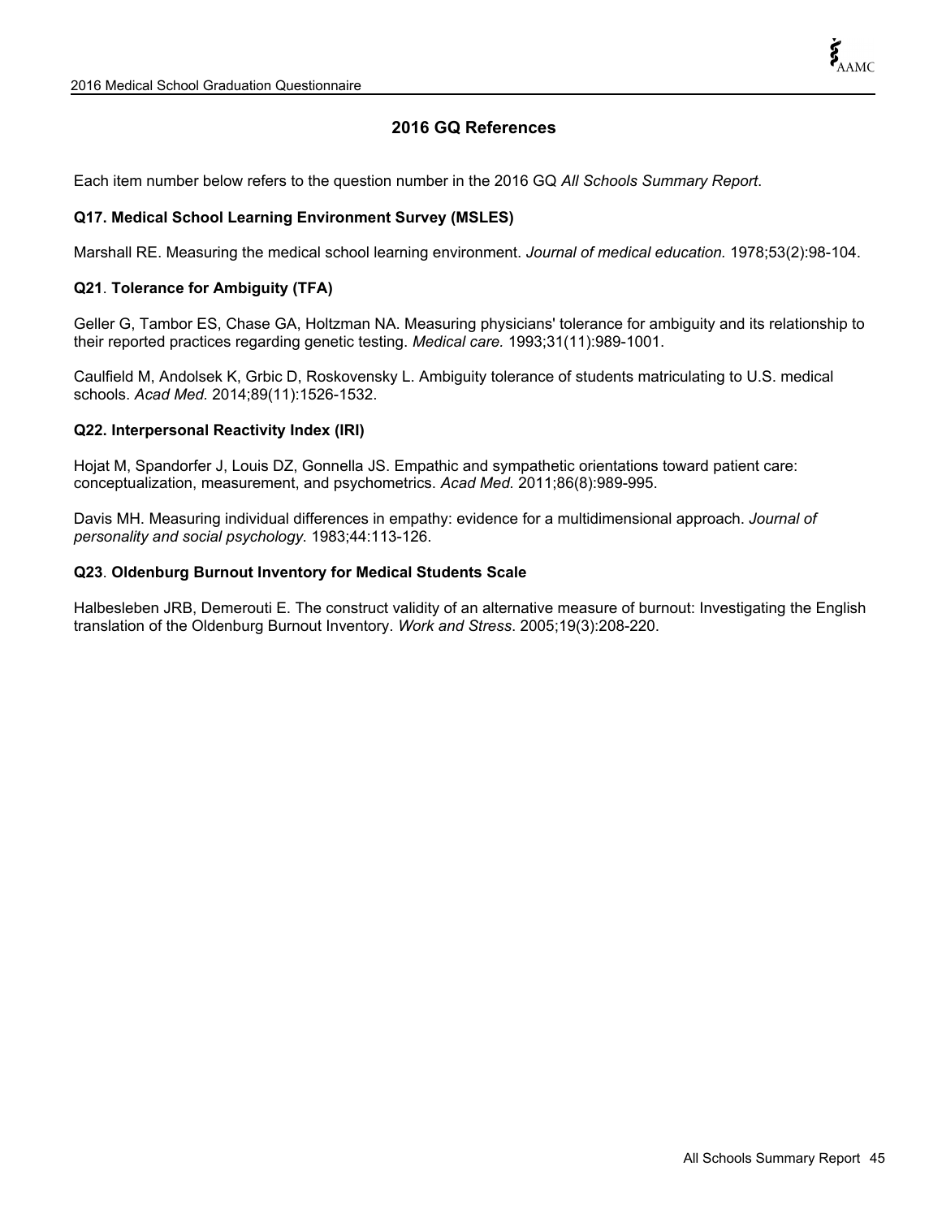## 2016 GQ References

Each item number below refers to the question number in the 2016 GQ *All Schools Summary Report*.

**Q17. Medical School Learning Environment Survey (MSLES)**

Marshall RE. Measuring the medical school learning environment. *Journal of medical education*. 1978;53(2):98-104.

**Q21. Tolerance for Ambiguity (TFA)**

Geller G, Tambor ES, Chase GA, Holtzman NA. Measuring physicians' tolerance for ambiguity and its relationship to their reported practices regarding genetic testing. *Medical care.* 1993;31(11):989-1001.

Caulfield M, Andolsek K, Grbic D, Roskovensky L. Ambiguity tolerance of students matriculating to U.S. medical schools. *Acad Med.* 2014;89(11):1526-1532.

**Q22. Interpersonal Reactivity Index (IRI)**

Hojat M, Spandorfer J, Louis DZ, Gonnella JS. Empathic and sympathetic orientations toward patient care: conceptualization, measurement, and psychometrics. *Acad Med.* 2011;86(8):989-995.

Davis MH. Measuring individual differences in empathy: evidence for a multidimensional approach. *Journal of personality and social psychology.* 1983;44:113-126.

**Q23. Oldenburg Burnout Inventory for Medical Students Scale**

Halbesleben JRB, Demerouti E. The construct validity of an alternative measure of burnout: Investigating the English translation of the Oldenburg Burnout Inventory. *Work and Stress*. 2005;19(3):208-220.